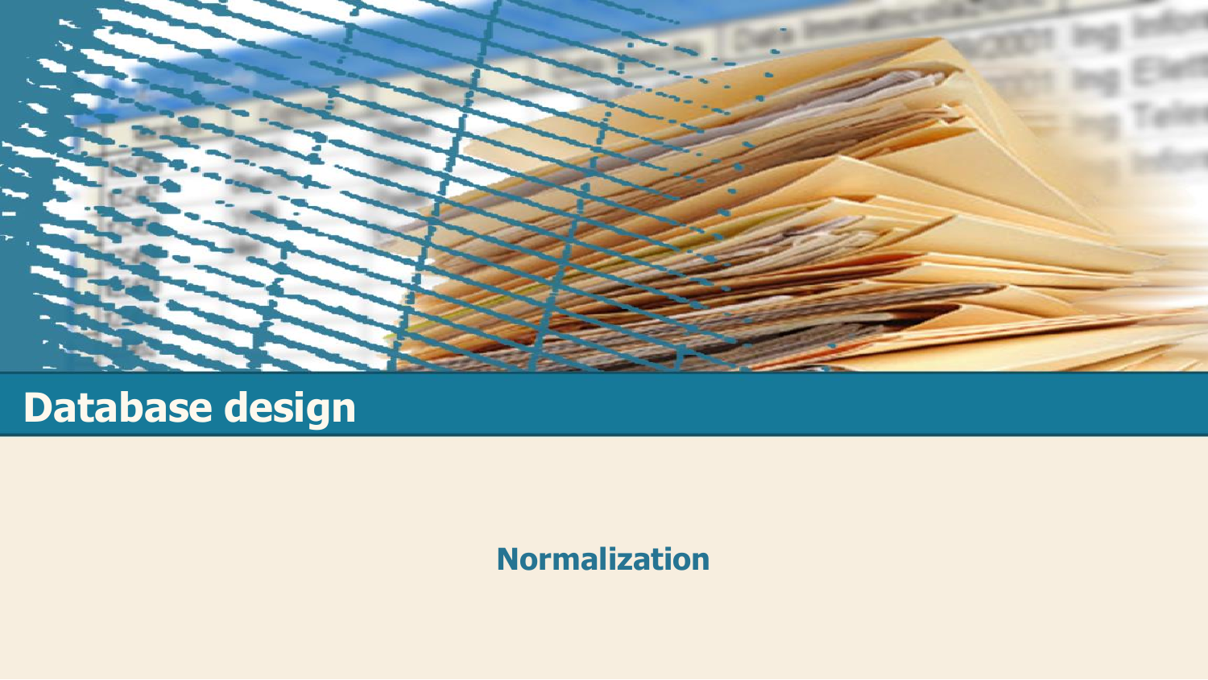# Database design

## Normalization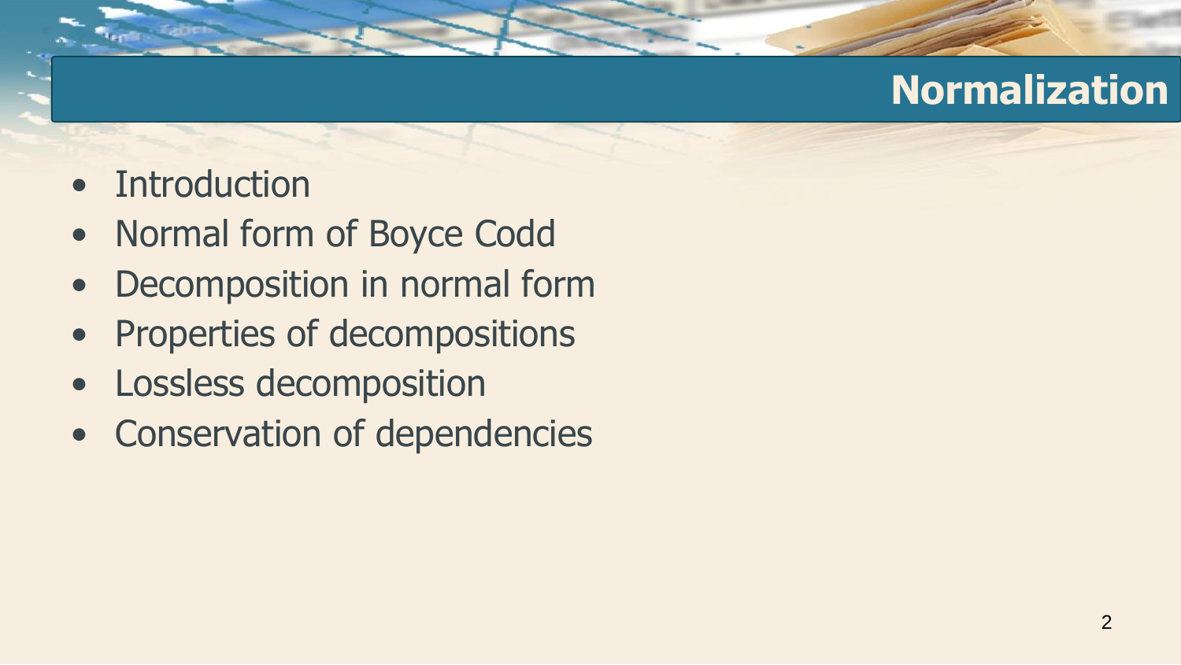# Normalization

- Introduction
- Normal form of Boyce Codd
- Decomposition in normal form
- Properties of decompositions
- Lossless decomposition
- Conservation of dependencies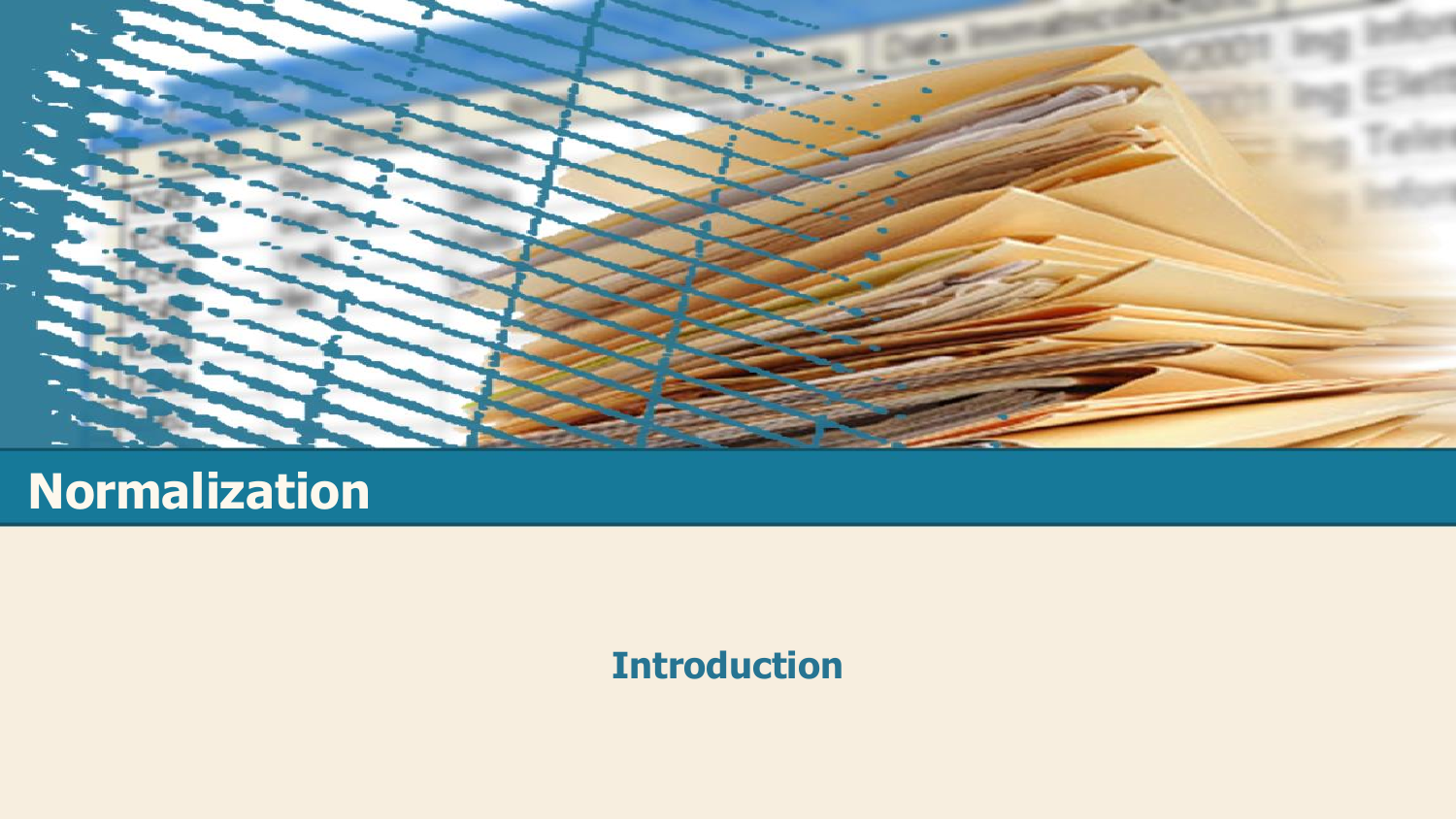# Normalization

## Introduction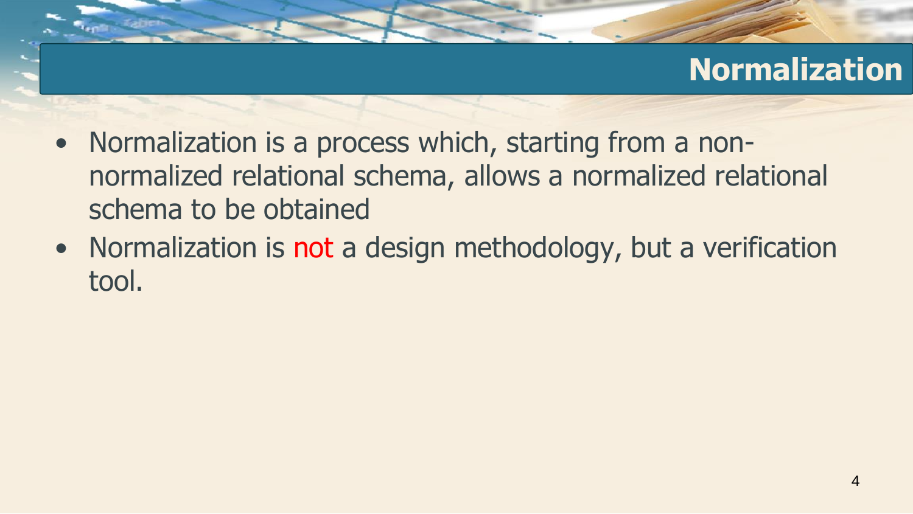# Normalization

- Normalization is a process which, starting from a non-normalized relational schema, allows a normalized relational schema to be obtained
- Normalization is not a design methodology, but a verification tool.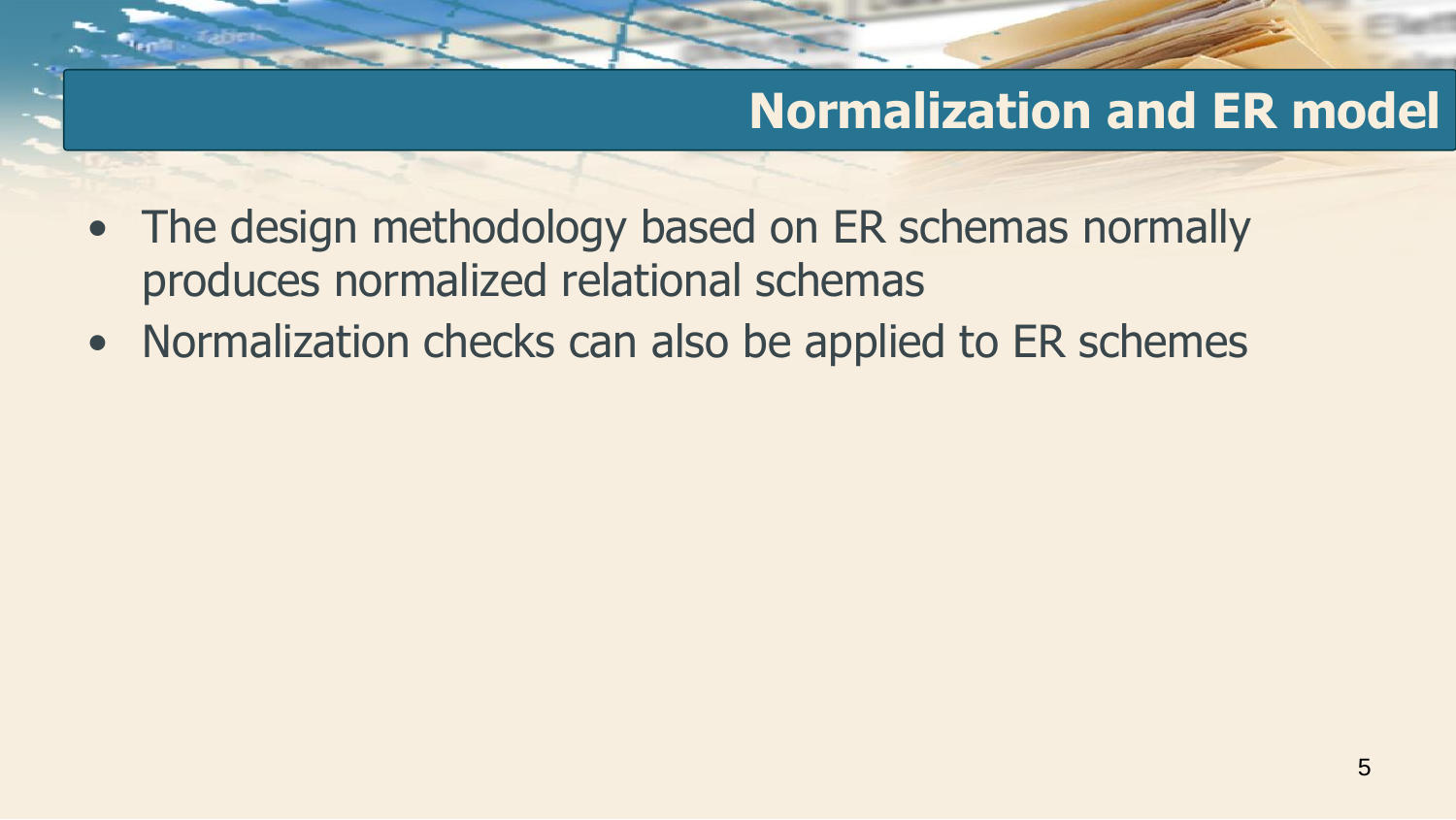# Normalization and ER model

- The design methodology based on ER schemas normally produces normalized relational schemas
- Normalization checks can also be applied to ER schemes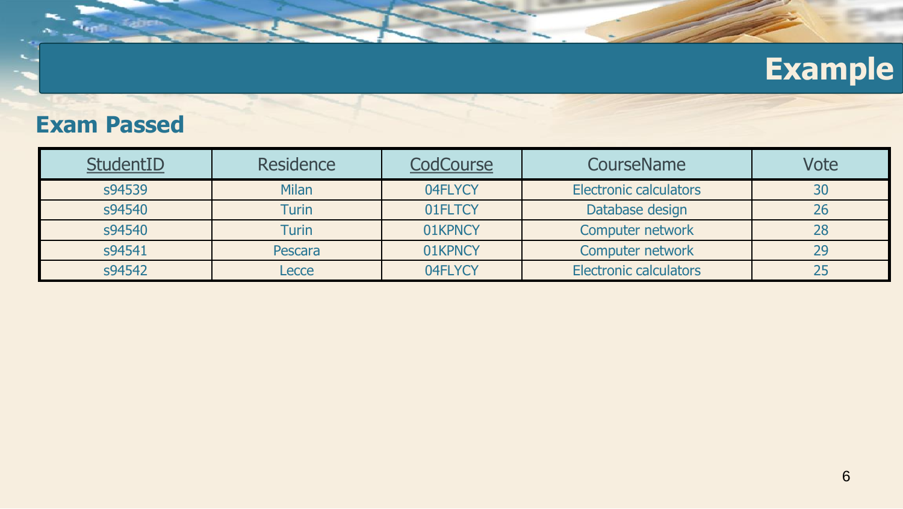# Example

## Exam Passed

| StudentID | Residence | CodCourse | CourseName | Vote |
|---|---|---|---|---|
| s94539 | Milan | 04FLYCY | Electronic calculators | 30 |
| s94540 | Turin | 01FLTCY | Database design | 26 |
| s94540 | Turin | 01KPNCY | Computer network | 28 |
| s94541 | Pescara | 01KPNCY | Computer network | 29 |
| s94542 | Lecce | 04FLYCY | Electronic calculators | 25 |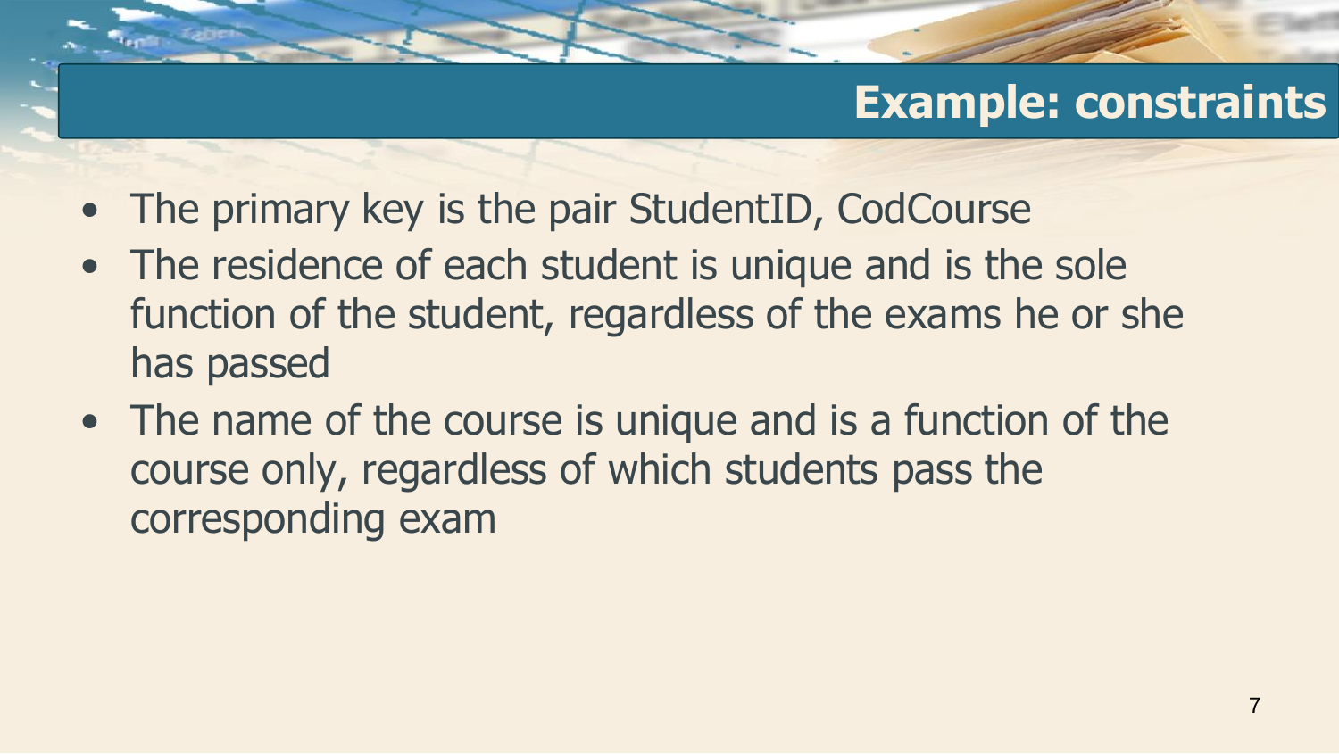# Example: constraints

- The primary key is the pair StudentID, CodCourse
- The residence of each student is unique and is the sole function of the student, regardless of the exams he or she has passed
- The name of the course is unique and is a function of the course only, regardless of which students pass the corresponding exam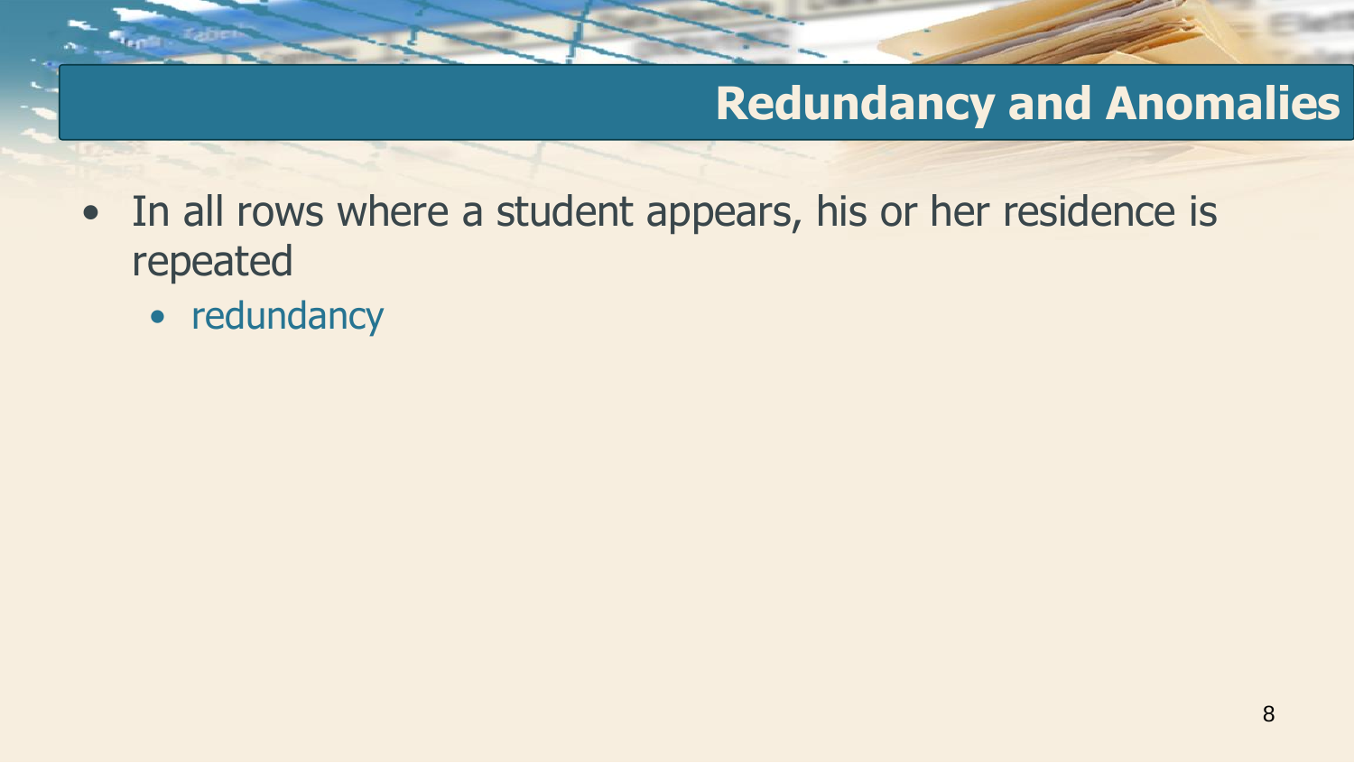## Redundancy and Anomalies

- In all rows where a student appears, his or her residence is repeated
  - redundancy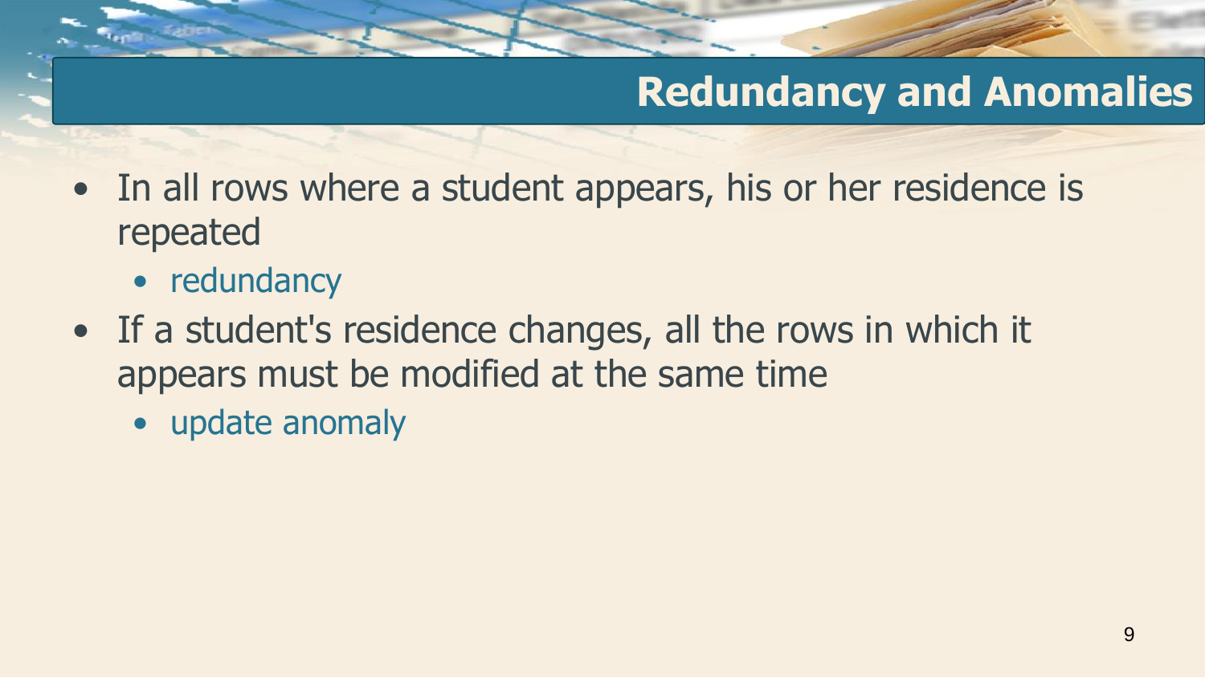## Redundancy and Anomalies

- In all rows where a student appears, his or her residence is repeated
  - redundancy
- If a student's residence changes, all the rows in which it appears must be modified at the same time
  - update anomaly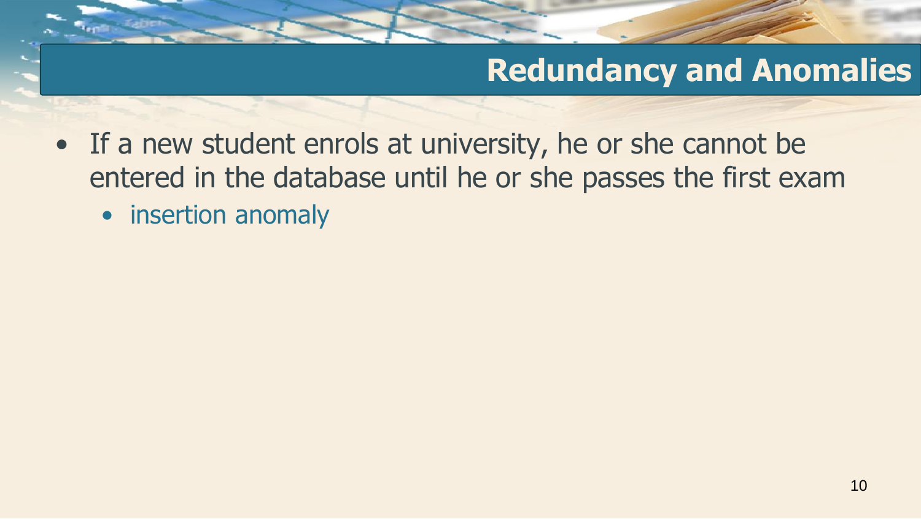## Redundancy and Anomalies

- If a new student enrols at university, he or she cannot be entered in the database until he or she passes the first exam
  - insertion anomaly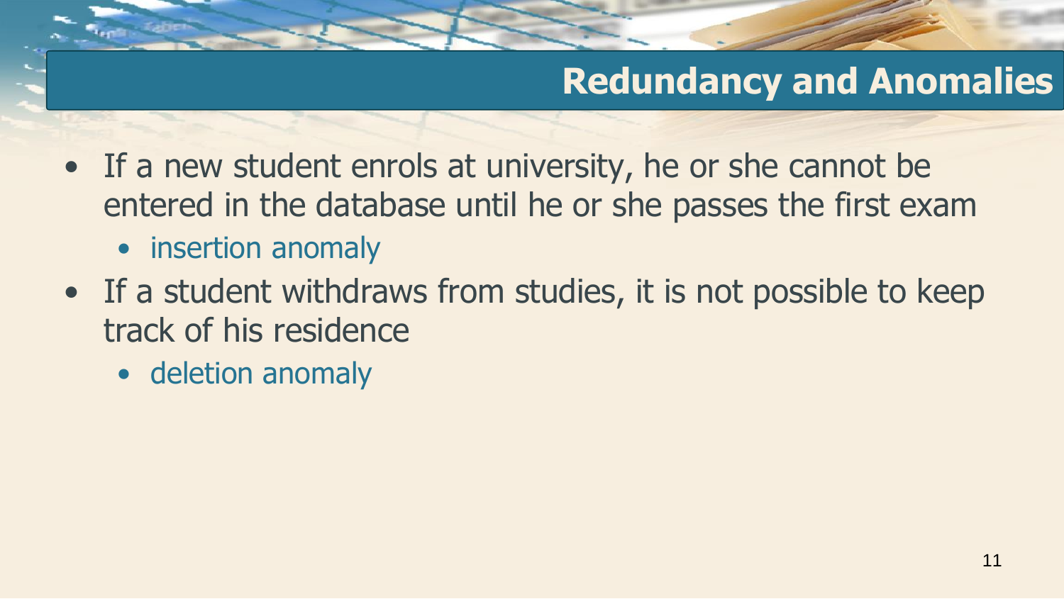## Redundancy and Anomalies

- If a new student enrols at university, he or she cannot be entered in the database until he or she passes the first exam
  - insertion anomaly
- If a student withdraws from studies, it is not possible to keep track of his residence
  - deletion anomaly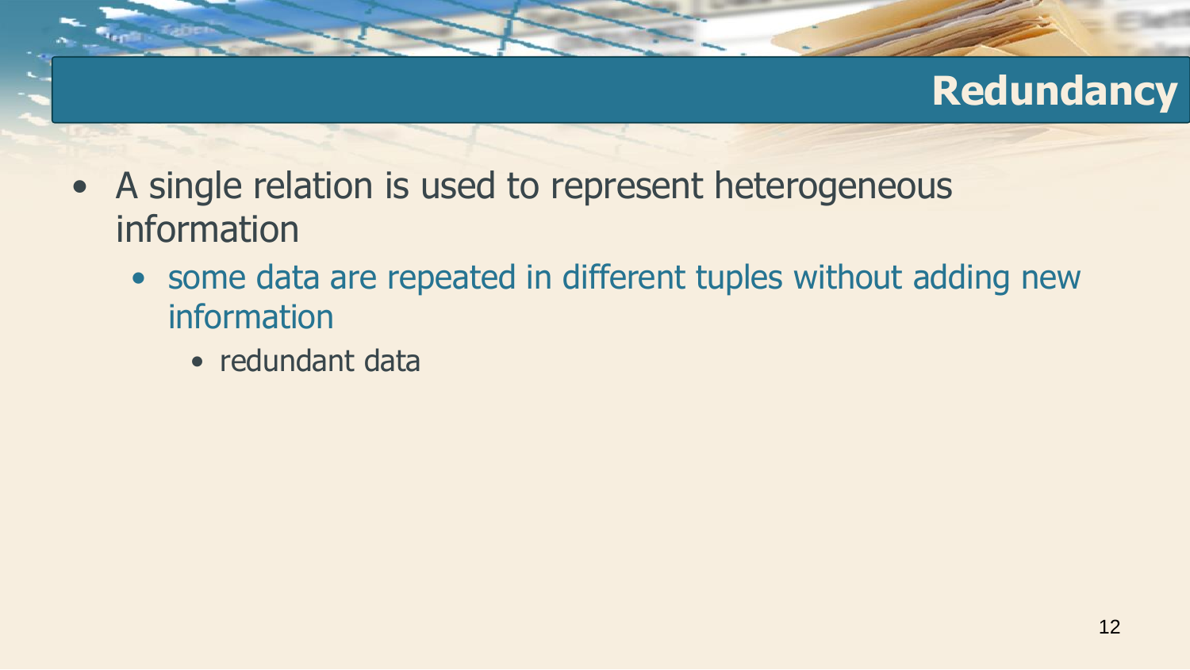# Redundancy

- A single relation is used to represent heterogeneous information
  - some data are repeated in different tuples without adding new information
    - redundant data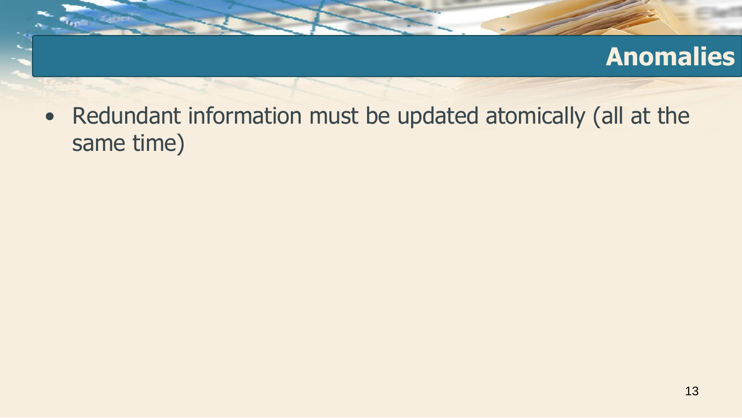# Anomalies

- Redundant information must be updated atomically (all at the same time)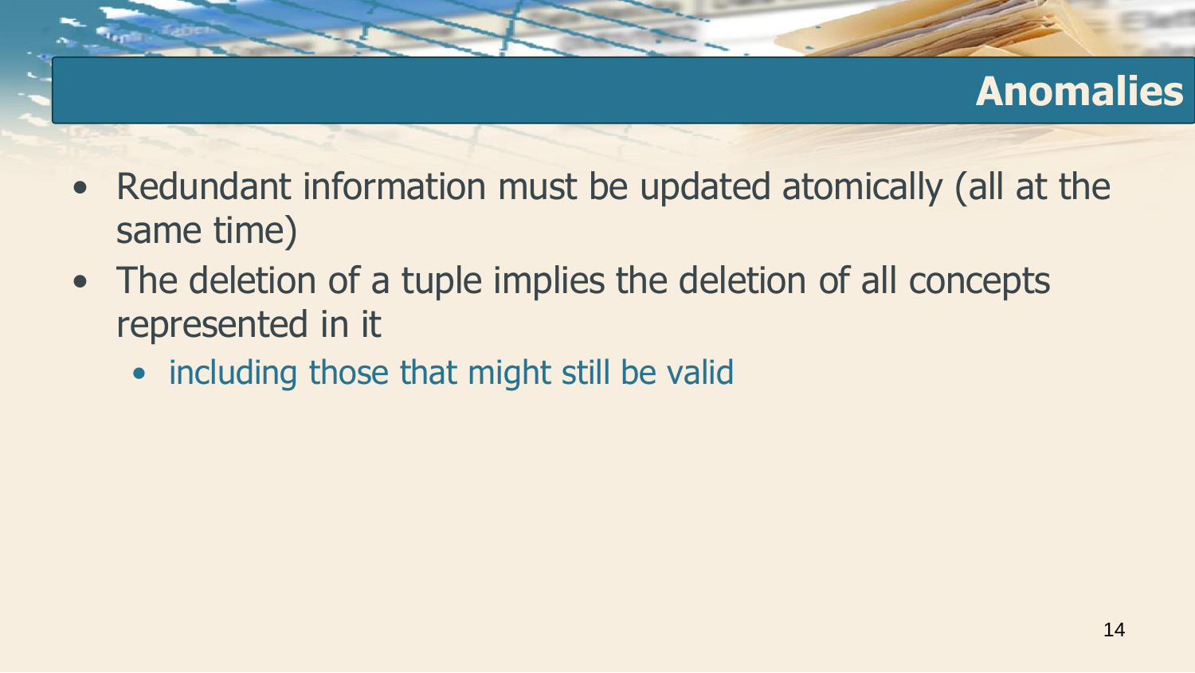## Anomalies

- Redundant information must be updated atomically (all at the same time)
- The deletion of a tuple implies the deletion of all concepts represented in it
  - including those that might still be valid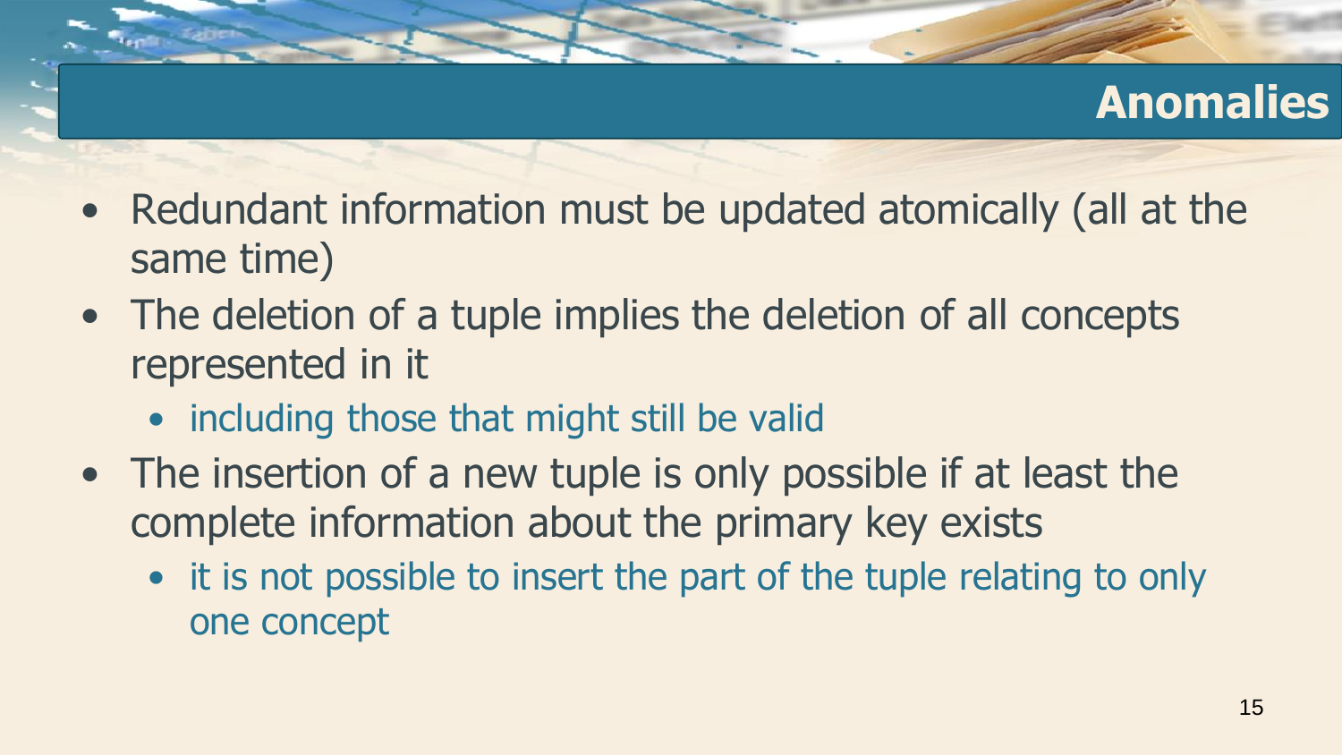# Anomalies

- Redundant information must be updated atomically (all at the same time)
- The deletion of a tuple implies the deletion of all concepts represented in it
  - including those that might still be valid
- The insertion of a new tuple is only possible if at least the complete information about the primary key exists
  - it is not possible to insert the part of the tuple relating to only one concept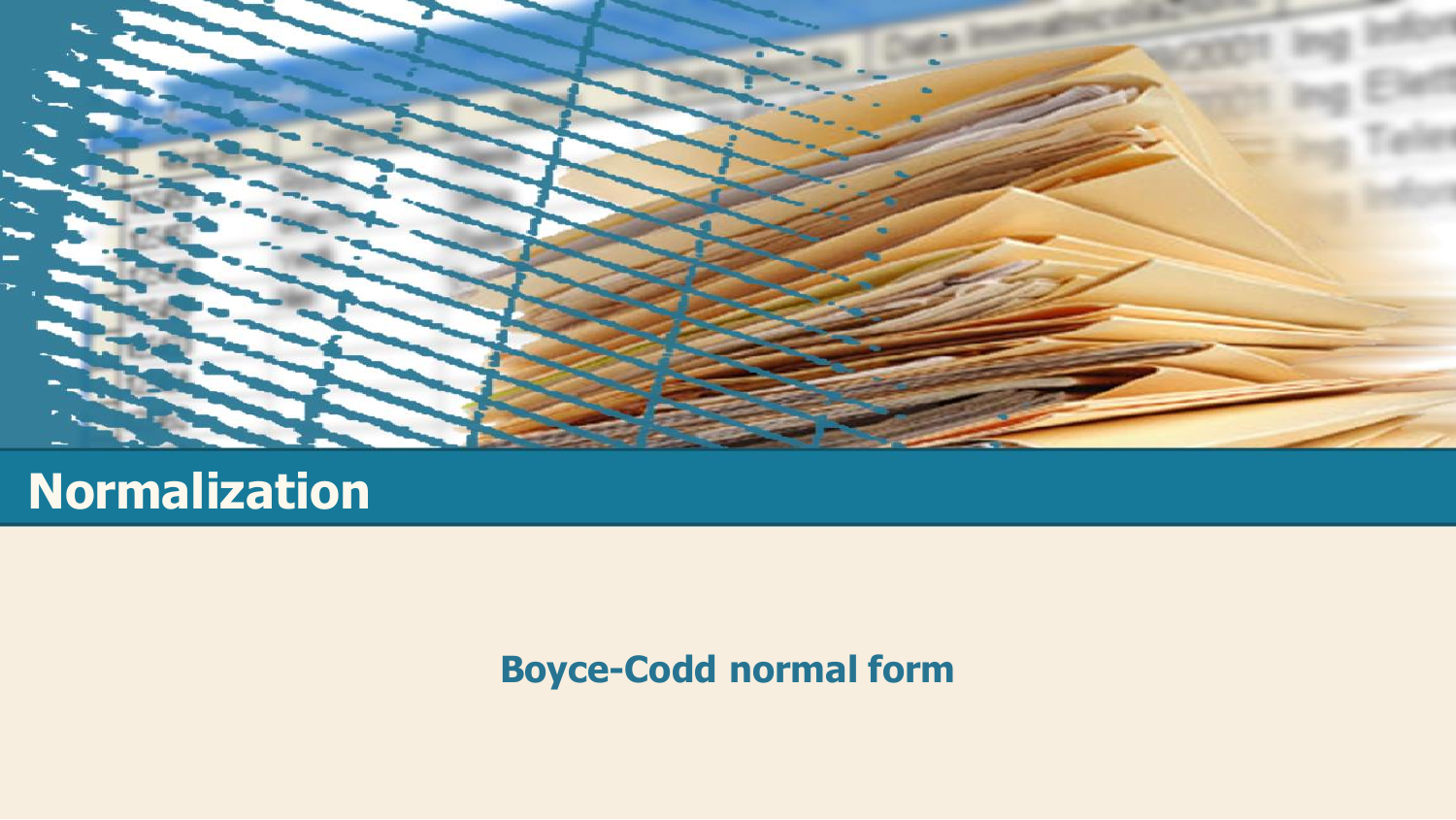# Normalization

## Boyce-Codd normal form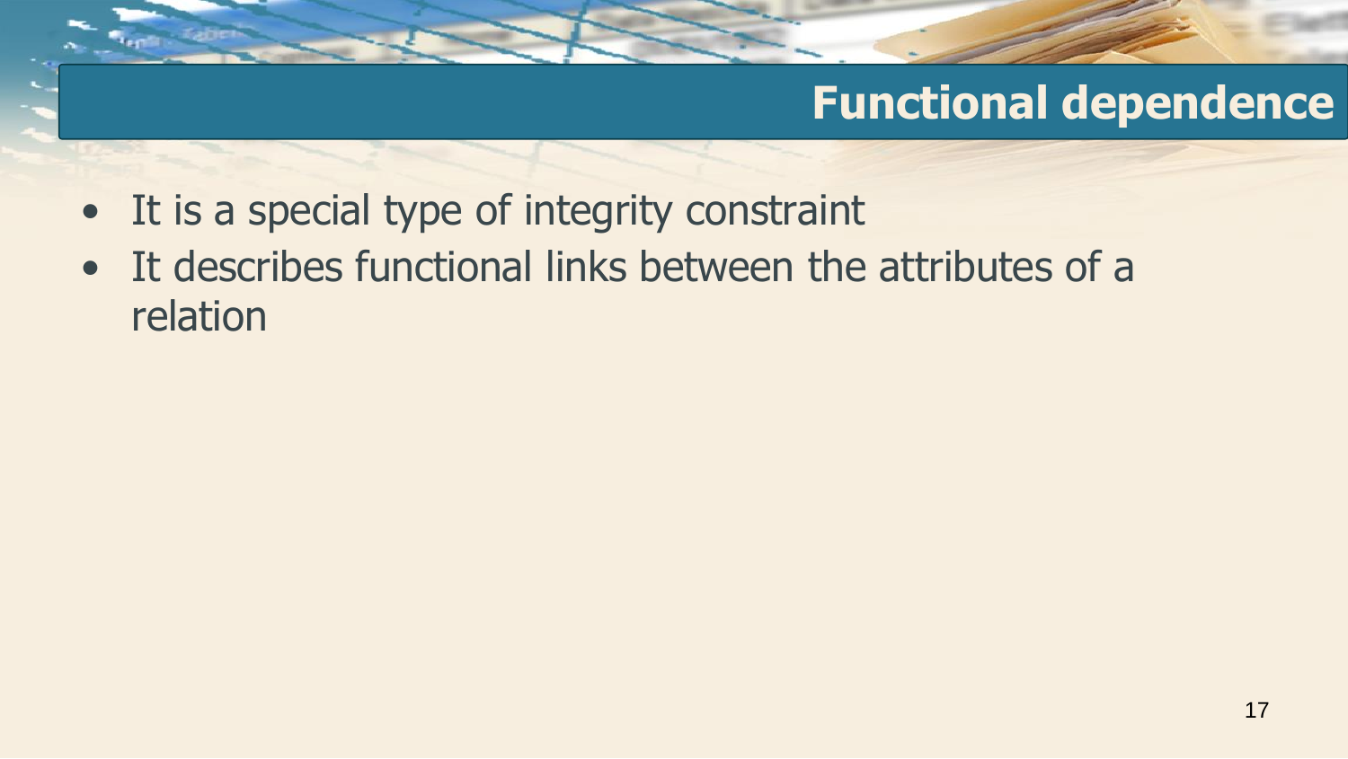# Functional dependence

- It is a special type of integrity constraint
- It describes functional links between the attributes of a relation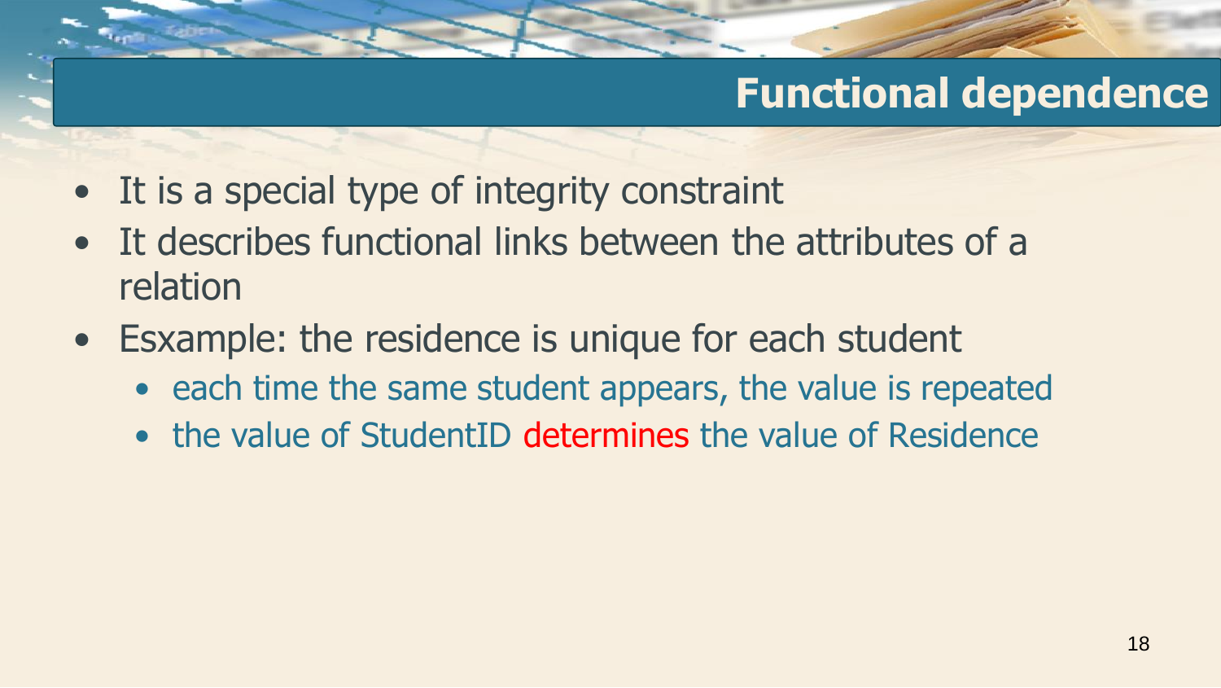## Functional dependence

- It is a special type of integrity constraint
- It describes functional links between the attributes of a relation
- Esxample: the residence is unique for each student
  - each time the same student appears, the value is repeated
  - the value of StudentID determines the value of Residence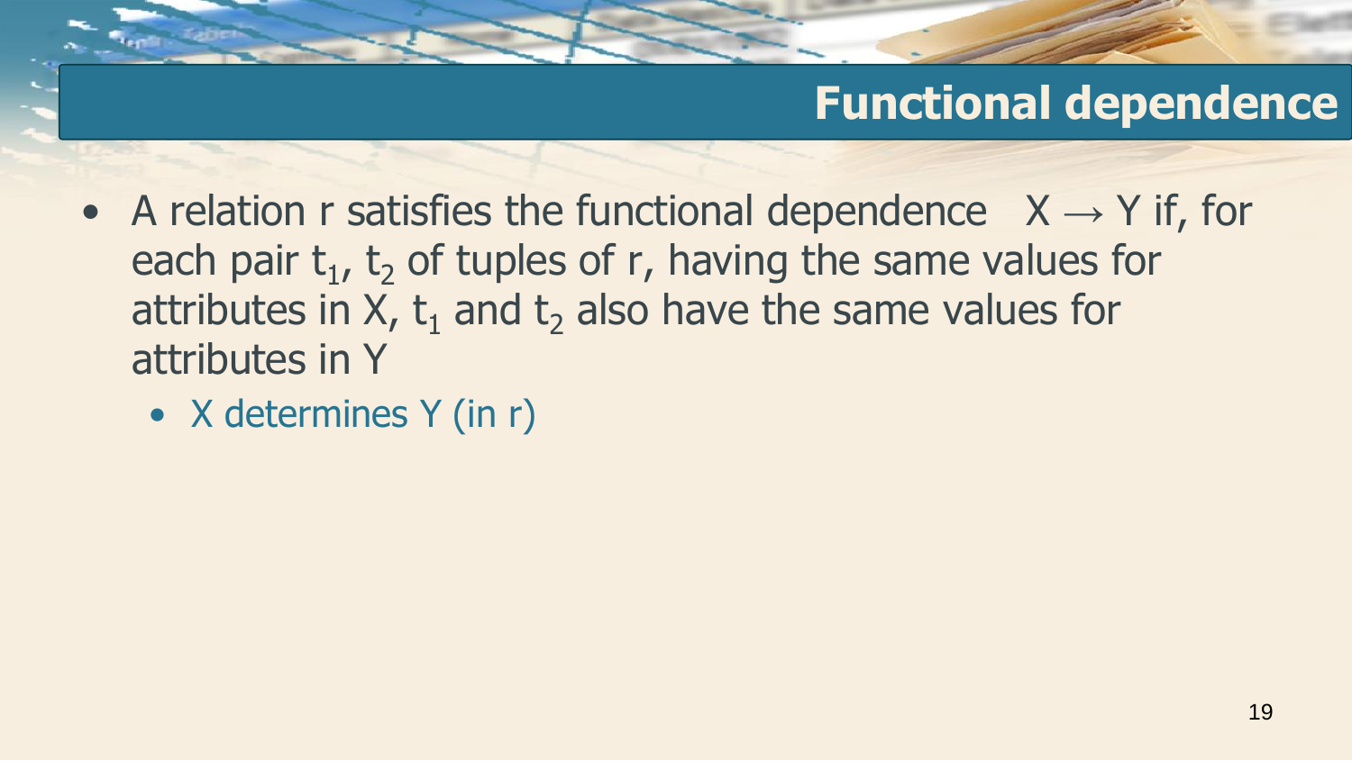# Functional dependence

- A relation r satisfies the functional dependence $X \rightarrow Y$ if, for each pair $t_1$, $t_2$ of tuples of r, having the same values for attributes in X, $t_1$ and $t_2$ also have the same values for attributes in Y
  - X determines Y (in r)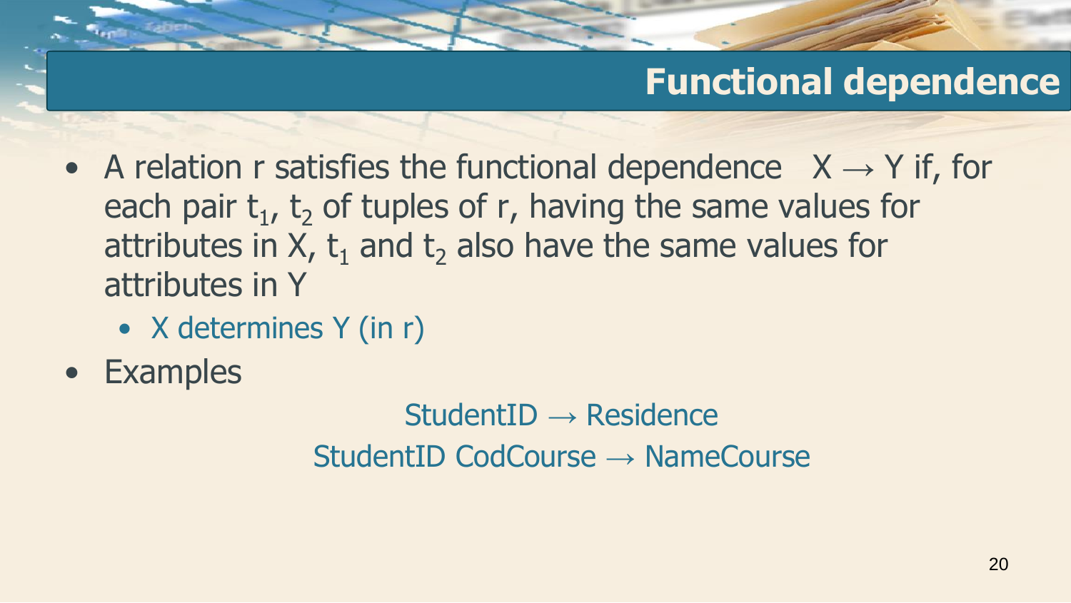# Functional dependence

- A relation r satisfies the functional dependence $X \rightarrow Y$ if, for each pair $t_1$, $t_2$ of tuples of r, having the same values for attributes in X, $t_1$ and $t_2$ also have the same values for attributes in Y
  - X determines Y (in r)
- Examples

StudentID → Residence

StudentID CodCourse → NameCourse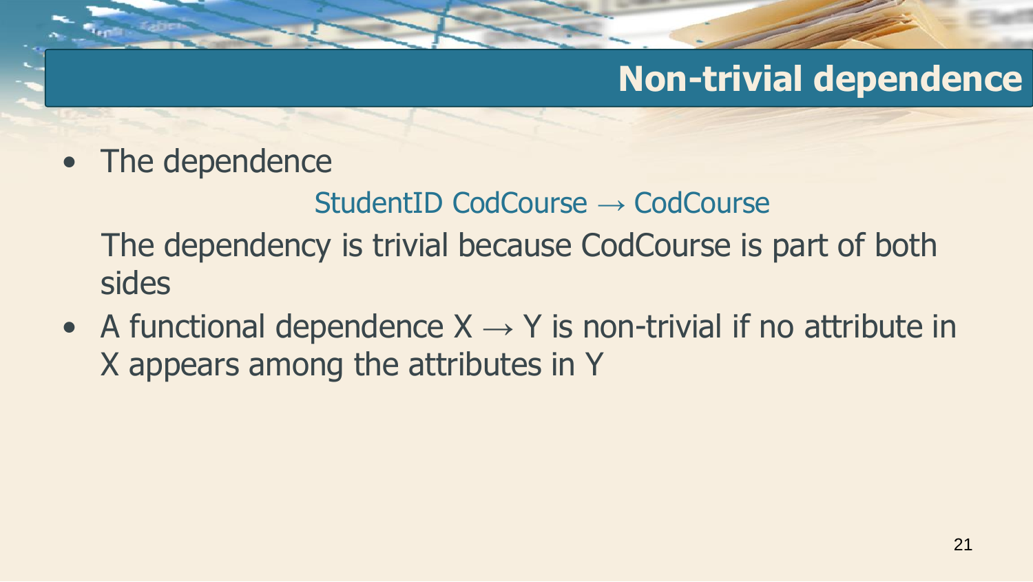# Non-trivial dependence

- The dependence

  StudentID CodCourse → CodCourse

  The dependency is trivial because CodCourse is part of both sides
- A functional dependence X → Y is non-trivial if no attribute in X appears among the attributes in Y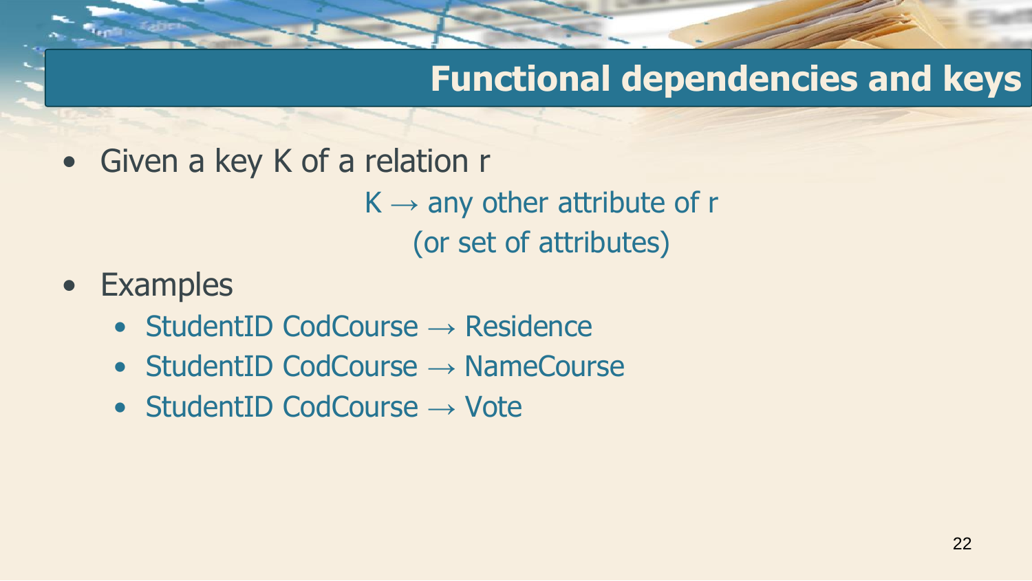# Functional dependencies and keys

- Given a key K of a relation r

  K → any other attribute of r
  (or set of attributes)

- Examples
  - StudentID CodCourse → Residence
  - StudentID CodCourse → NameCourse
  - StudentID CodCourse → Vote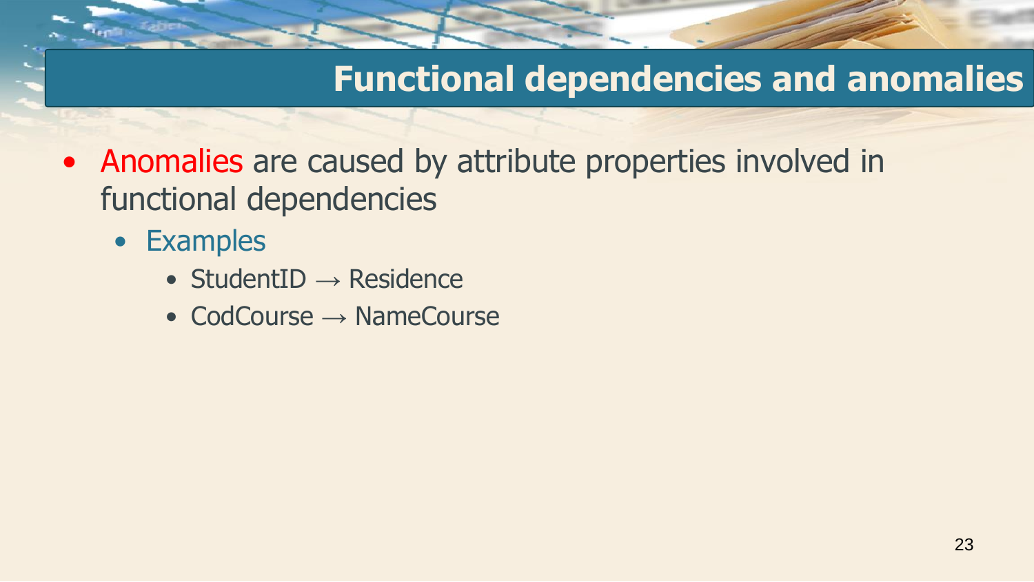# Functional dependencies and anomalies

- Anomalies are caused by attribute properties involved in functional dependencies
  - Examples
    - StudentID → Residence
    - CodCourse → NameCourse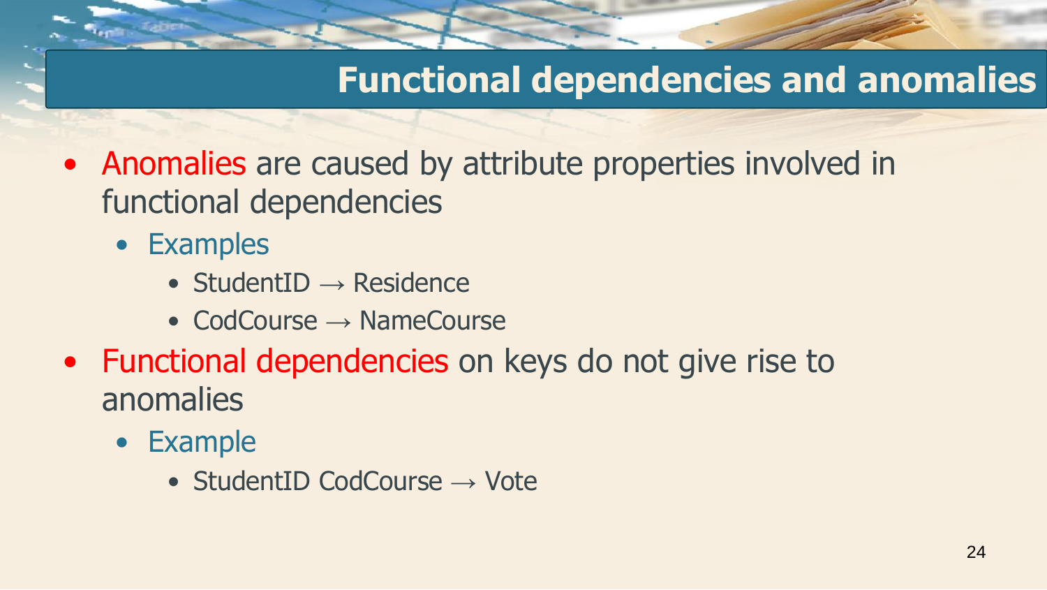# Functional dependencies and anomalies

- Anomalies are caused by attribute properties involved in functional dependencies
  - Examples
    - StudentID → Residence
    - CodCourse → NameCourse
- Functional dependencies on keys do not give rise to anomalies
  - Example
    - StudentID CodCourse → Vote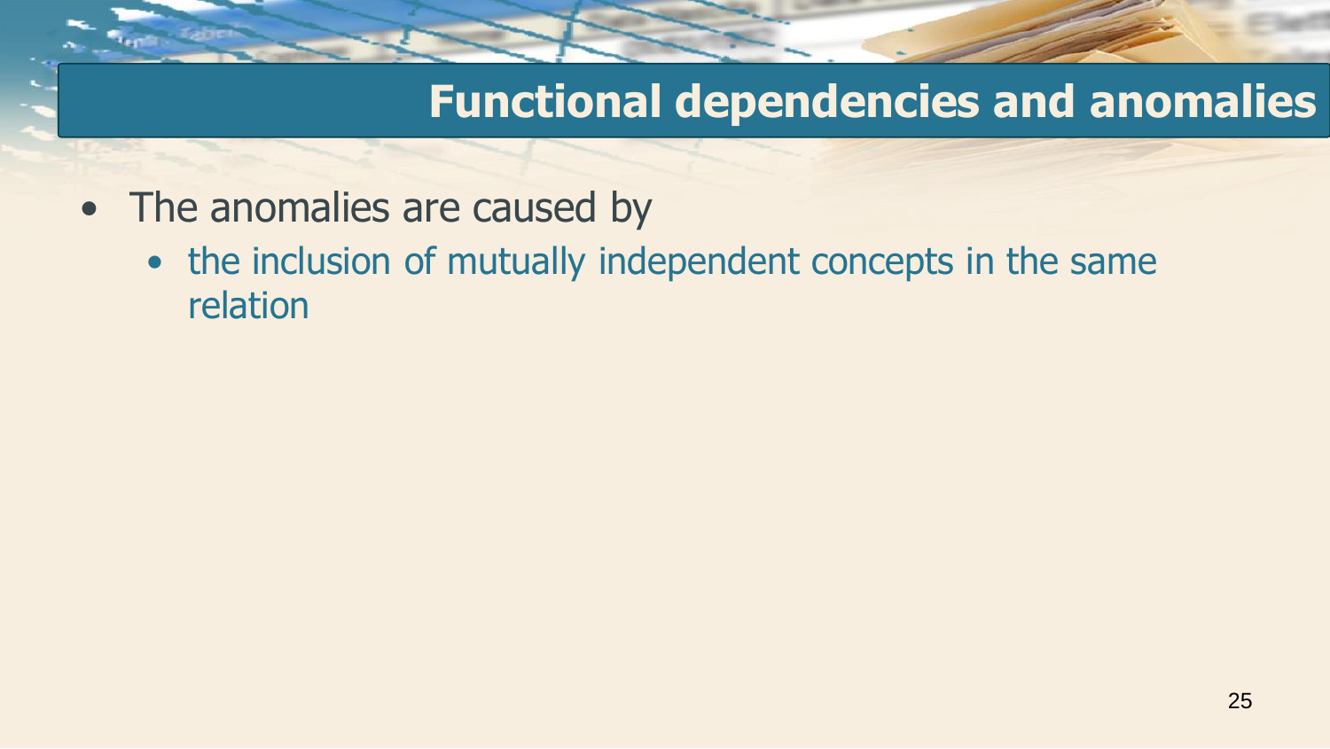# Functional dependencies and anomalies

- The anomalies are caused by
  - the inclusion of mutually independent concepts in the same relation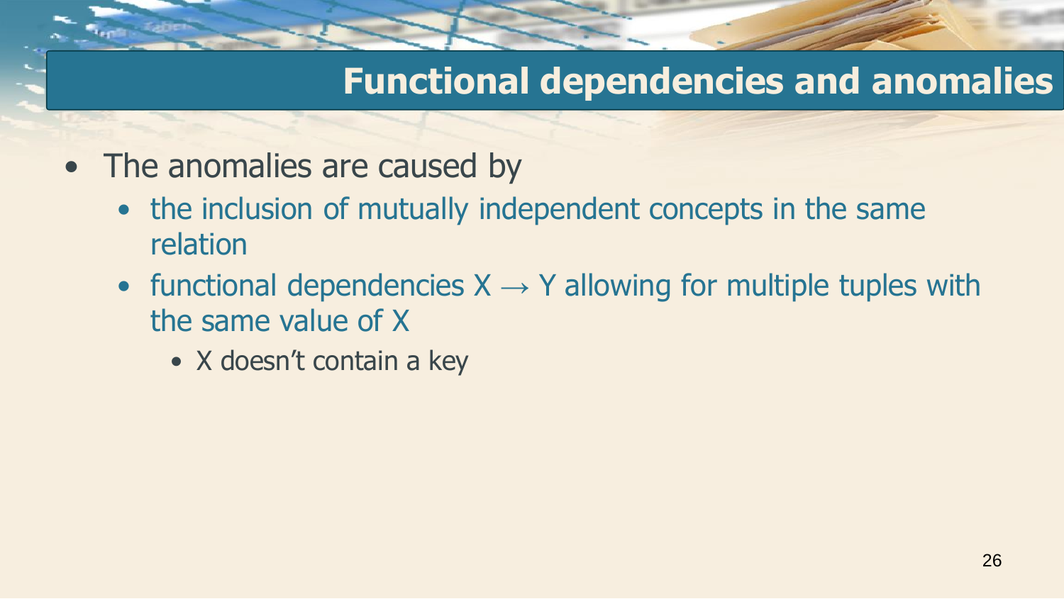# Functional dependencies and anomalies

- The anomalies are caused by
  - the inclusion of mutually independent concepts in the same relation
  - functional dependencies $X \rightarrow Y$ allowing for multiple tuples with the same value of $X$
    - $X$ doesn't contain a key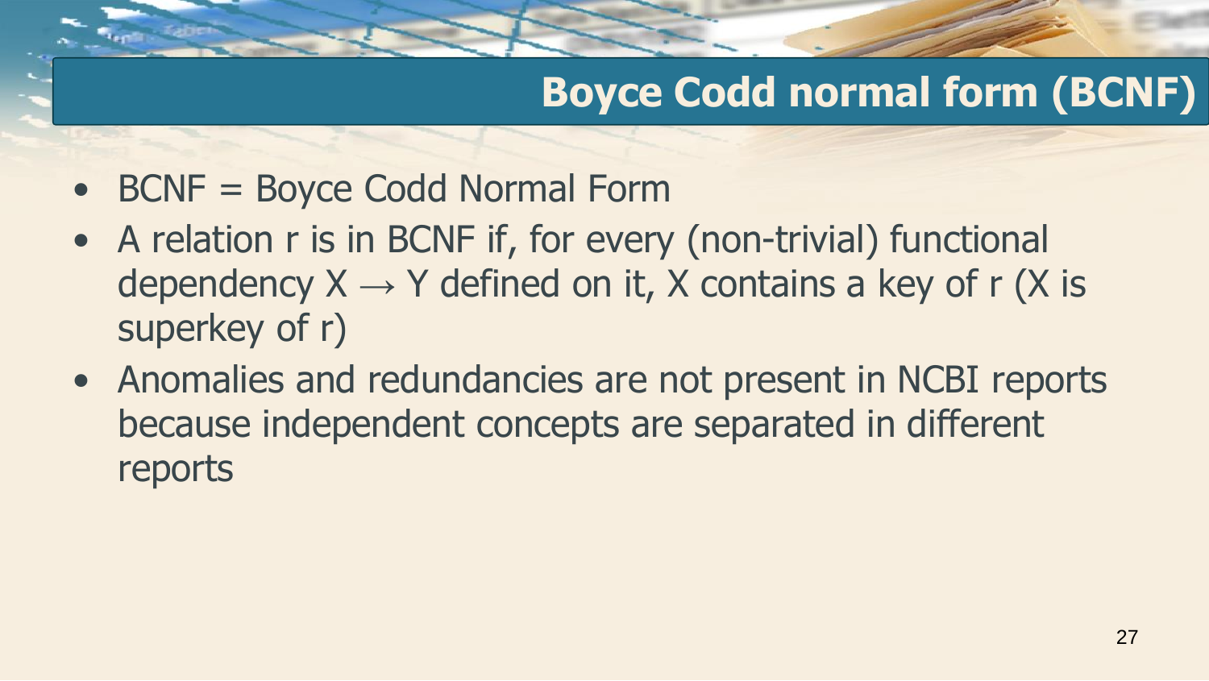# Boyce Codd normal form (BCNF)

- BCNF = Boyce Codd Normal Form
- A relation r is in BCNF if, for every (non-trivial) functional dependency $X \rightarrow Y$ defined on it, X contains a key of r (X is superkey of r)
- Anomalies and redundancies are not present in NCBI reports because independent concepts are separated in different reports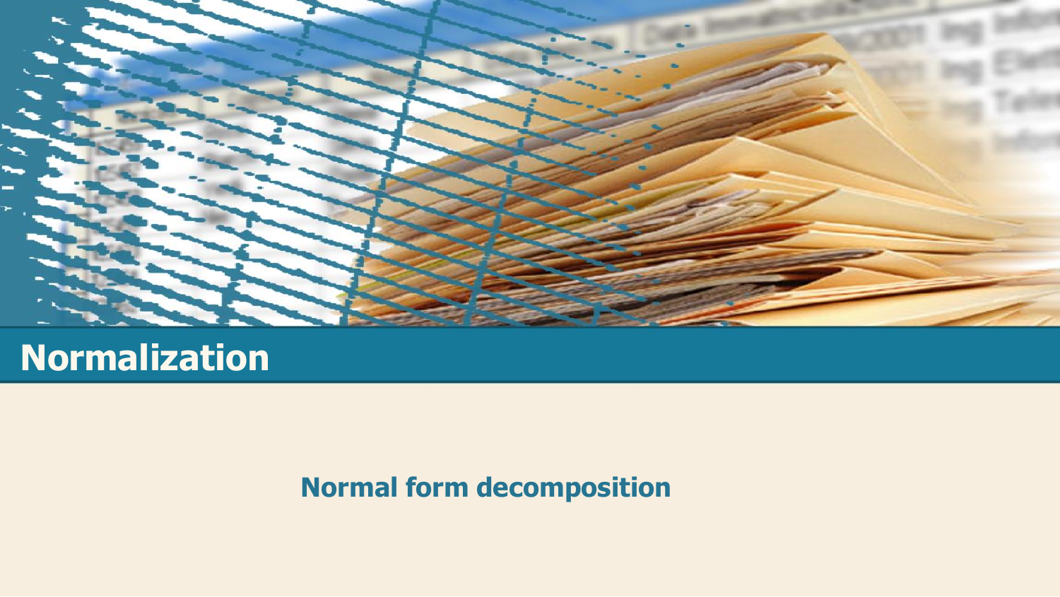# Normalization

## Normal form decomposition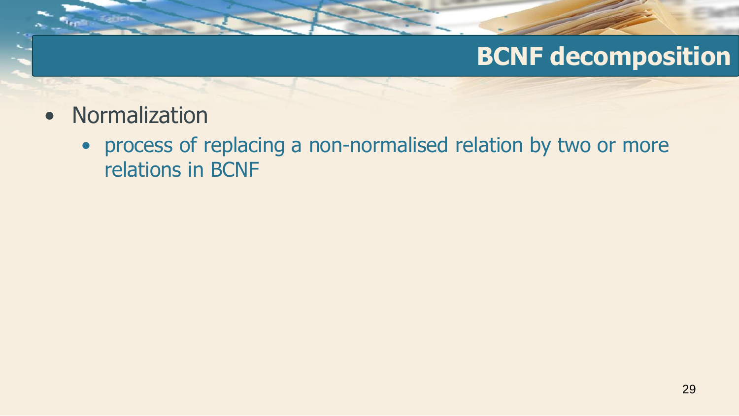# BCNF decomposition

- Normalization
  - process of replacing a non-normalised relation by two or more relations in BCNF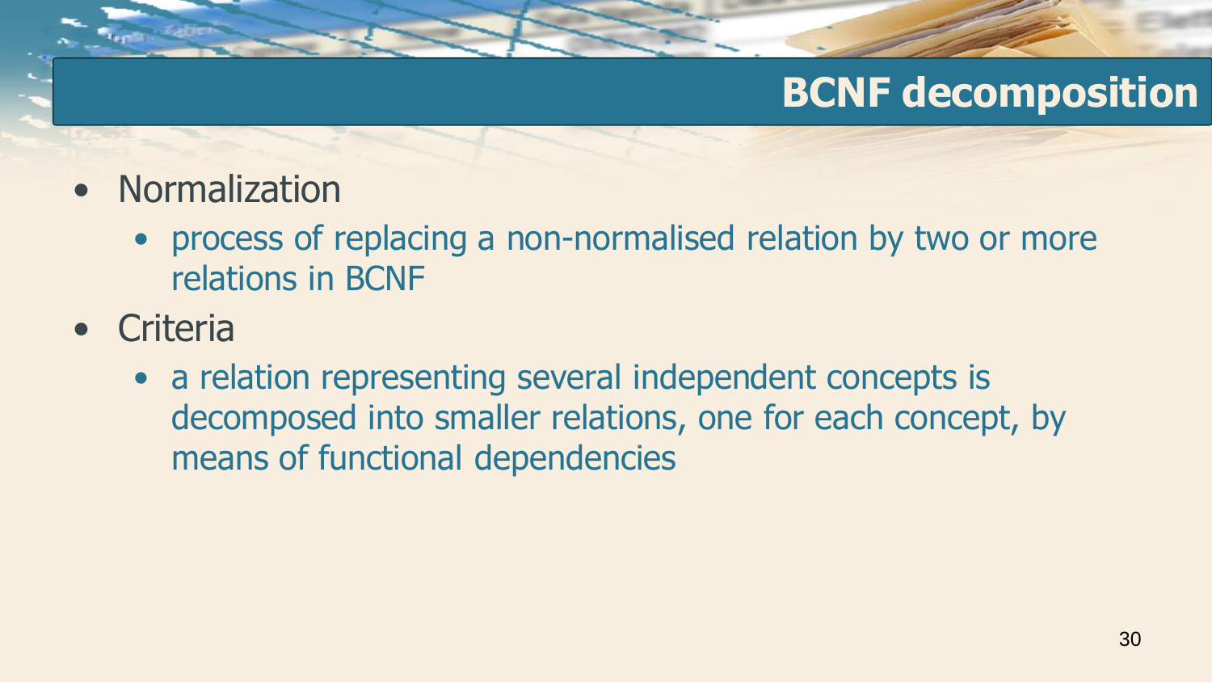# BCNF decomposition

- Normalization
  - process of replacing a non-normalised relation by two or more relations in BCNF
- Criteria
  - a relation representing several independent concepts is decomposed into smaller relations, one for each concept, by means of functional dependencies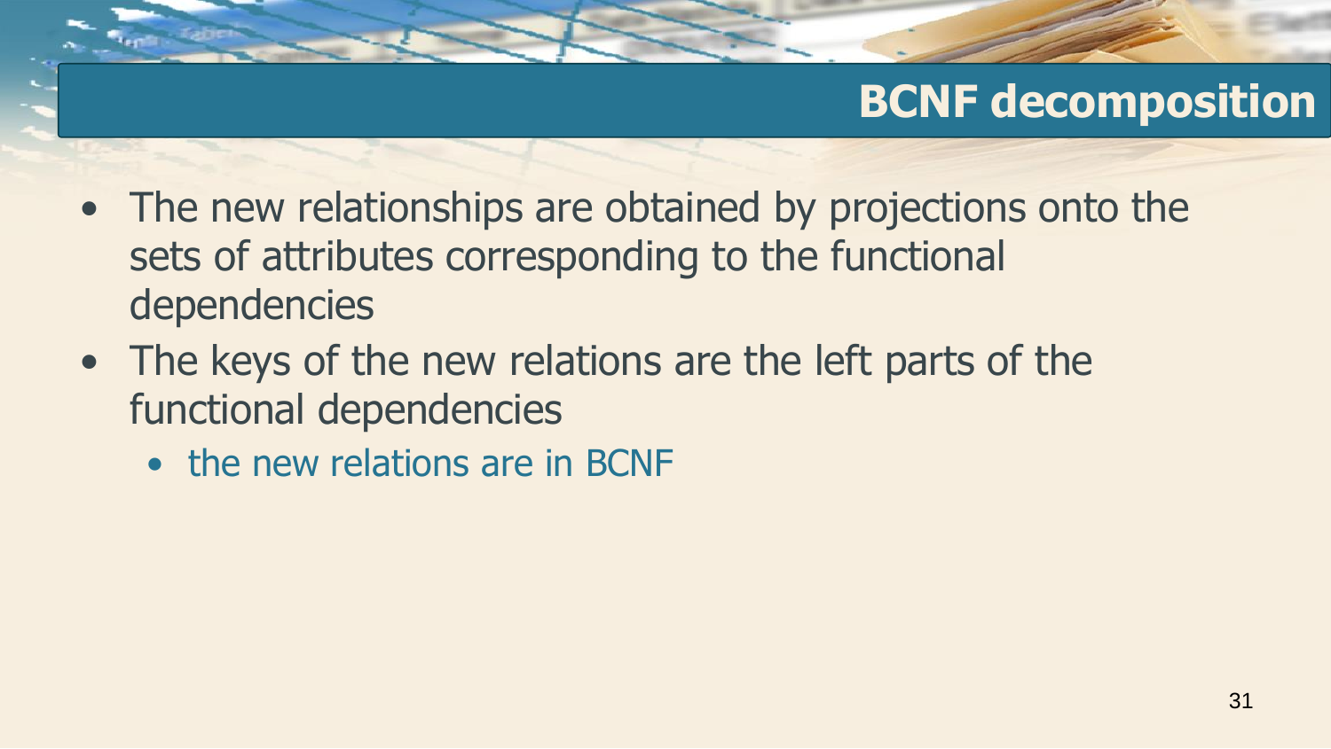# BCNF decomposition

- The new relationships are obtained by projections onto the sets of attributes corresponding to the functional dependencies
- The keys of the new relations are the left parts of the functional dependencies
  - the new relations are in BCNF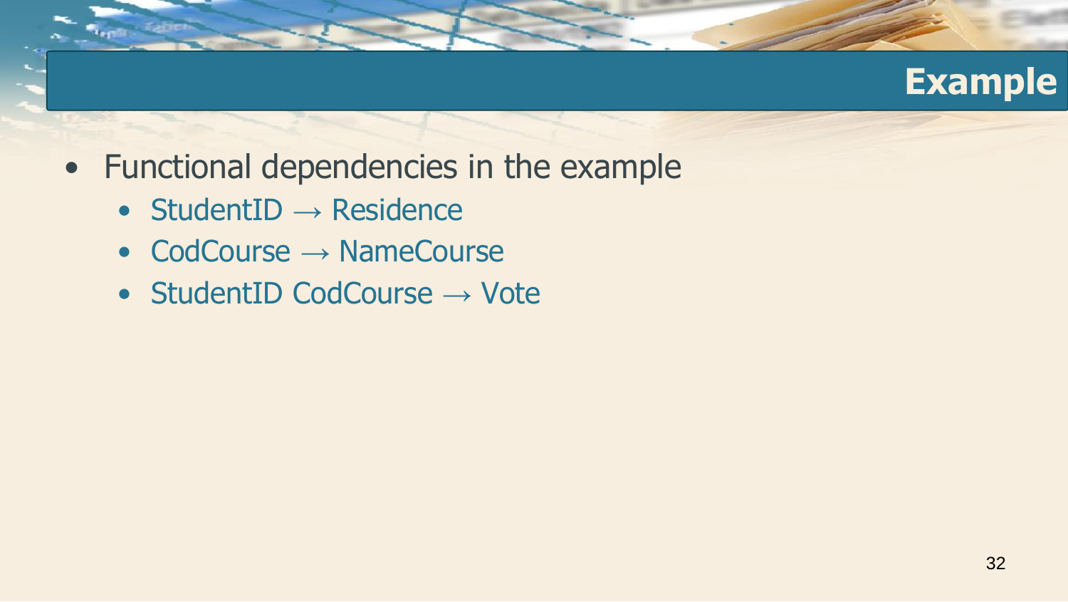# Example

- Functional dependencies in the example
  - StudentID → Residence
  - CodCourse → NameCourse
  - StudentID CodCourse → Vote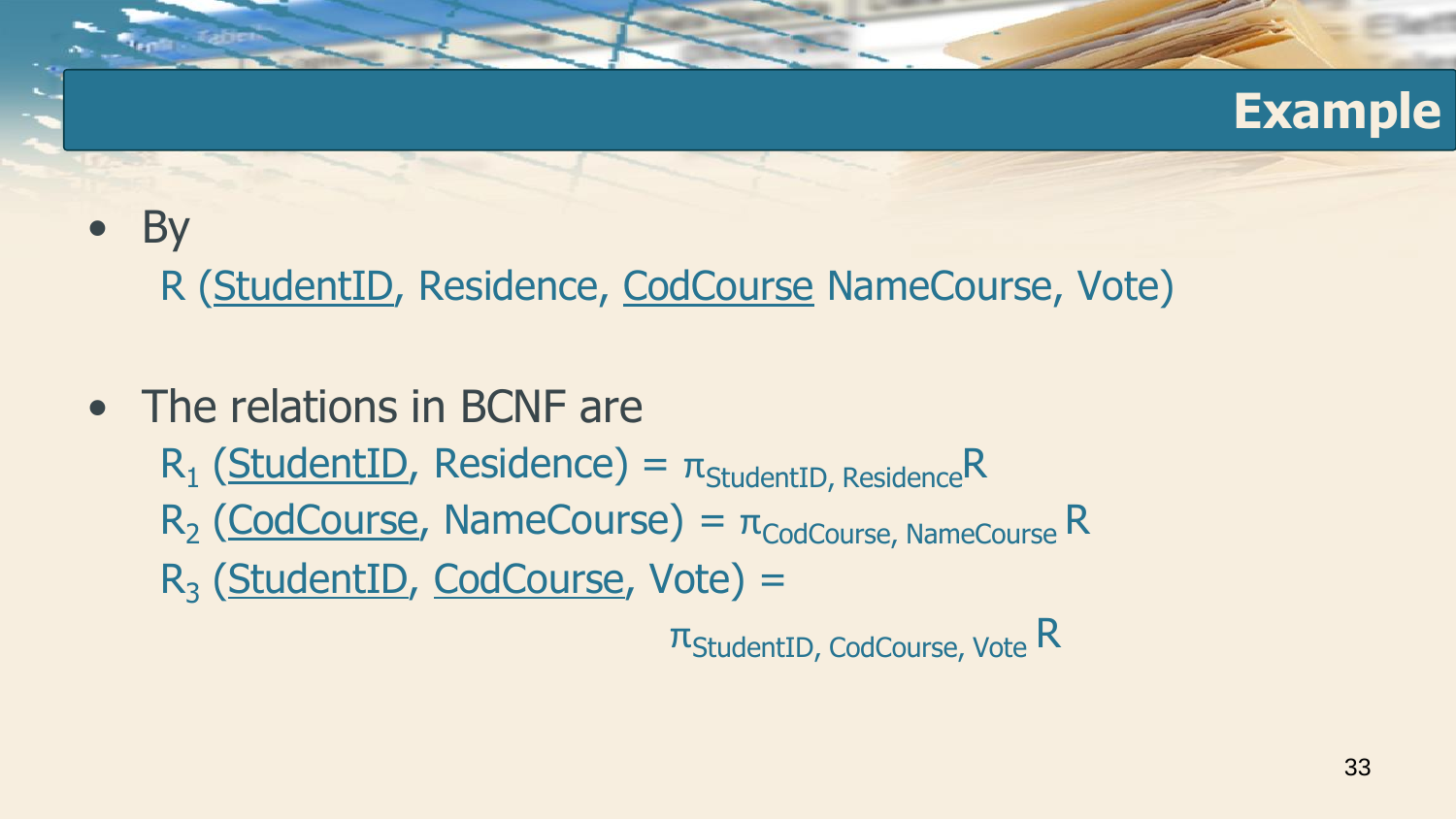# Example

- By

  R (StudentID, Residence, CodCourse NameCourse, Vote)

- The relations in BCNF are

  $R_1$ (StudentID, Residence) = $\pi_{\text{StudentID, Residence}} R$

  $R_2$ (CodCourse, NameCourse) = $\pi_{\text{CodCourse, NameCourse}} R$

  $R_3$ (StudentID, CodCourse, Vote) = $\pi_{\text{StudentID, CodCourse, Vote}} R$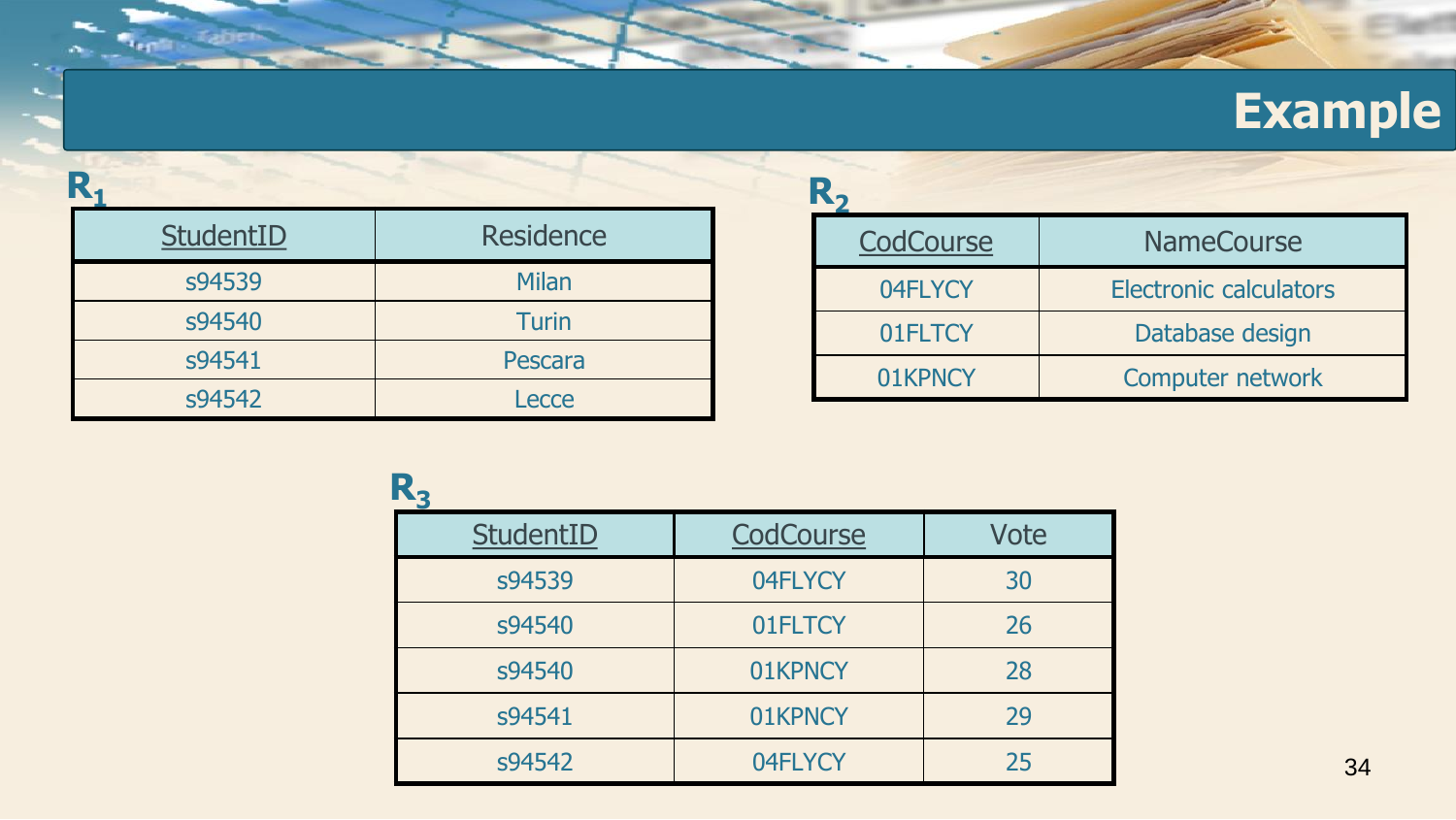# Example

**$R_1$**

| StudentID | Residence |
|---|---|
| s94539 | Milan |
| s94540 | Turin |
| s94541 | Pescara |
| s94542 | Lecce |

**$R_2$**

| CodCourse | NameCourse |
|---|---|
| 04FLYCY | Electronic calculators |
| 01FLTCY | Database design |
| 01KPNCY | Computer network |

**$R_3$**

| StudentID | CodCourse | Vote |
|---|---|---|
| s94539 | 04FLYCY | 30 |
| s94540 | 01FLTCY | 26 |
| s94540 | 01KPNCY | 28 |
| s94541 | 01KPNCY | 29 |
| s94542 | 04FLYCY | 25 |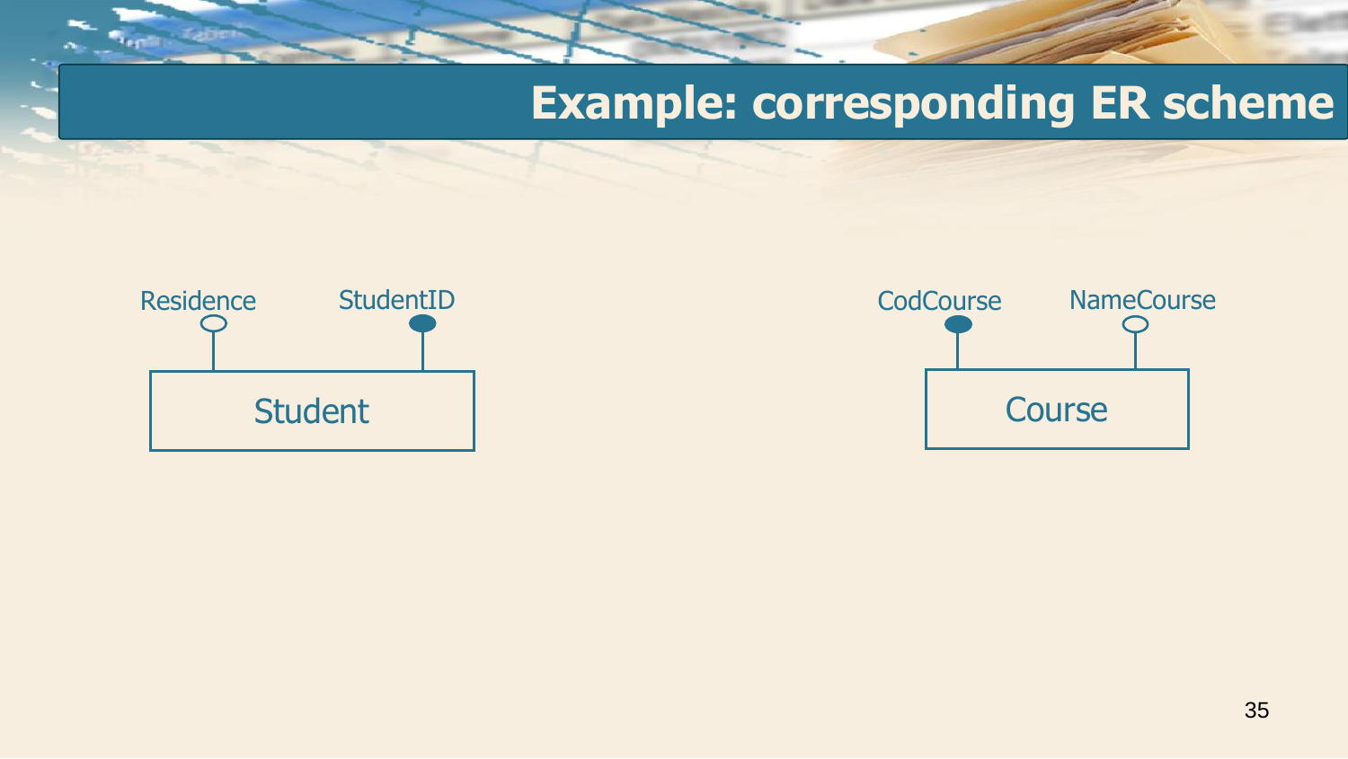# Example: corresponding ER scheme

Residence StudentID

Student

CodCourse NameCourse

Course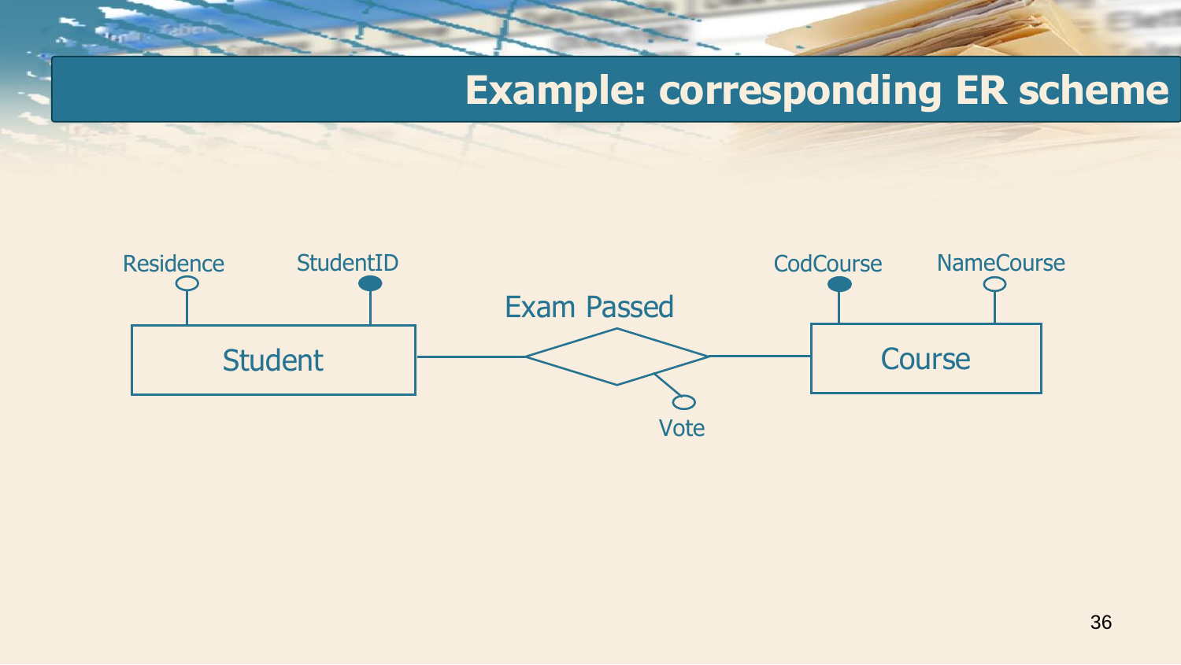# Example: corresponding ER scheme

Residence

StudentID

Student

Exam Passed

Vote

CodCourse

NameCourse

Course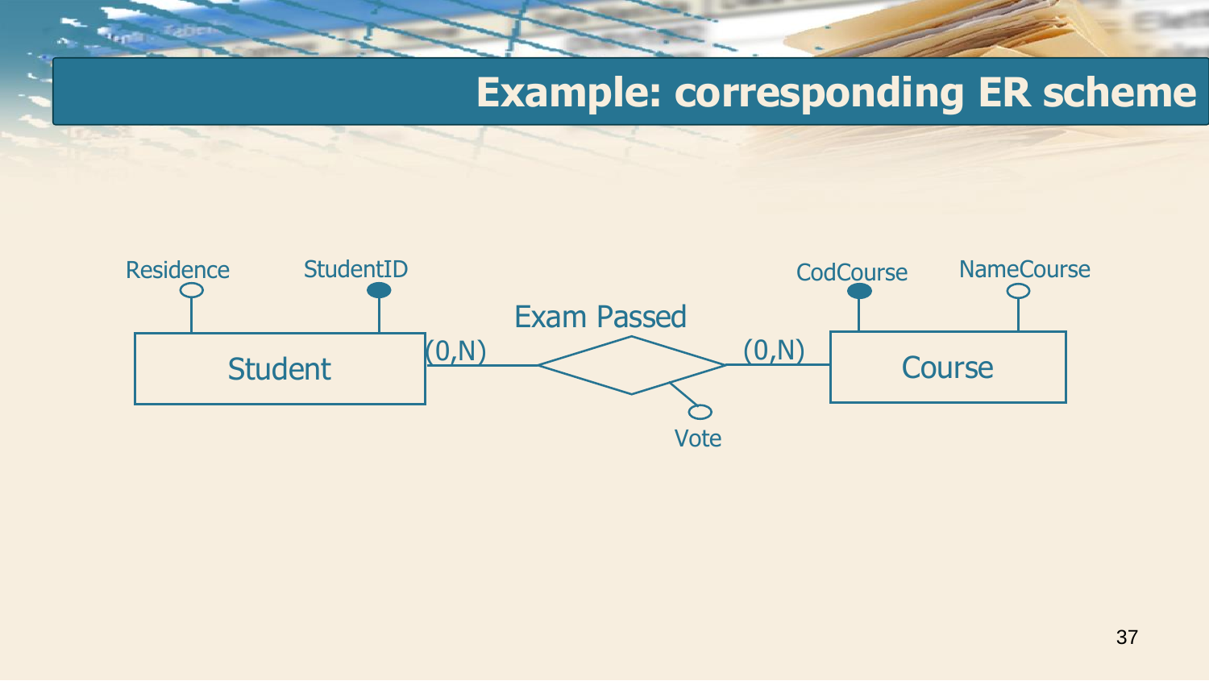# Example: corresponding ER scheme

Residence StudentID CodCourse NameCourse

Student (0,N) Exam Passed (0,N) Course

Vote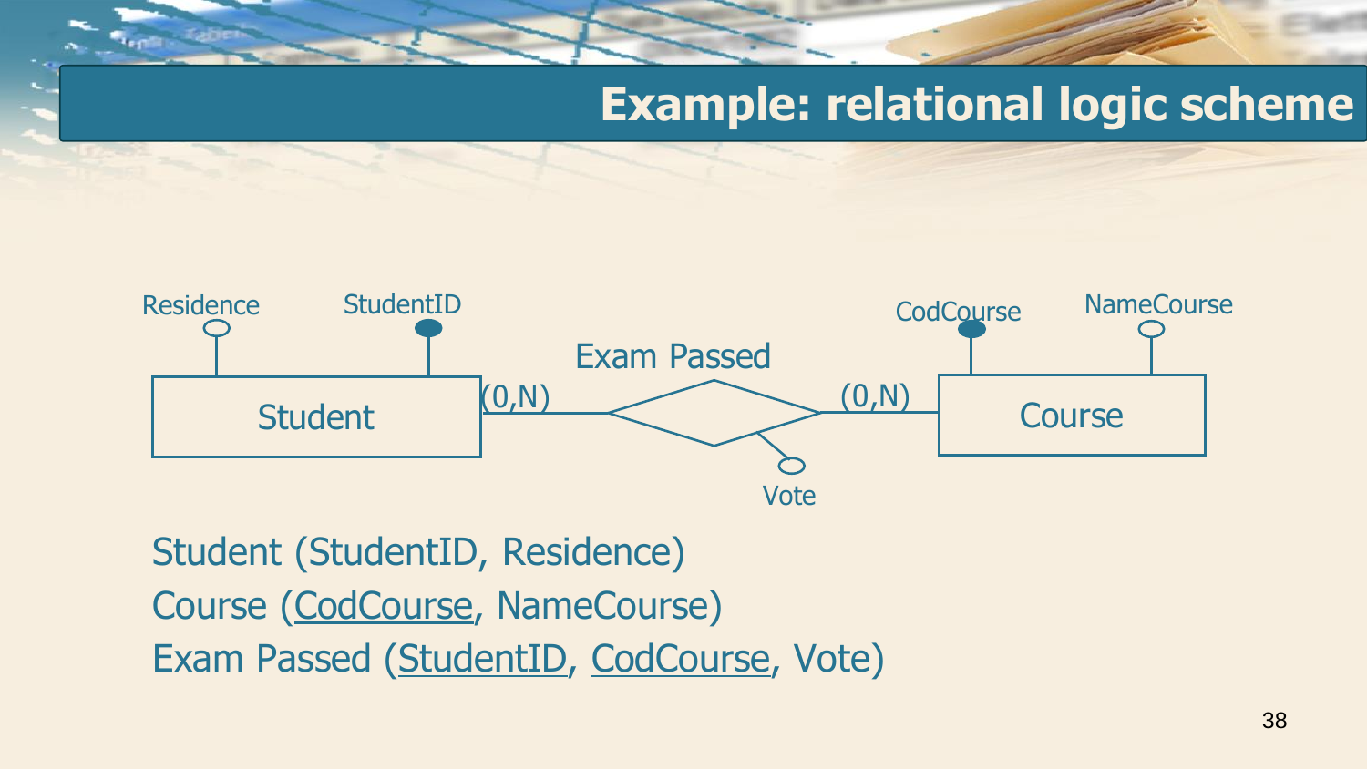# Example: relational logic scheme

Residence | StudentID | Student | (0,N) | Exam Passed | (0,N) | Course | CodCourse | NameCourse | Vote

Student (<u>StudentID</u>, Residence)

Course (<u>CodCourse</u>, NameCourse)

Exam Passed (<u>StudentID</u>, <u>CodCourse</u>, Vote)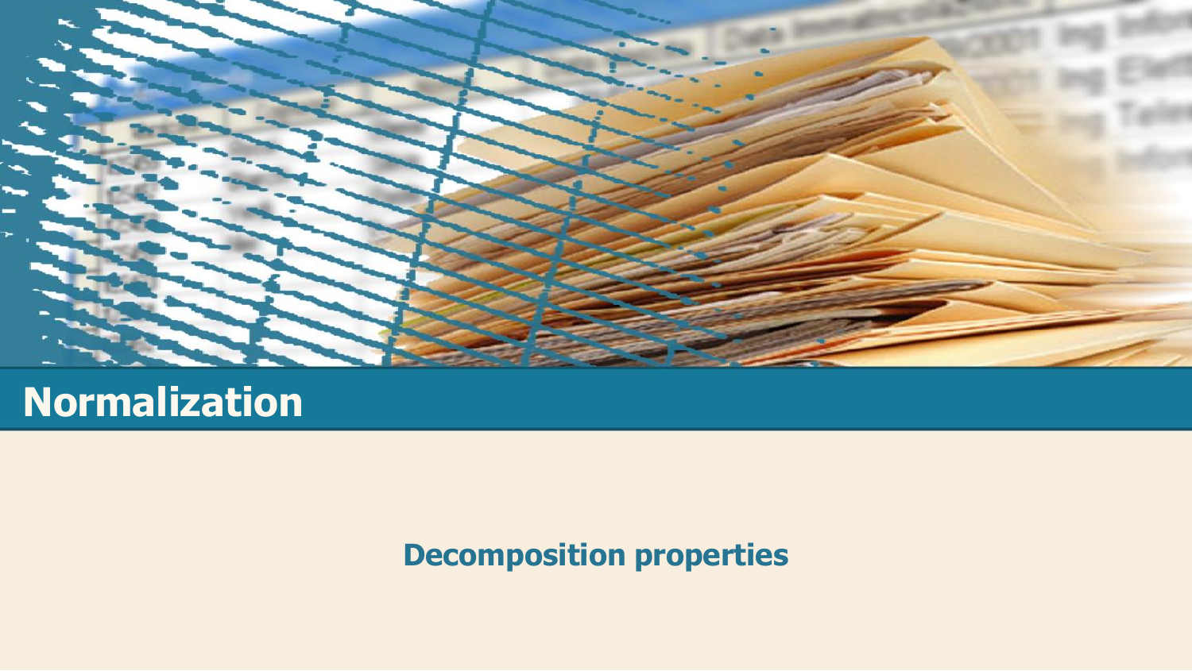# Normalization

## Decomposition properties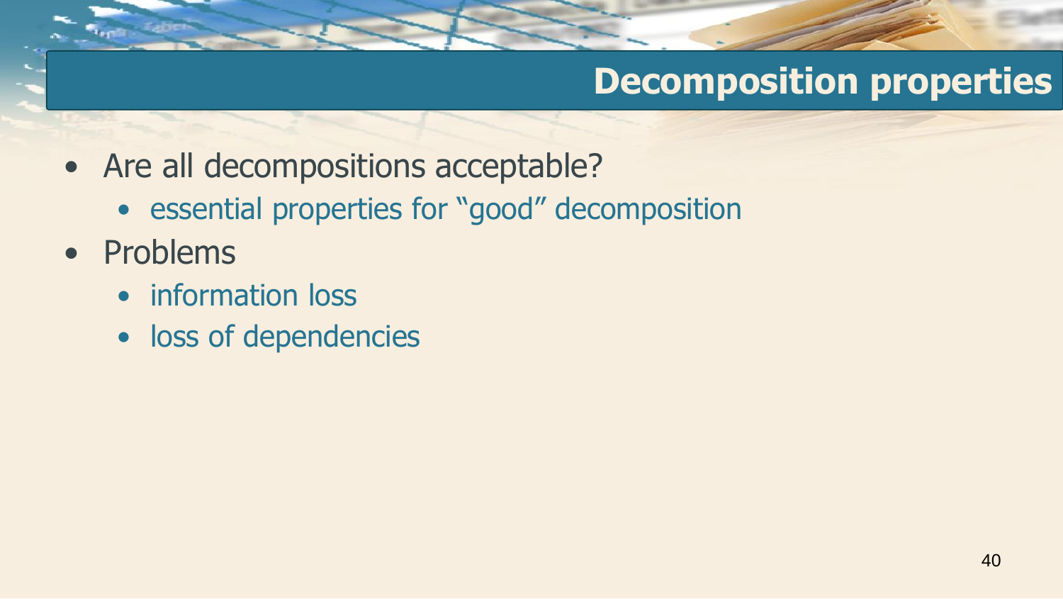# Decomposition properties

- Are all decompositions acceptable?
  - essential properties for “good” decomposition
- Problems
  - information loss
  - loss of dependencies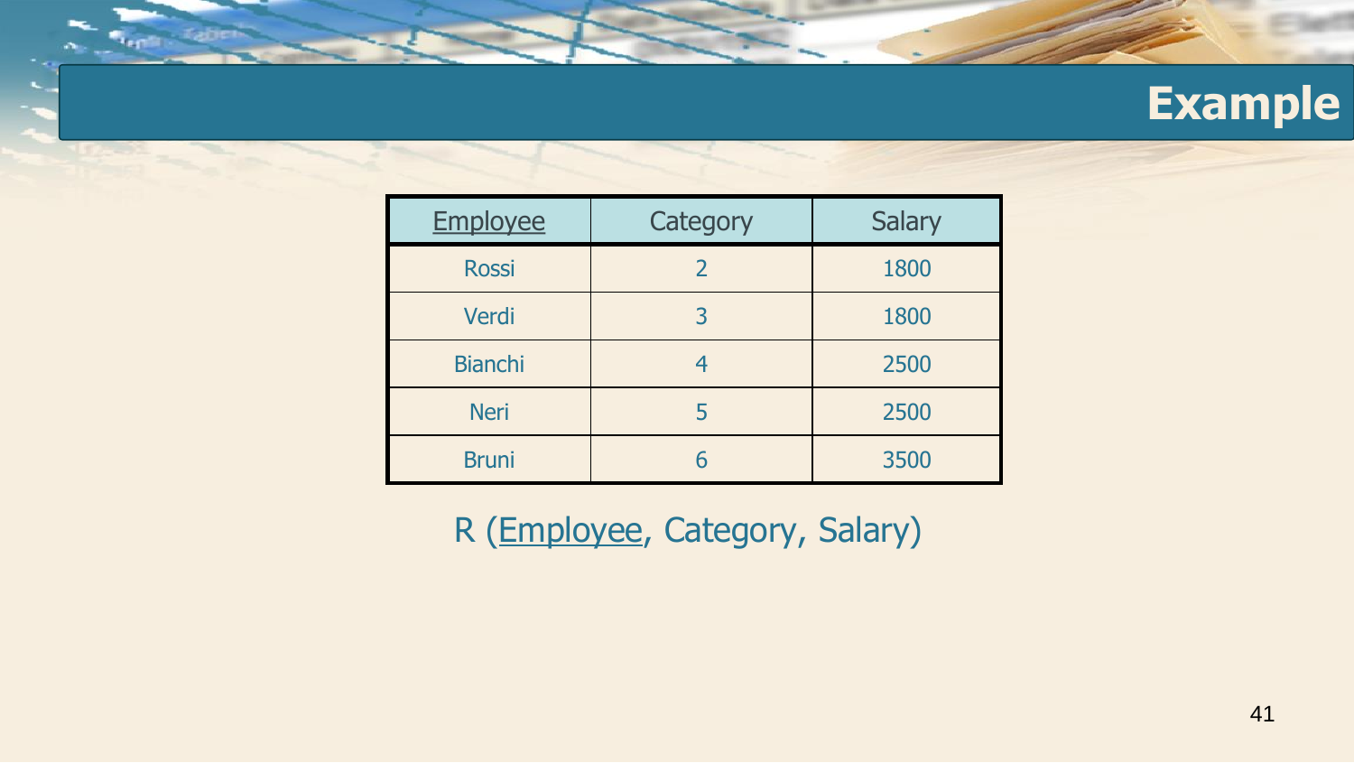# Example

| <u>Employee</u> | Category | Salary |
|---|---|---|
| Rossi | 2 | 1800 |
| Verdi | 3 | 1800 |
| Bianchi | 4 | 2500 |
| Neri | 5 | 2500 |
| Bruni | 6 | 3500 |

R (<u>Employee</u>, Category, Salary)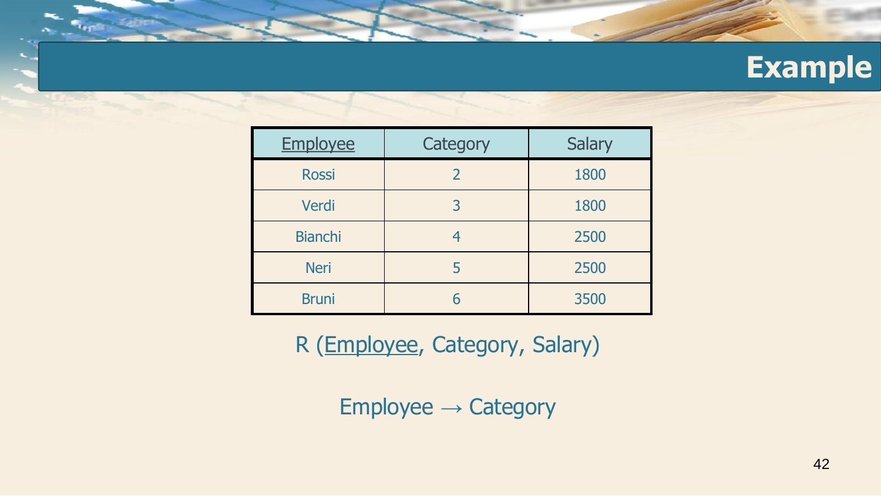# Example

| Employee | Category | Salary |
|---|---|---|
| Rossi | 2 | 1800 |
| Verdi | 3 | 1800 |
| Bianchi | 4 | 2500 |
| Neri | 5 | 2500 |
| Bruni | 6 | 3500 |

R (Employee, Category, Salary)

Employee → Category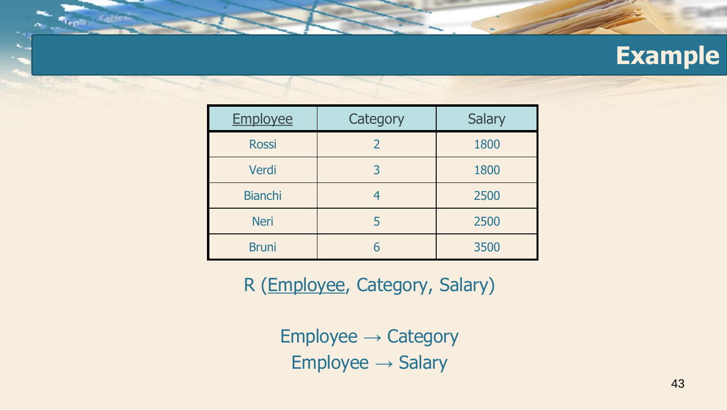# Example

| <u>Employee</u> | Category | Salary |
|---|---|---|
| Rossi | 2 | 1800 |
| Verdi | 3 | 1800 |
| Bianchi | 4 | 2500 |
| Neri | 5 | 2500 |
| Bruni | 6 | 3500 |

R (<u>Employee</u>, Category, Salary)

Employee $\rightarrow$ Category

Employee $\rightarrow$ Salary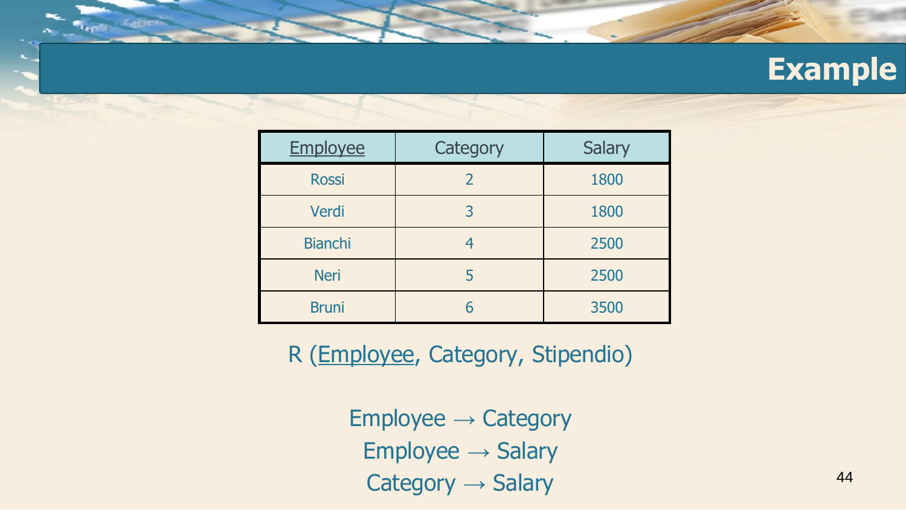# Example

| Employee | Category | Salary |
|---|---|---|
| Rossi | 2 | 1800 |
| Verdi | 3 | 1800 |
| Bianchi | 4 | 2500 |
| Neri | 5 | 2500 |
| Bruni | 6 | 3500 |

R (Employee, Category, Stipendio)

Employee → Category

Employee → Salary

Category → Salary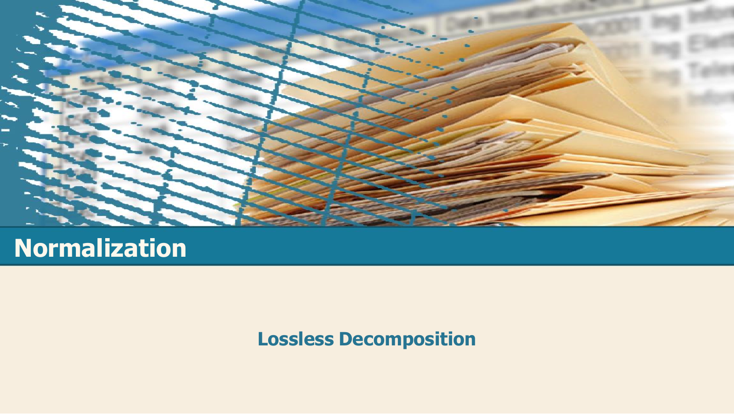# Normalization

## Lossless Decomposition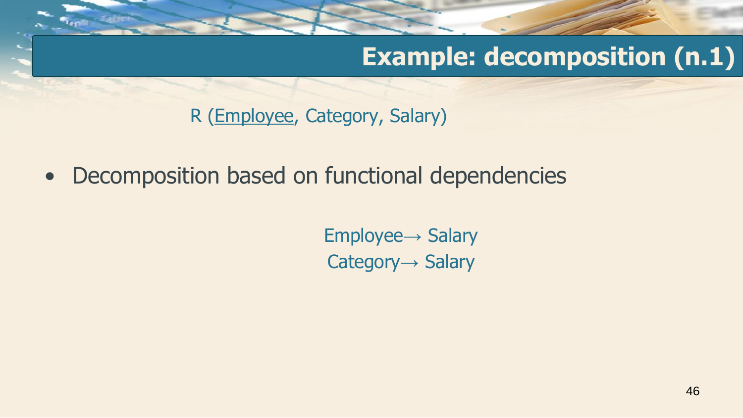# Example: decomposition (n.1)

R (<u>Employee</u>, Category, Salary)

- Decomposition based on functional dependencies

Employee → Salary
Category → Salary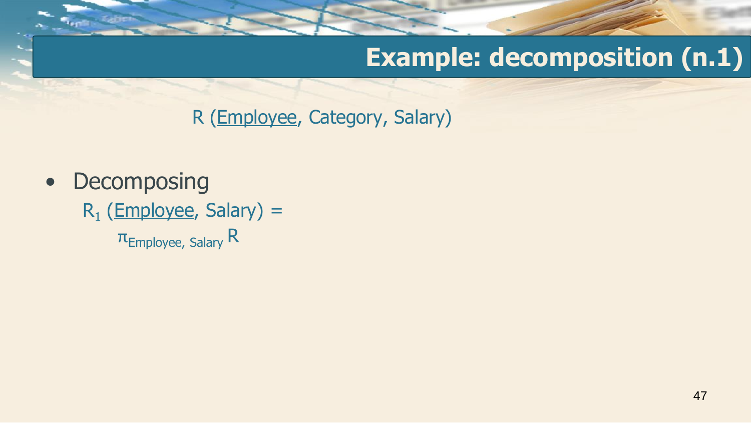# Example: decomposition (n.1)

R (<u>Employee</u>, Category, Salary)

- Decomposing

  $R_1$ (<u>Employee</u>, Salary) =

  $\pi_{\text{Employee, Salary}}$ R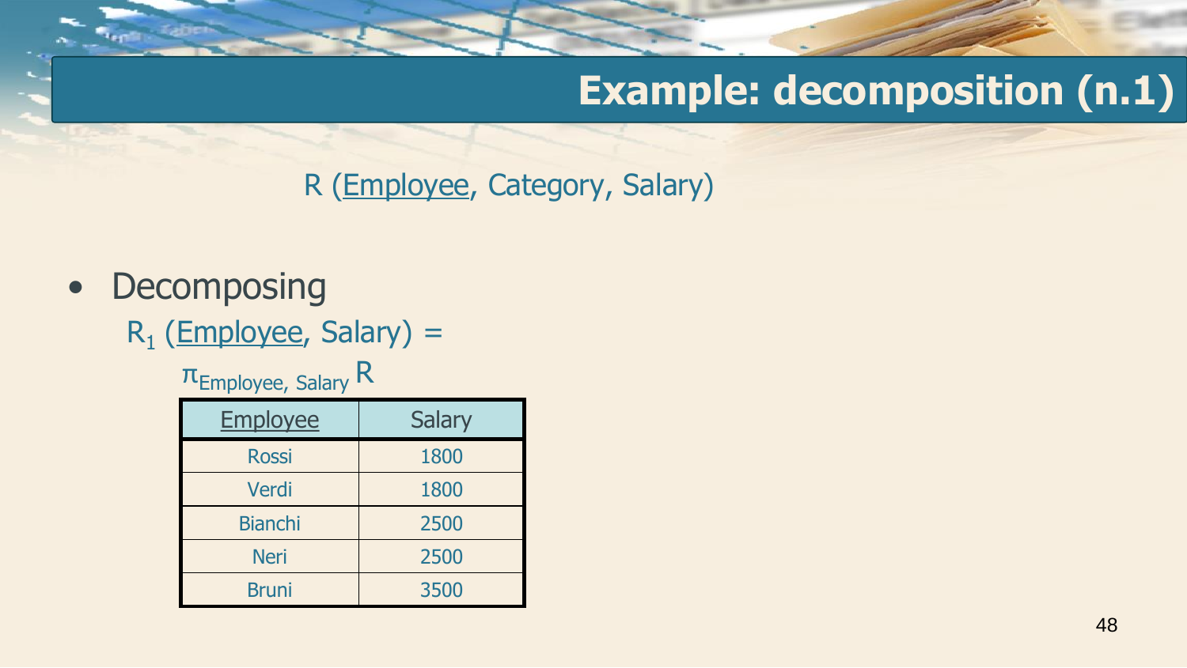# Example: decomposition (n.1)

R (<u>Employee</u>, Category, Salary)

- Decomposing

  $R_1$ (<u>Employee</u>, Salary) =

  $\pi_{Employee,\ Salary}\ R$

| <u>Employee</u> | Salary |
|---|---|
| Rossi | 1800 |
| Verdi | 1800 |
| Bianchi | 2500 |
| Neri | 2500 |
| Bruni | 3500 |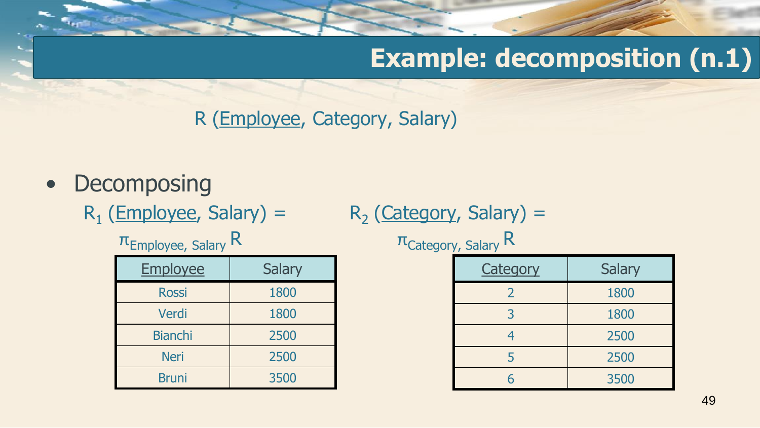# Example: decomposition (n.1)

R (<u>Employee</u>, Category, Salary)

- Decomposing

$R_1$ (<u>Employee</u>, Salary) = $\pi_{\text{Employee, Salary}}$ R

| <u>Employee</u> | Salary |
|---|---|
| Rossi | 1800 |
| Verdi | 1800 |
| Bianchi | 2500 |
| Neri | 2500 |
| Bruni | 3500 |

$R_2$ (<u>Category</u>, Salary) = $\pi_{\text{Category, Salary}}$ R

| <u>Category</u> | Salary |
|---|---|
| 2 | 1800 |
| 3 | 1800 |
| 4 | 2500 |
| 5 | 2500 |
| 6 | 3500 |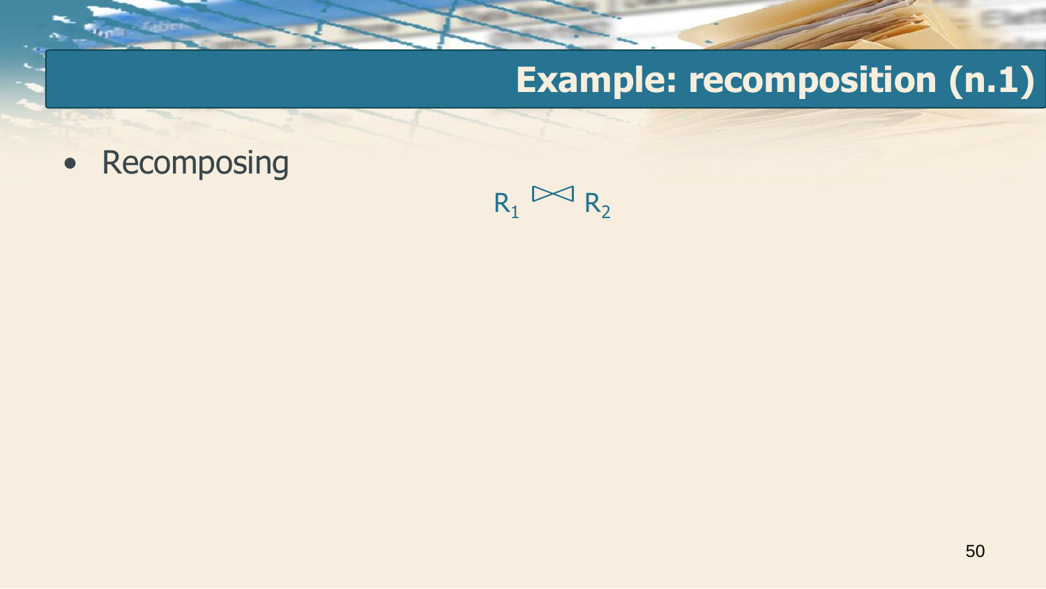# Example: recomposition (n.1)

- Recomposing

$$R_1 \bowtie R_2$$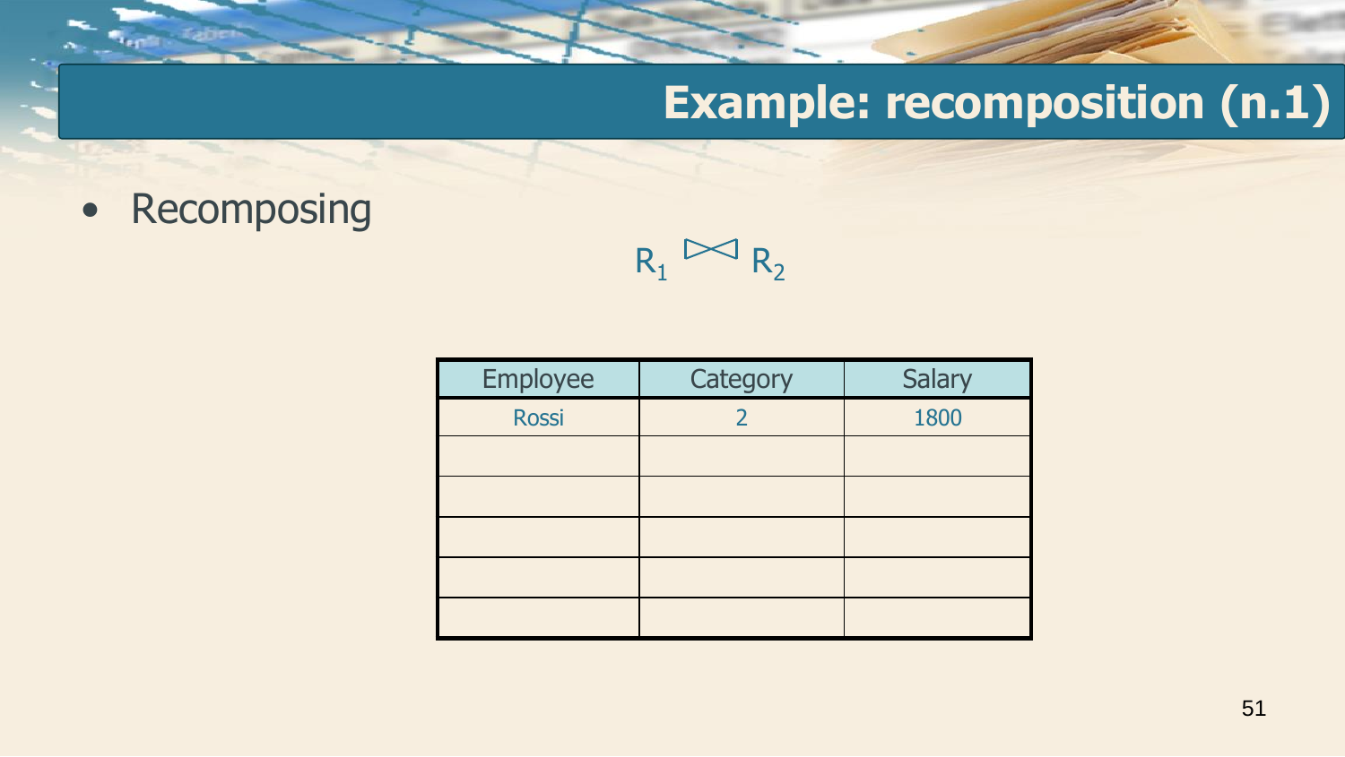## Example: recomposition (n.1)

- Recomposing

$$R_1 \bowtie R_2$$

| Employee | Category | Salary |
| --- | --- | --- |
| Rossi | 2 | 1800 |
| | | |
| | | |
| | | |
| | | |
| | | |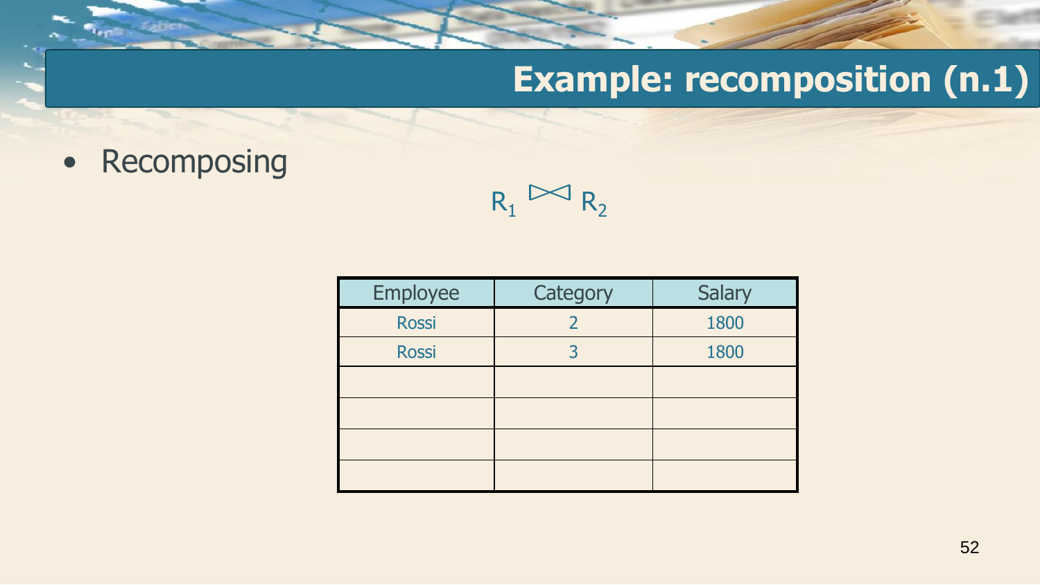# Example: recomposition (n.1)

- Recomposing

$$R_1 \bowtie R_2$$

| Employee | Category | Salary |
|---|---|---|
| Rossi | 2 | 1800 |
| Rossi | 3 | 1800 |
| | | |
| | | |
| | | |
| | | |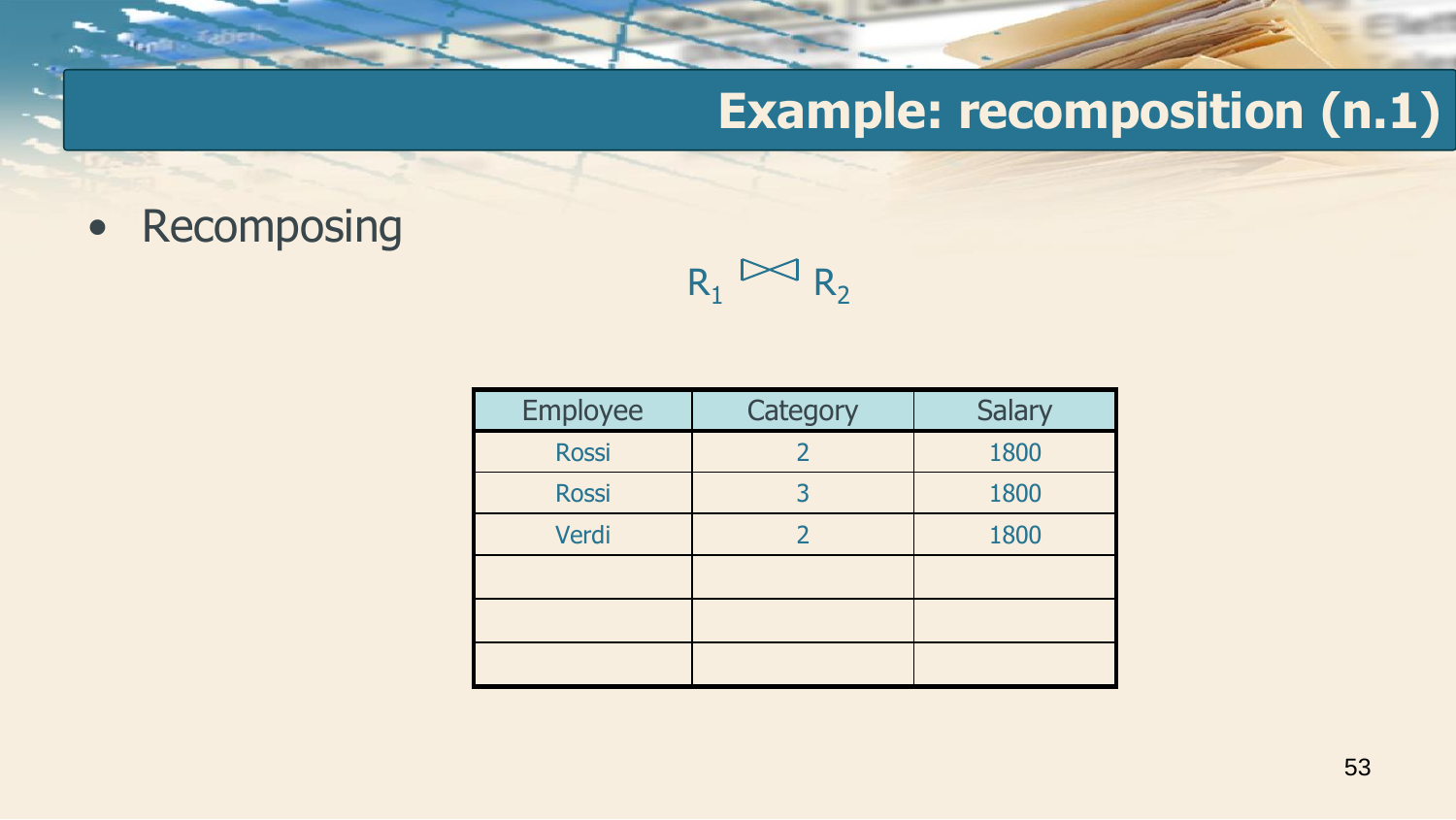# Example: recomposition (n.1)

- Recomposing

$$R_1 \bowtie R_2$$

| Employee | Category | Salary |
|---|---|---|
| Rossi | 2 | 1800 |
| Rossi | 3 | 1800 |
| Verdi | 2 | 1800 |
| | | |
| | | |
| | | |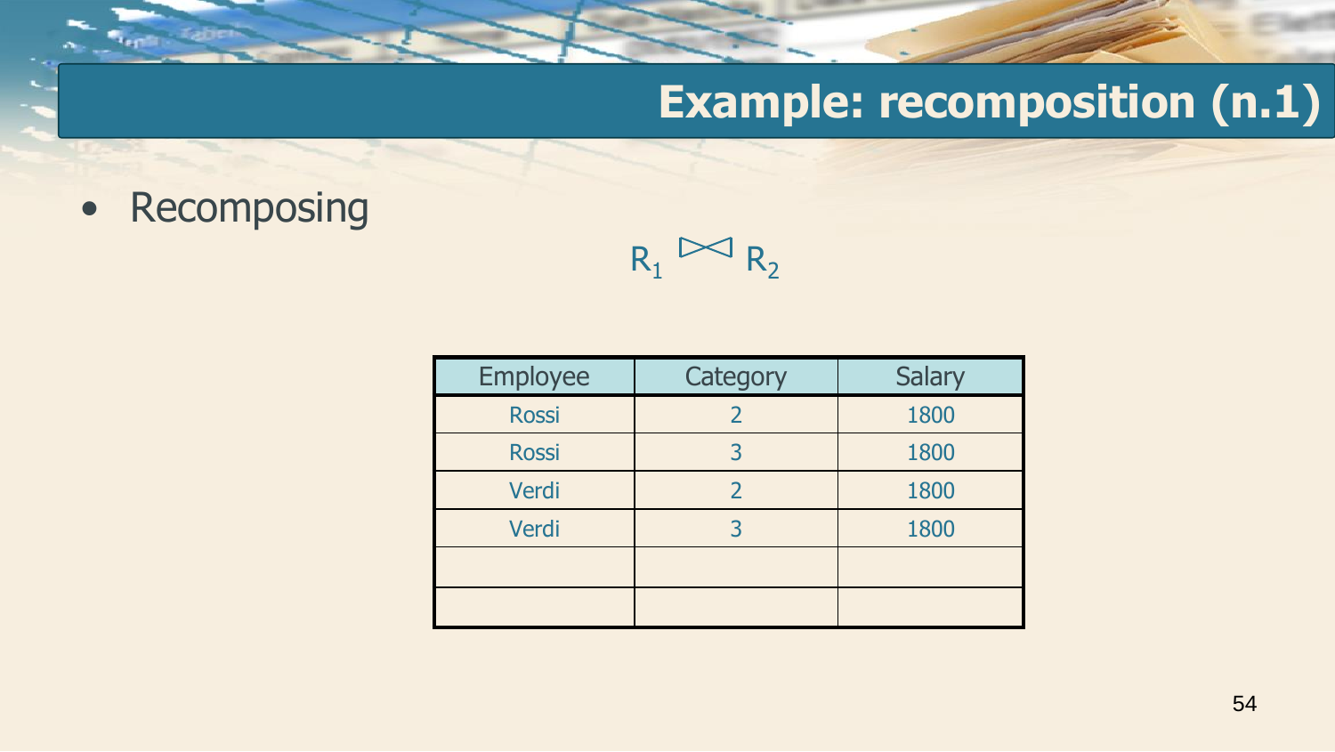# Example: recomposition (n.1)

- Recomposing

$$R_1 \bowtie R_2$$

| Employee | Category | Salary |
|---|---|---|
| Rossi | 2 | 1800 |
| Rossi | 3 | 1800 |
| Verdi | 2 | 1800 |
| Verdi | 3 | 1800 |
| | | |
| | | |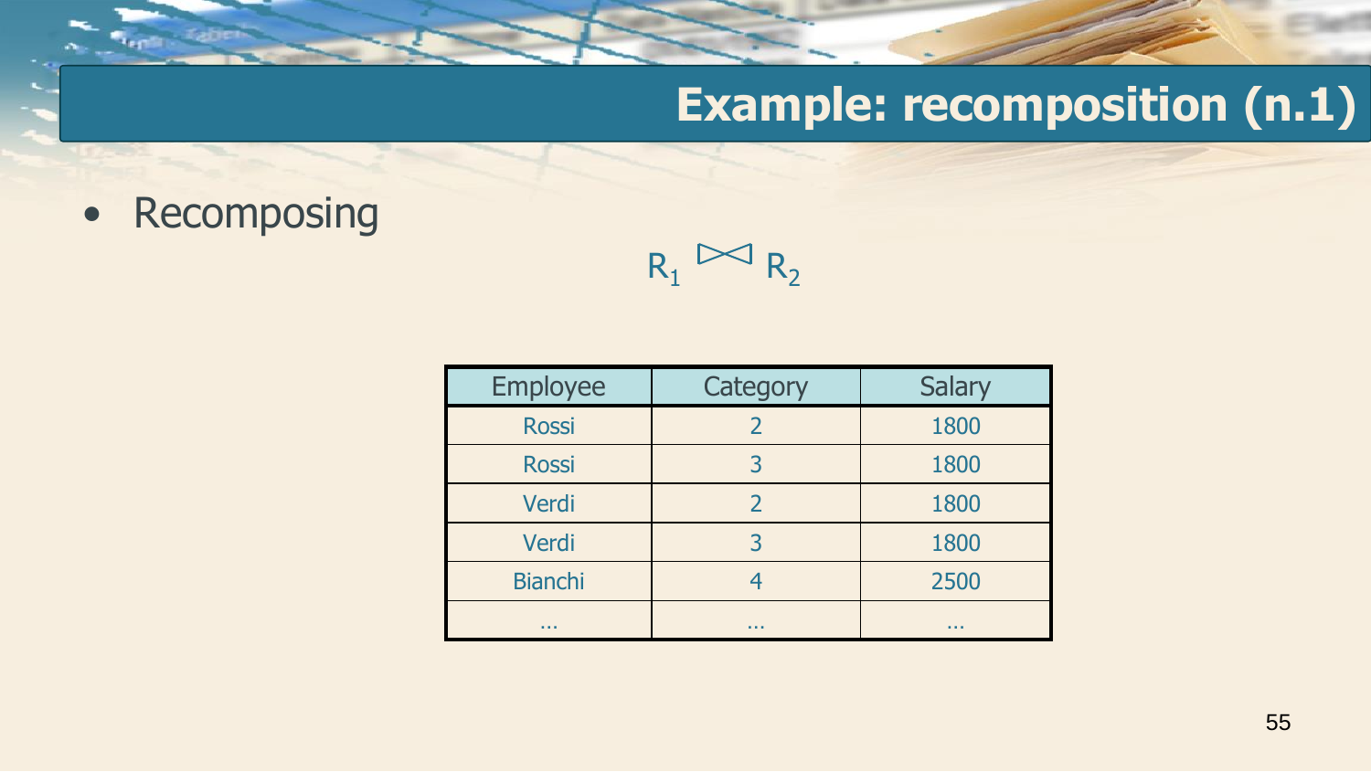# Example: recomposition (n.1)

- Recomposing

$$R_1 \bowtie R_2$$

| Employee | Category | Salary |
|---|---|---|
| Rossi | 2 | 1800 |
| Rossi | 3 | 1800 |
| Verdi | 2 | 1800 |
| Verdi | 3 | 1800 |
| Bianchi | 4 | 2500 |
| … | … | … |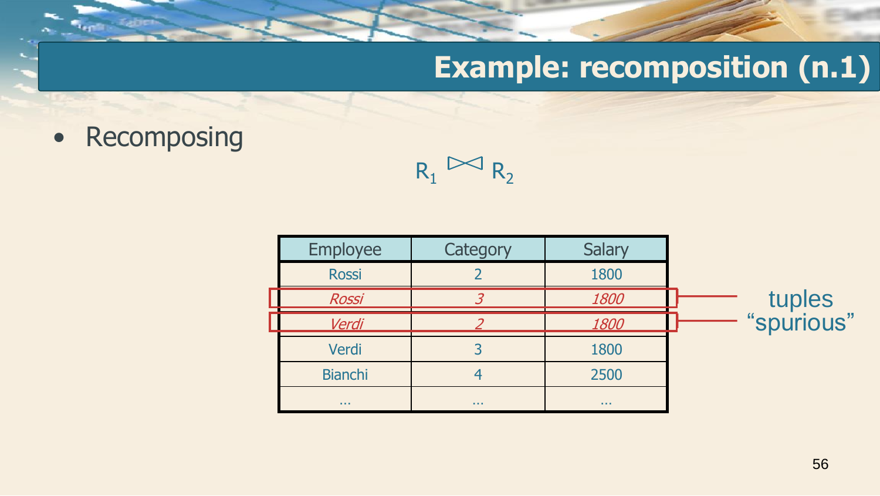# Example: recomposition (n.1)

- Recomposing

$$R_1 \bowtie R_2$$

| Employee | Category | Salary |
|---|---|---|
| Rossi | 2 | 1800 |
| *Rossi* | *3* | *1800* |
| *Verdi* | *2* | *1800* |
| Verdi | 3 | 1800 |
| Bianchi | 4 | 2500 |
| … | … | … |

tuples "spurious"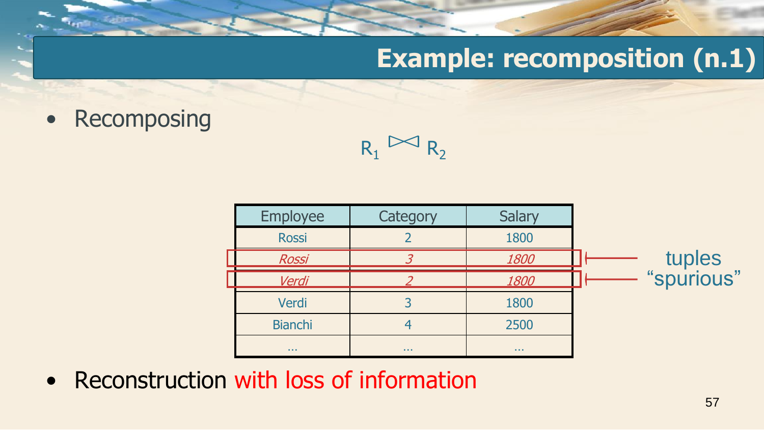# Example: recomposition (n.1)

- Recomposing

$$R_1 \bowtie R_2$$

| Employee | Category | Salary |
|---|---|---|
| Rossi | 2 | 1800 |
| *Rossi* | *3* | *1800* |
| *Verdi* | *2* | *1800* |
| Verdi | 3 | 1800 |
| Bianchi | 4 | 2500 |
| … | … | … |

tuples “spurious”

- Reconstruction with loss of information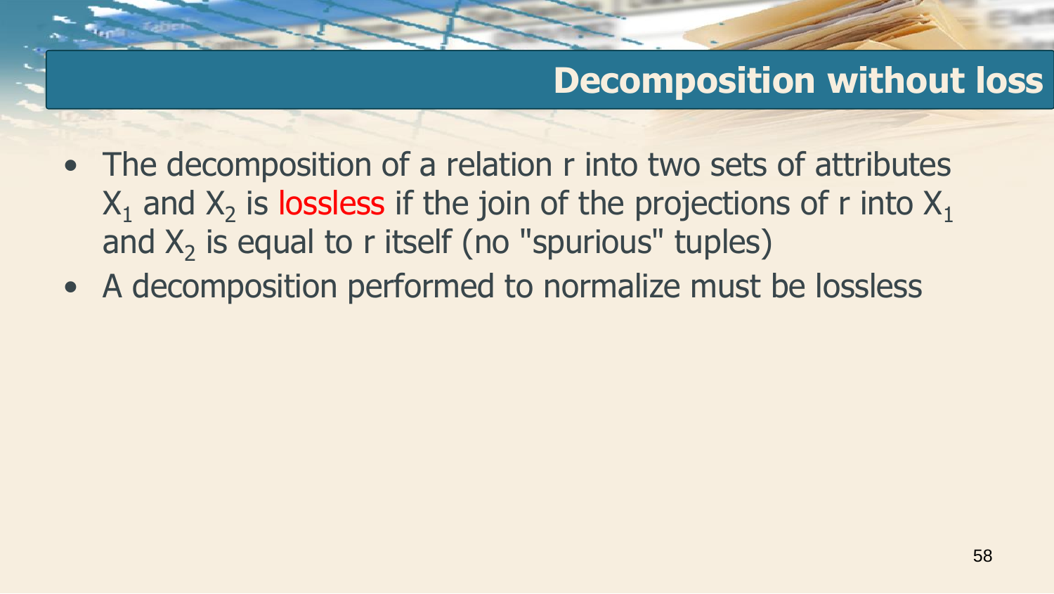# Decomposition without loss

- The decomposition of a relation r into two sets of attributes $X_1$ and $X_2$ is lossless if the join of the projections of r into $X_1$ and $X_2$ is equal to r itself (no "spurious" tuples)
- A decomposition performed to normalize must be lossless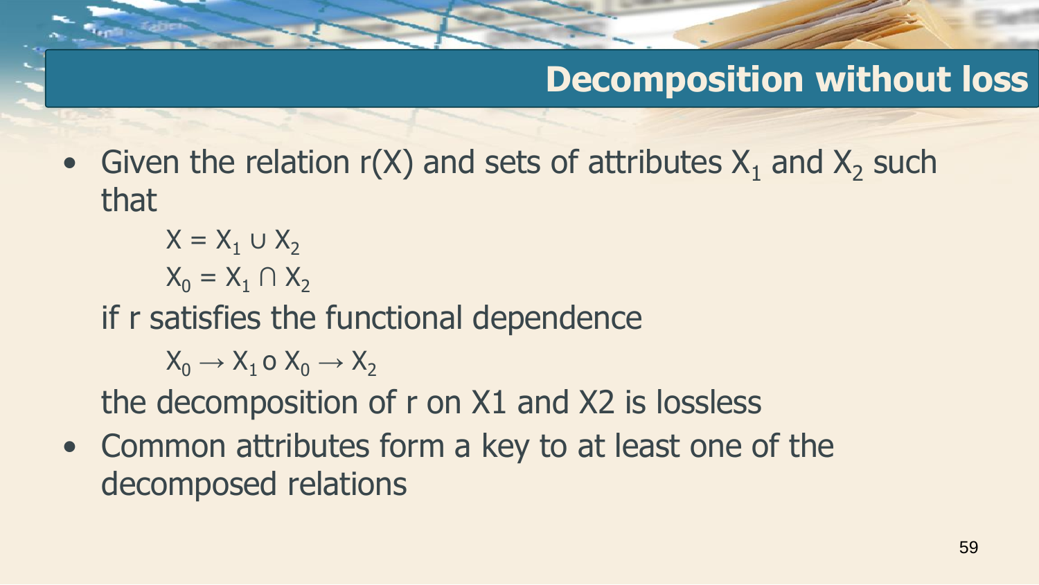# Decomposition without loss

- Given the relation r(X) and sets of attributes $X_1$ and $X_2$ such that

  $$X = X_1 \cup X_2$$
  $$X_0 = X_1 \cap X_2$$

  if r satisfies the functional dependence

  $$X_0 \rightarrow X_1 \text{ o } X_0 \rightarrow X_2$$

  the decomposition of r on X1 and X2 is lossless
- Common attributes form a key to at least one of the decomposed relations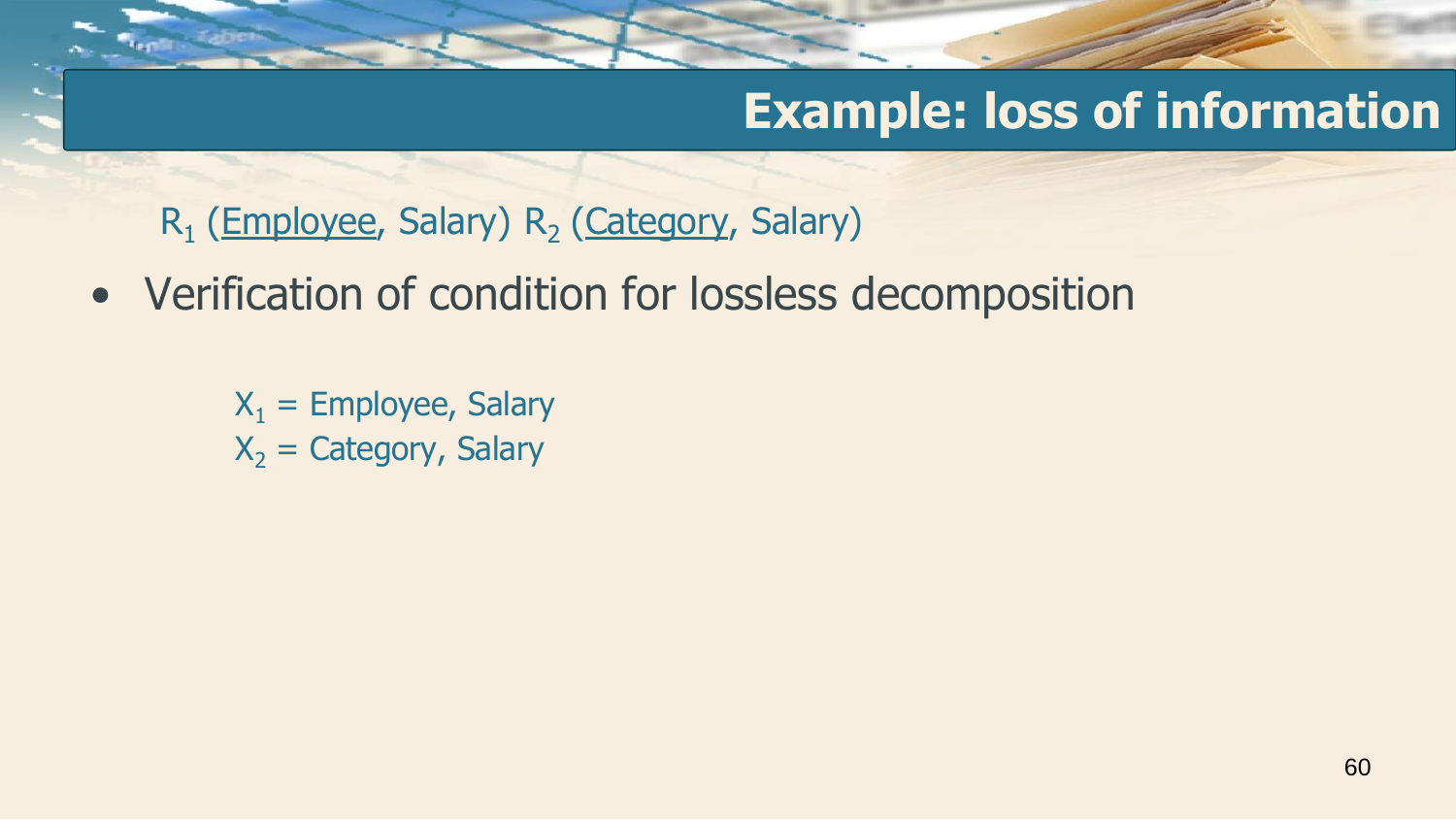# Example: loss of information

$R_1$ (<u>Employee</u>, Salary) $R_2$ (<u>Category</u>, Salary)

- Verification of condition for lossless decomposition

  $X_1$ = Employee, Salary
  $X_2$ = Category, Salary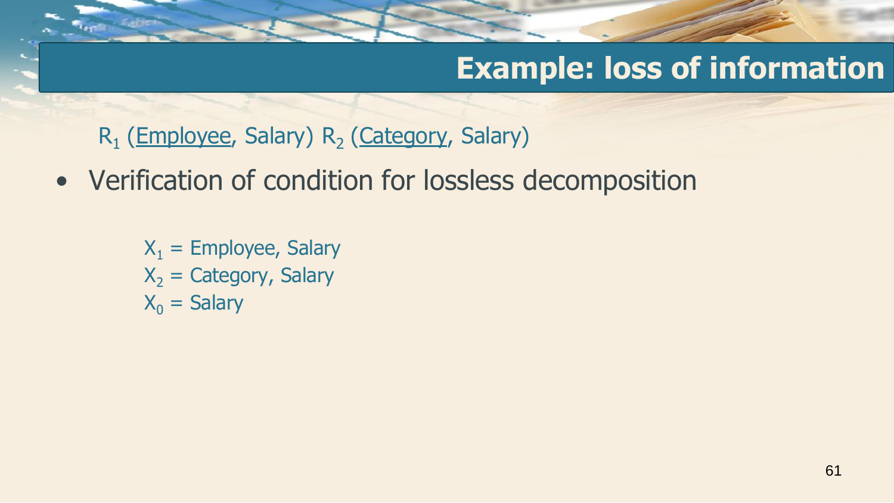# Example: loss of information

$R_1$ (Employee, Salary) $R_2$ (Category, Salary)

- Verification of condition for lossless decomposition

  $X_1$ = Employee, Salary
  $X_2$ = Category, Salary
  $X_0$ = Salary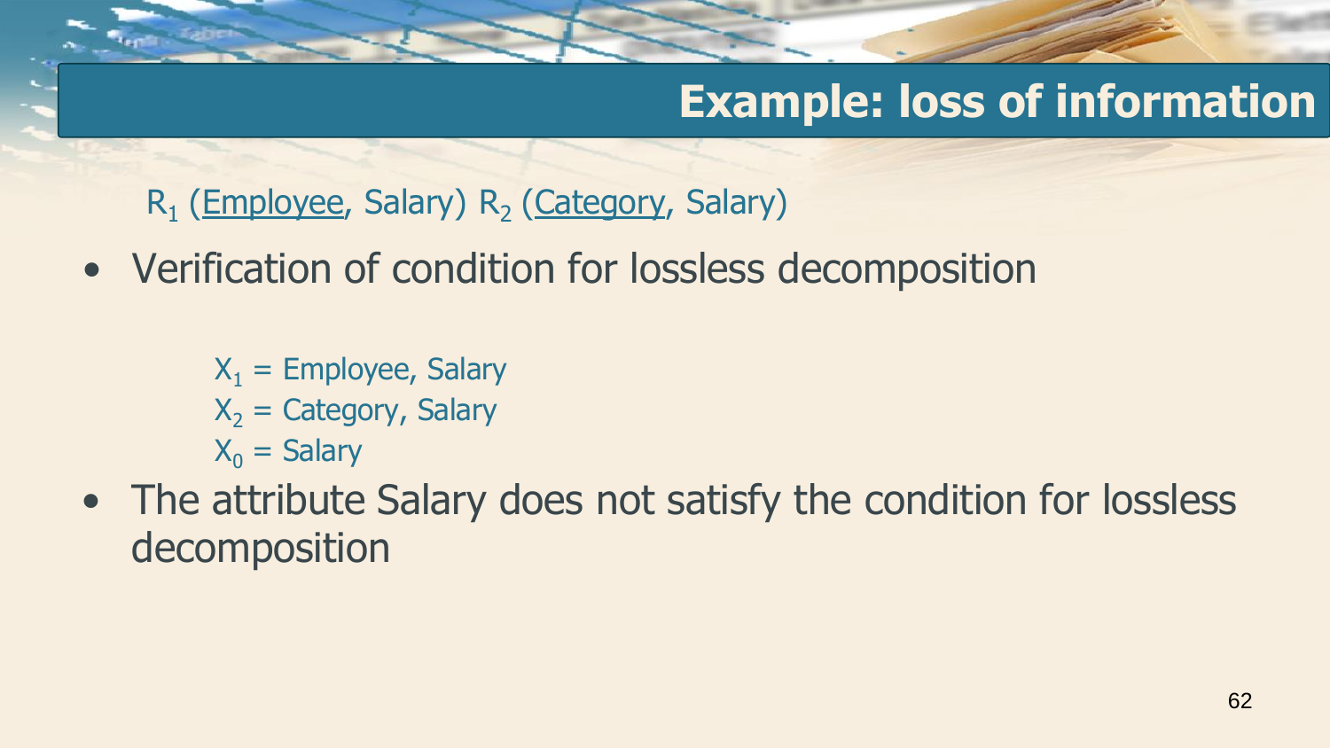# Example: loss of information

$R_1$ (<u>Employee</u>, Salary) $R_2$ (<u>Category</u>, Salary)

- Verification of condition for lossless decomposition

  $X_1$ = Employee, Salary
  $X_2$ = Category, Salary
  $X_0$ = Salary

- The attribute Salary does not satisfy the condition for lossless decomposition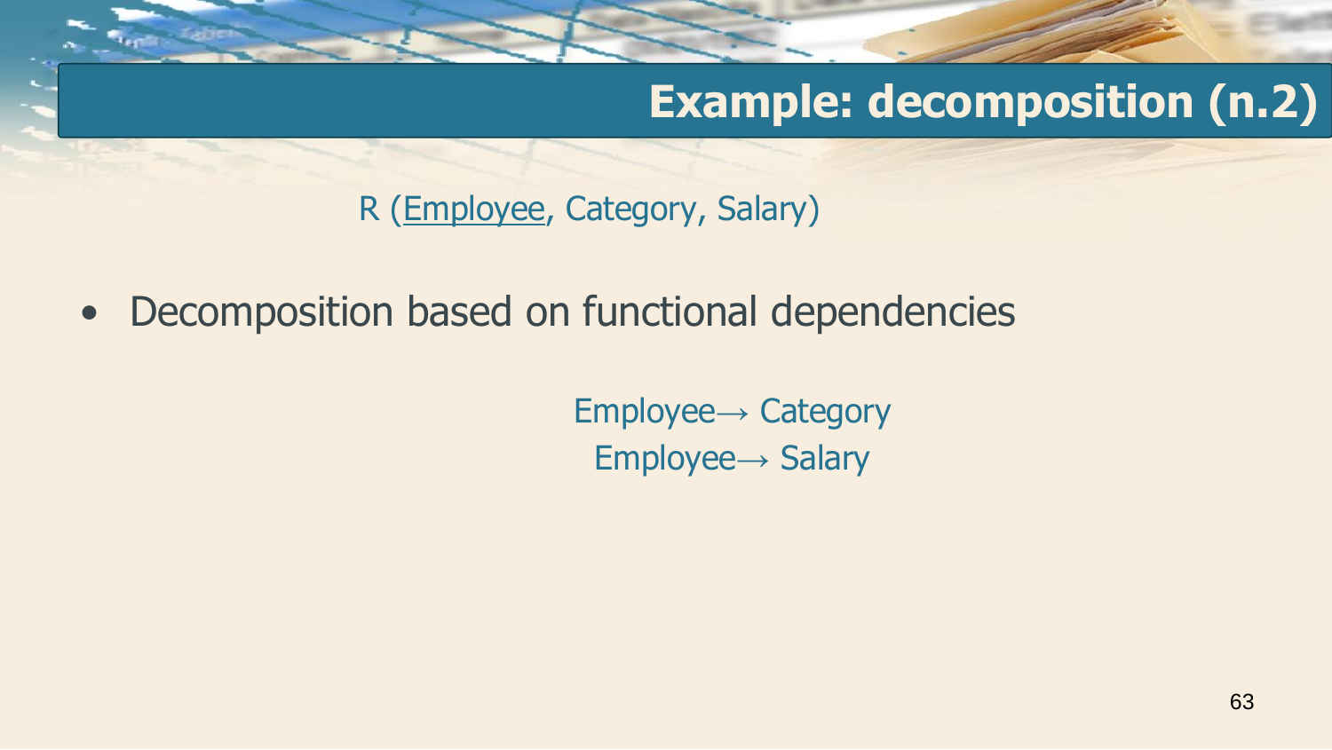# Example: decomposition (n.2)

R (Employee, Category, Salary)

- Decomposition based on functional dependencies

$$\text{Employee} \rightarrow \text{Category}$$
$$\text{Employee} \rightarrow \text{Salary}$$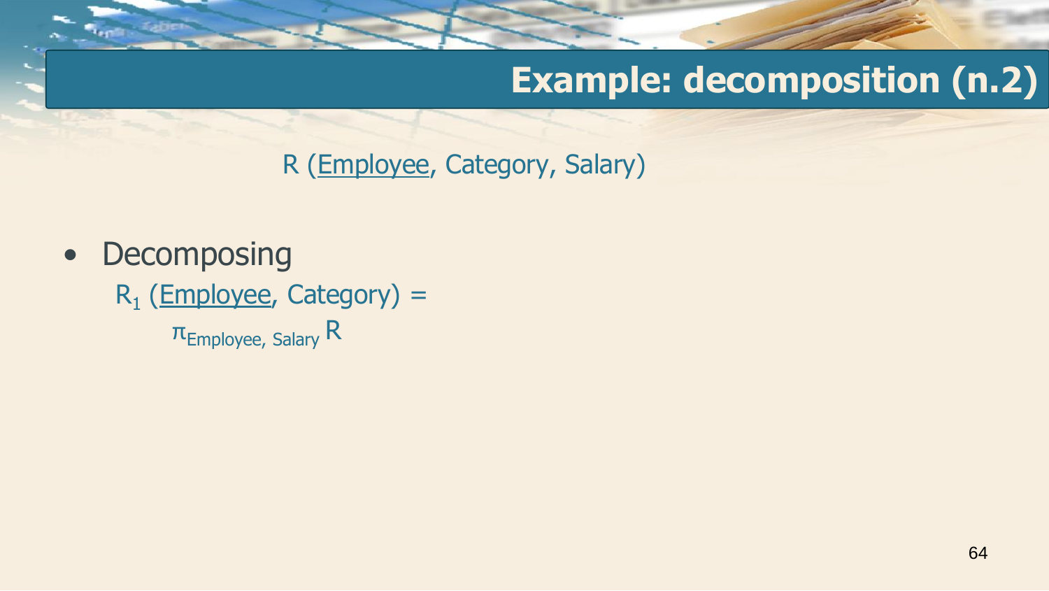# Example: decomposition (n.2)

R (<u>Employee</u>, Category, Salary)

- Decomposing

  $R_1$ (<u>Employee</u>, Category) =

  $\pi_{\text{Employee, Salary}}$ R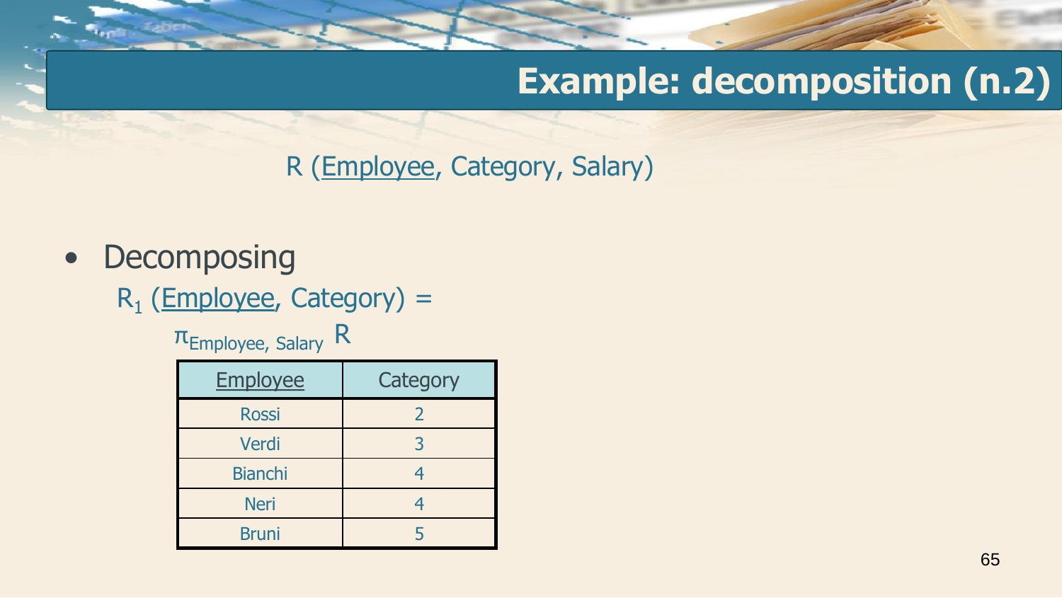# Example: decomposition (n.2)

R (<u>Employee</u>, Category, Salary)

- Decomposing

  $R_1$ (<u>Employee</u>, Category) =

  $\pi_{\text{Employee, Salary}}$ R

| <u>Employee</u> | Category |
|---|---|
| Rossi | 2 |
| Verdi | 3 |
| Bianchi | 4 |
| Neri | 4 |
| Bruni | 5 |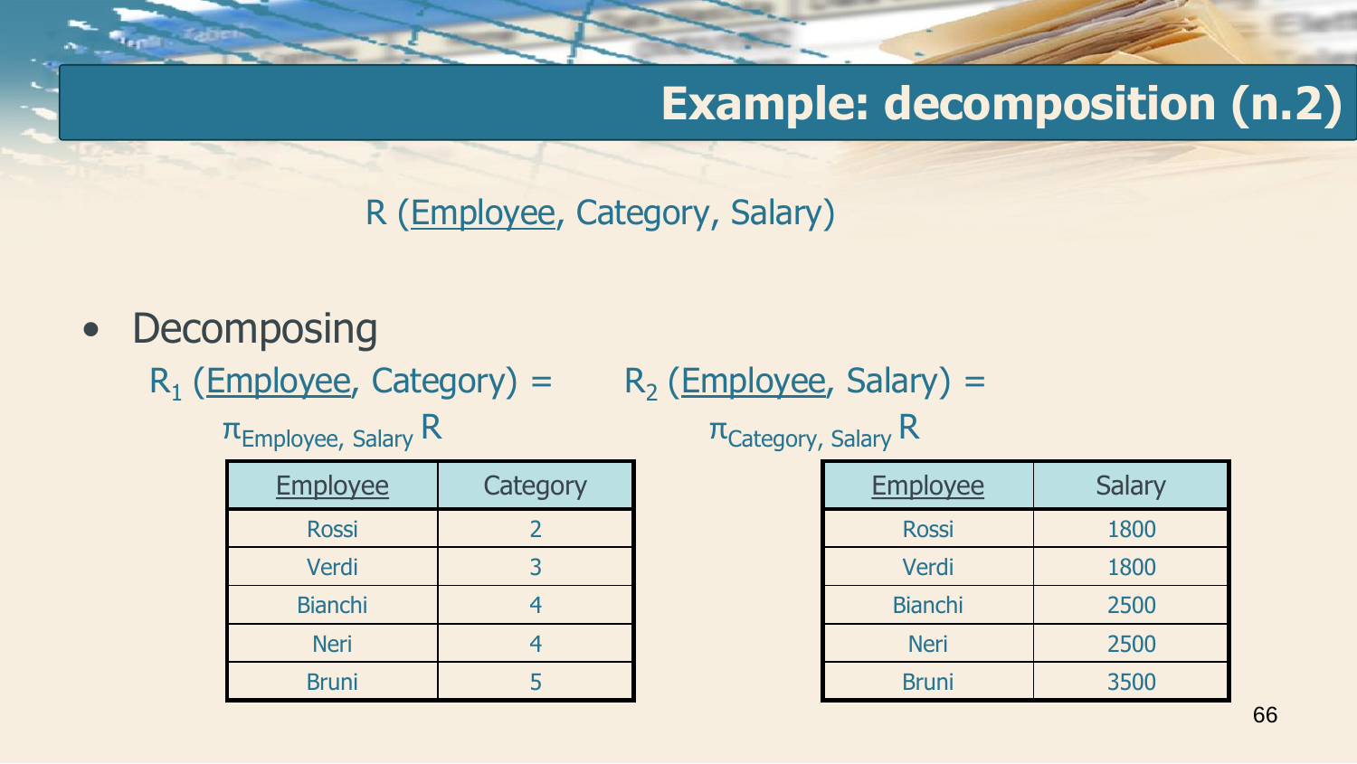# Example: decomposition (n.2)

R (<u>Employee</u>, Category, Salary)

- Decomposing

$R_1$ (<u>Employee</u>, Category) = $\pi_{\text{Employee, Salary}}$ R

| <u>Employee</u> | Category |
|---|---|
| Rossi | 2 |
| Verdi | 3 |
| Bianchi | 4 |
| Neri | 4 |
| Bruni | 5 |

$R_2$ (<u>Employee</u>, Salary) = $\pi_{\text{Category, Salary}}$ R

| <u>Employee</u> | Salary |
|---|---|
| Rossi | 1800 |
| Verdi | 1800 |
| Bianchi | 2500 |
| Neri | 2500 |
| Bruni | 3500 |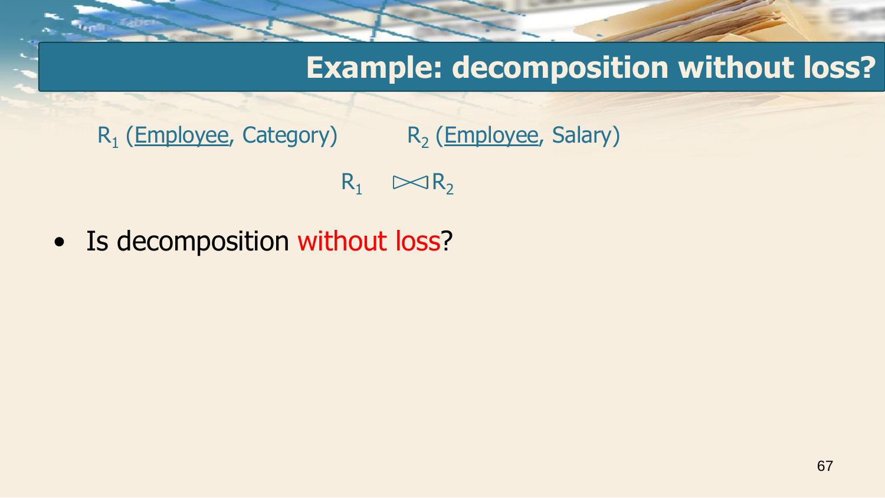# Example: decomposition without loss?

$R_1$ (<u>Employee</u>, Category) $R_2$ (<u>Employee</u>, Salary)

$$R_1 \bowtie R_2$$

- Is decomposition without loss?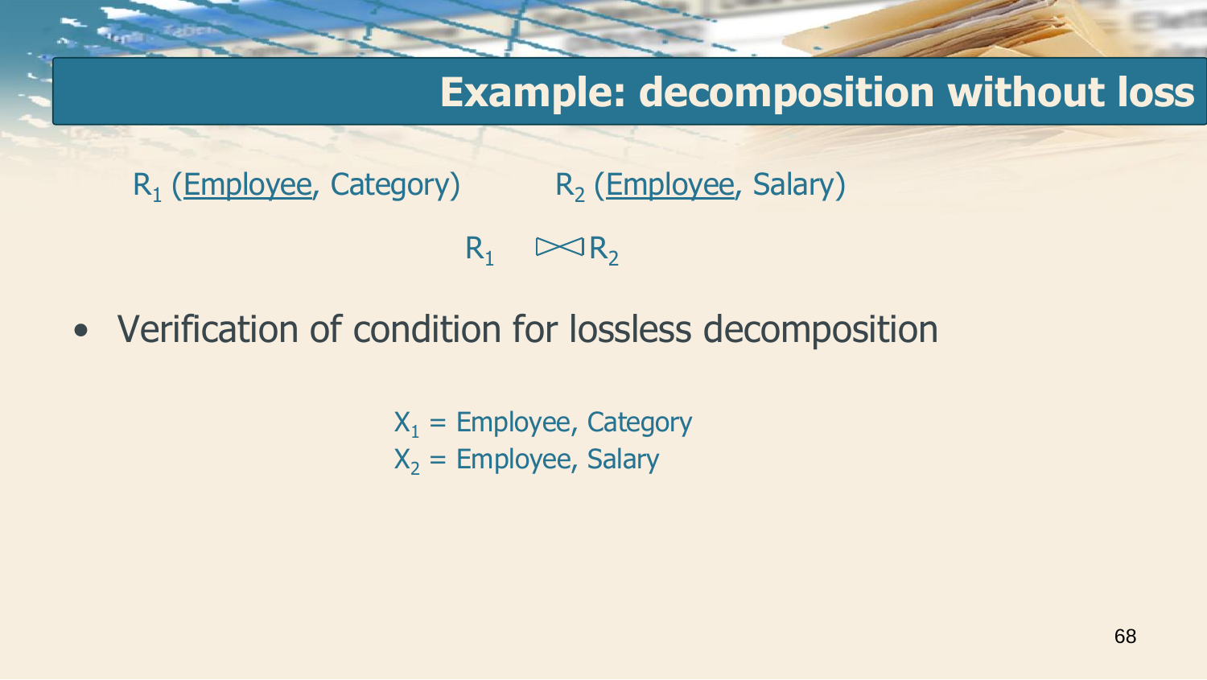# Example: decomposition without loss

$R_1$ (<u>Employee</u>, Category) $R_2$ (<u>Employee</u>, Salary)

$$R_1 \bowtie R_2$$

- Verification of condition for lossless decomposition

$X_1$ = Employee, Category
$X_2$ = Employee, Salary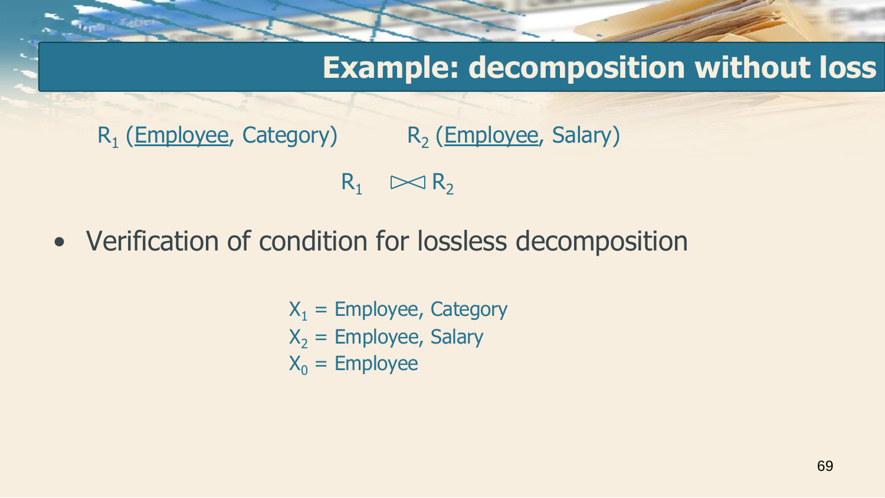# Example: decomposition without loss

$R_1$ (<u>Employee</u>, Category) $R_2$ (<u>Employee</u>, Salary)

$$R_1 \bowtie R_2$$

- Verification of condition for lossless decomposition

$X_1$ = Employee, Category
$X_2$ = Employee, Salary
$X_0$ = Employee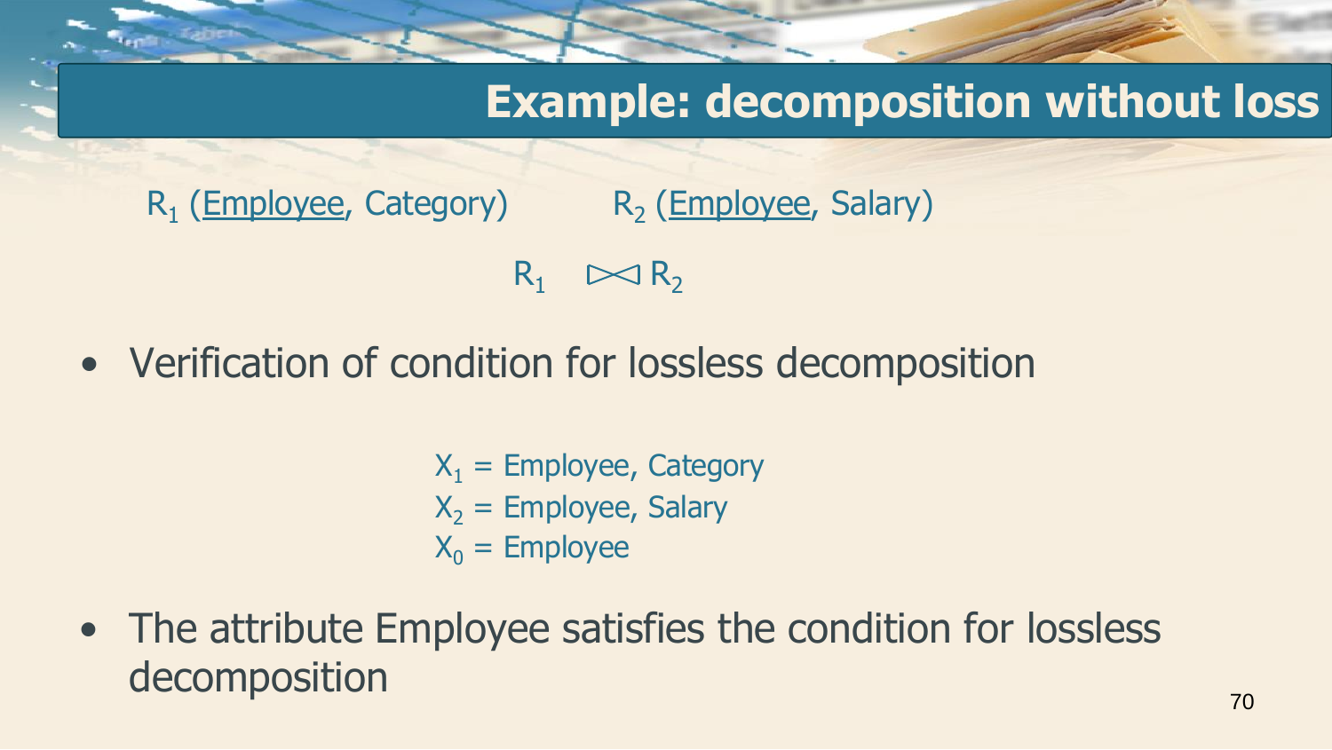# Example: decomposition without loss

$R_1$ (<u>Employee</u>, Category) $R_2$ (<u>Employee</u>, Salary)

$$R_1 \bowtie R_2$$

- Verification of condition for lossless decomposition

$X_1$ = Employee, Category
$X_2$ = Employee, Salary
$X_0$ = Employee

- The attribute Employee satisfies the condition for lossless decomposition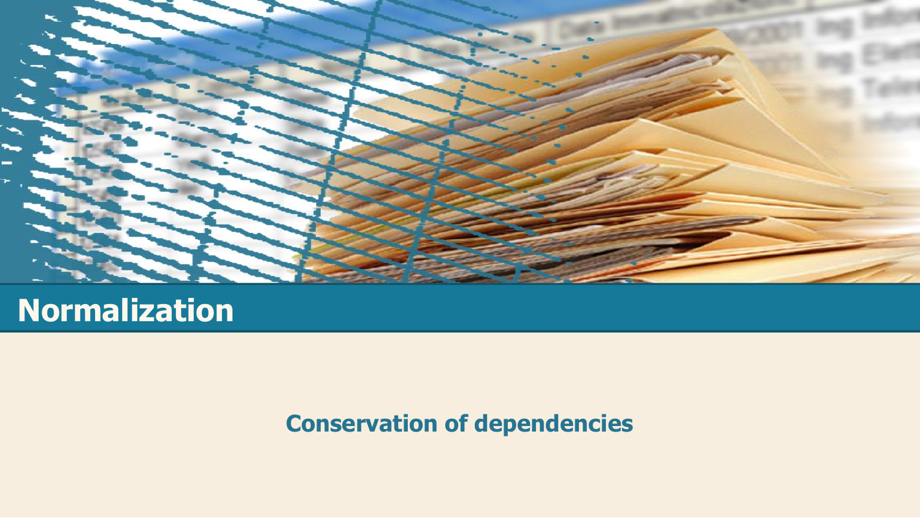# Normalization

## Conservation of dependencies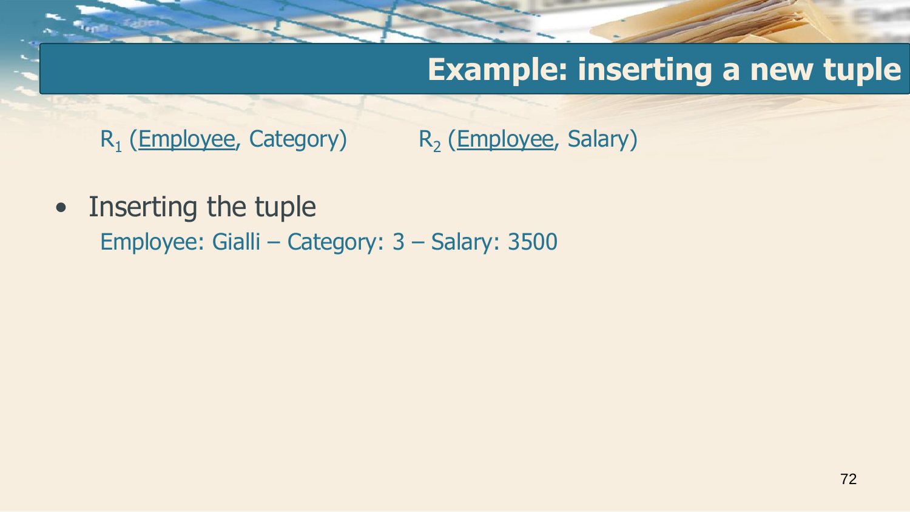# Example: inserting a new tuple

$R_1$ (<u>Employee</u>, Category) $R_2$ (<u>Employee</u>, Salary)

- Inserting the tuple

  Employee: Gialli – Category: 3 – Salary: 3500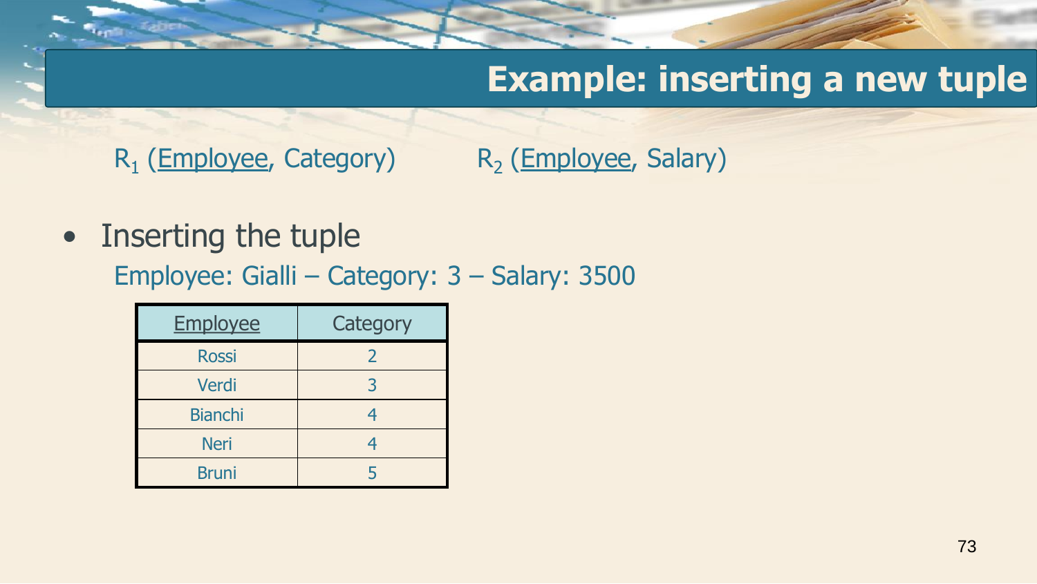# Example: inserting a new tuple

$R_1$ (<u>Employee</u>, Category) $R_2$ (<u>Employee</u>, Salary)

- Inserting the tuple

  Employee: Gialli – Category: 3 – Salary: 3500

| <u>Employee</u> | Category |
|---|---|
| Rossi | 2 |
| Verdi | 3 |
| Bianchi | 4 |
| Neri | 4 |
| Bruni | 5 |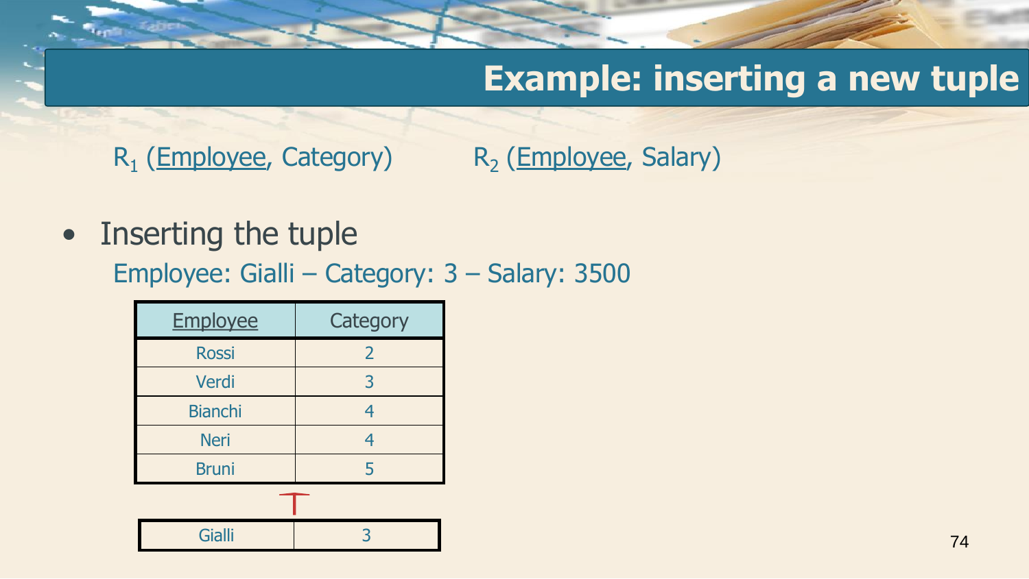# Example: inserting a new tuple

$R_1$ (<u>Employee</u>, Category)   $R_2$ (<u>Employee</u>, Salary)

- Inserting the tuple
  Employee: Gialli – Category: 3 – Salary: 3500

| <u>Employee</u> | Category |
|---|---|
| Rossi | 2 |
| Verdi | 3 |
| Bianchi | 4 |
| Neri | 4 |
| Bruni | 5 |

| | |
|---|---|
| Gialli | 3 |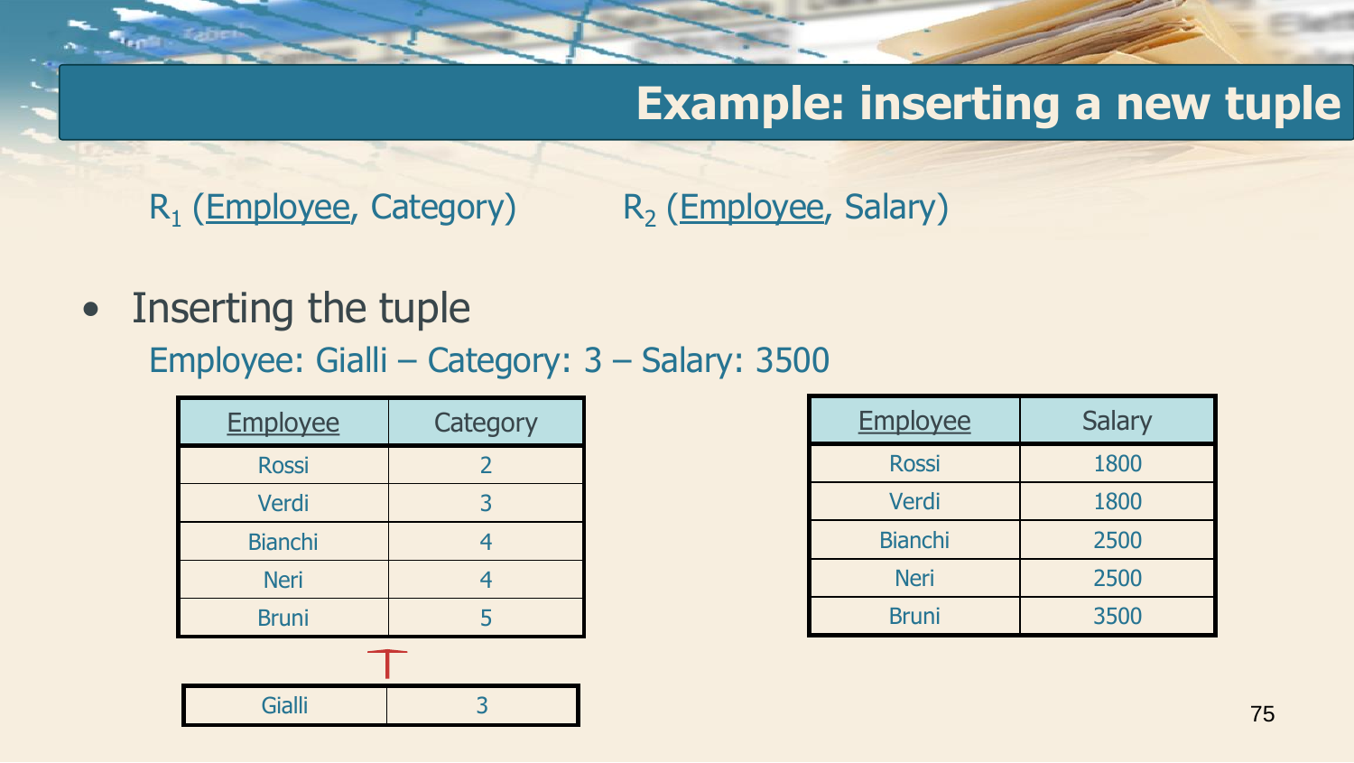# Example: inserting a new tuple

$R_1$ (Employee, Category) $R_2$ (Employee, Salary)

- Inserting the tuple

  Employee: Gialli – Category: 3 – Salary: 3500

| Employee | Category |
|---|---|
| Rossi | 2 |
| Verdi | 3 |
| Bianchi | 4 |
| Neri | 4 |
| Bruni | 5 |

| Gialli | 3 |
|---|---|

| Employee | Salary |
|---|---|
| Rossi | 1800 |
| Verdi | 1800 |
| Bianchi | 2500 |
| Neri | 2500 |
| Bruni | 3500 |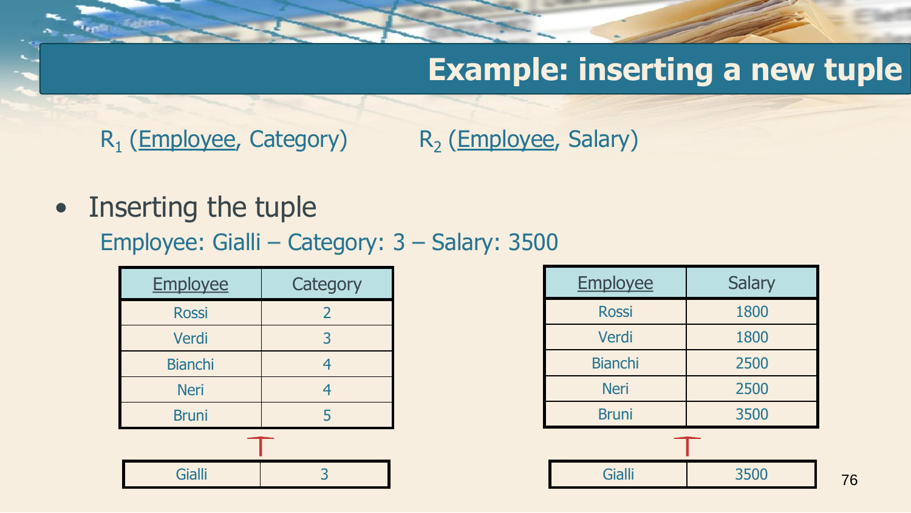# Example: inserting a new tuple

$R_1$ (<u>Employee</u>, Category) $R_2$ (<u>Employee</u>, Salary)

- Inserting the tuple

  Employee: Gialli – Category: 3 – Salary: 3500

| <u>Employee</u> | Category |
|---|---|
| Rossi | 2 |
| Verdi | 3 |
| Bianchi | 4 |
| Neri | 4 |
| Bruni | 5 |

↑

| | |
|---|---|
| Gialli | 3 |

| <u>Employee</u> | Salary |
|---|---|
| Rossi | 1800 |
| Verdi | 1800 |
| Bianchi | 2500 |
| Neri | 2500 |
| Bruni | 3500 |

↑

| | |
|---|---|
| Gialli | 3500 |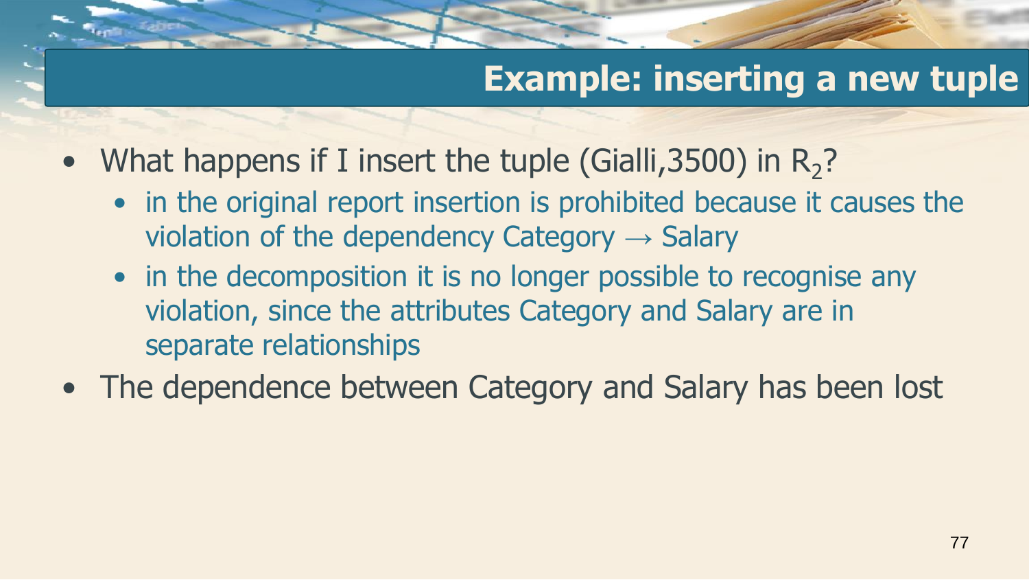# Example: inserting a new tuple

- What happens if I insert the tuple (Gialli,3500) in $R_2$?
  - in the original report insertion is prohibited because it causes the violation of the dependency Category → Salary
  - in the decomposition it is no longer possible to recognise any violation, since the attributes Category and Salary are in separate relationships
- The dependence between Category and Salary has been lost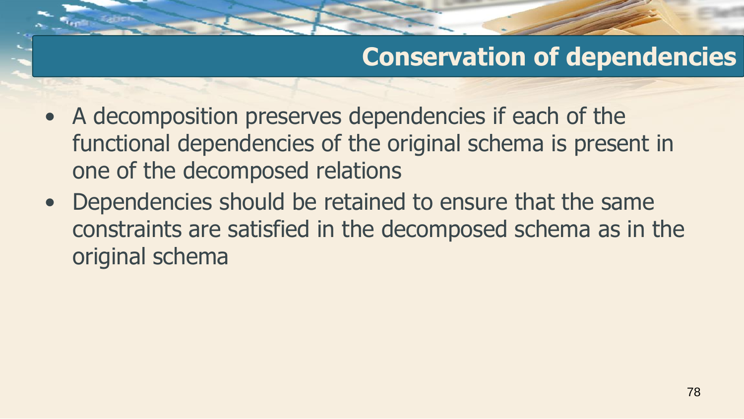# Conservation of dependencies

- A decomposition preserves dependencies if each of the functional dependencies of the original schema is present in one of the decomposed relations
- Dependencies should be retained to ensure that the same constraints are satisfied in the decomposed schema as in the original schema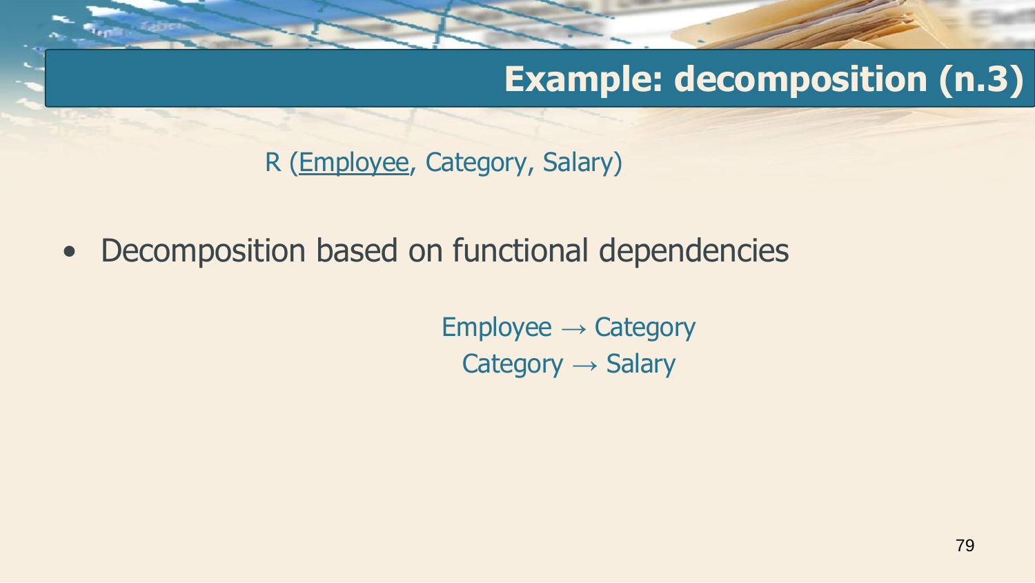# Example: decomposition (n.3)

R (<u>Employee</u>, Category, Salary)

- Decomposition based on functional dependencies

$$\text{Employee} \rightarrow \text{Category}$$
$$\text{Category} \rightarrow \text{Salary}$$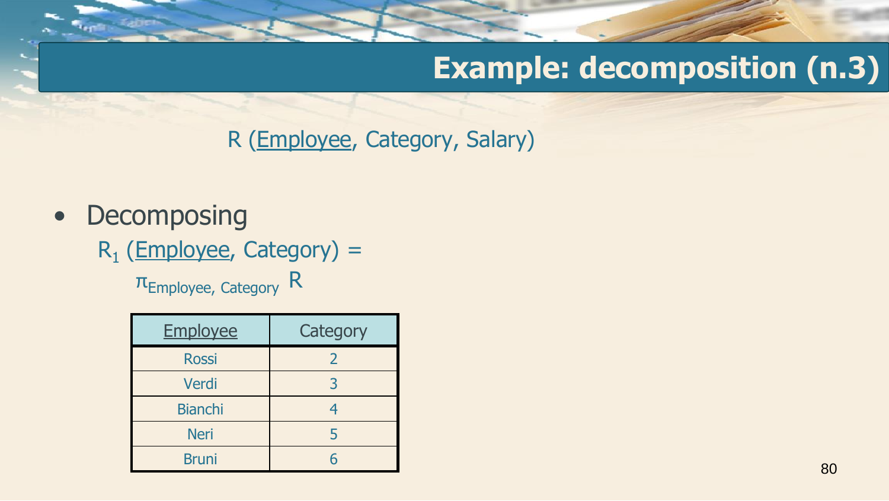# Example: decomposition (n.3)

R (<u>Employee</u>, Category, Salary)

- Decomposing

  $R_1$ (<u>Employee</u>, Category) =

  $\pi_{\text{Employee, Category}}\ R$

| <u>Employee</u> | Category |
|---|---|
| Rossi | 2 |
| Verdi | 3 |
| Bianchi | 4 |
| Neri | 5 |
| Bruni | 6 |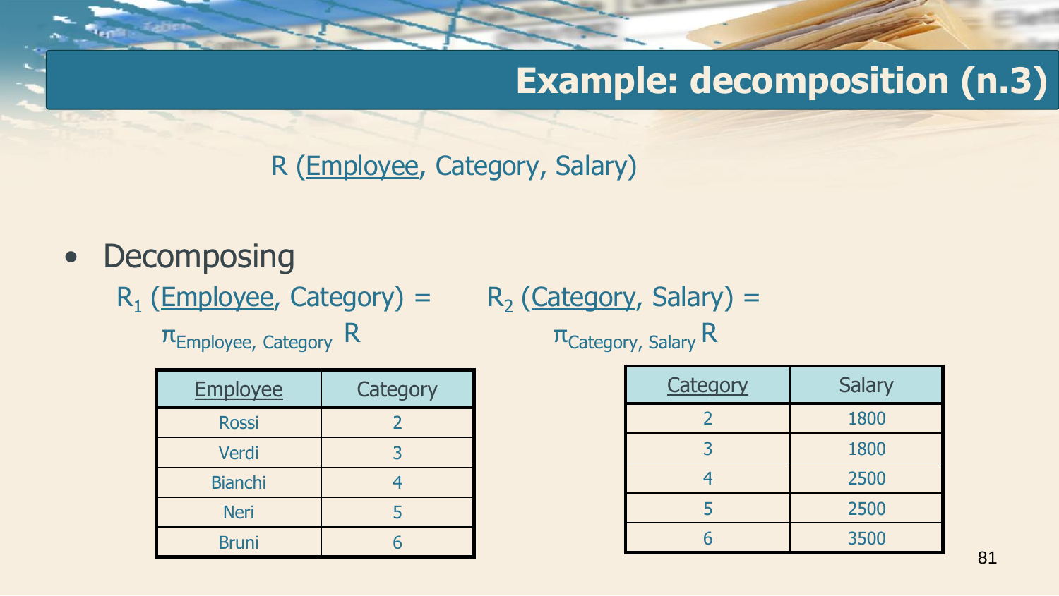# Example: decomposition (n.3)

R (Employee, Category, Salary)

- Decomposing

$R_1$ (Employee, Category) = $\pi_{\text{Employee, Category}}$ R

| Employee | Category |
|---|---|
| Rossi | 2 |
| Verdi | 3 |
| Bianchi | 4 |
| Neri | 5 |
| Bruni | 6 |

$R_2$ (Category, Salary) = $\pi_{\text{Category, Salary}}$ R

| Category | Salary |
|---|---|
| 2 | 1800 |
| 3 | 1800 |
| 4 | 2500 |
| 5 | 2500 |
| 6 | 3500 |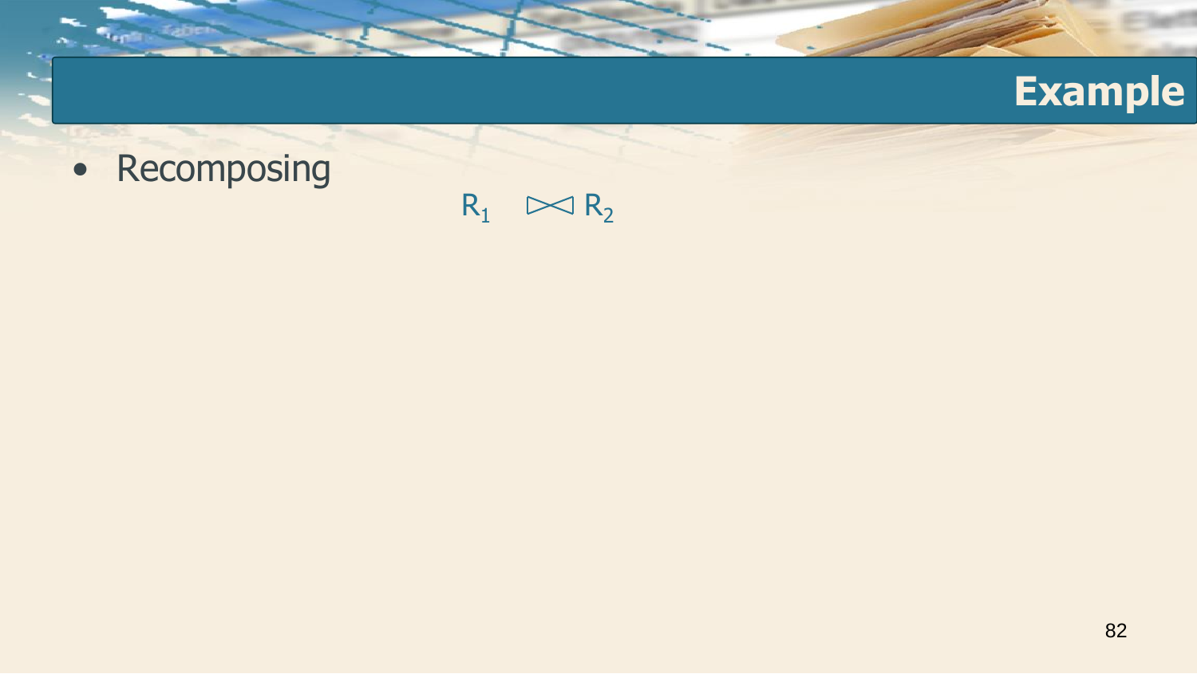## Example

- Recomposing

$$R_1 \bowtie R_2$$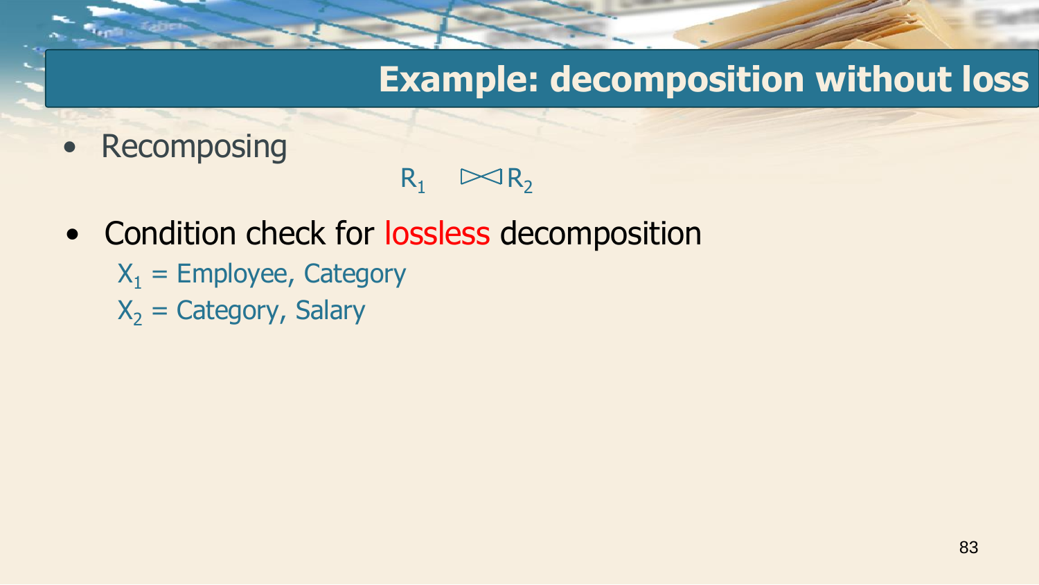# Example: decomposition without loss

- Recomposing

$$R_1 \bowtie R_2$$

- Condition check for lossless decomposition

  $X_1$ = Employee, Category

  $X_2$ = Category, Salary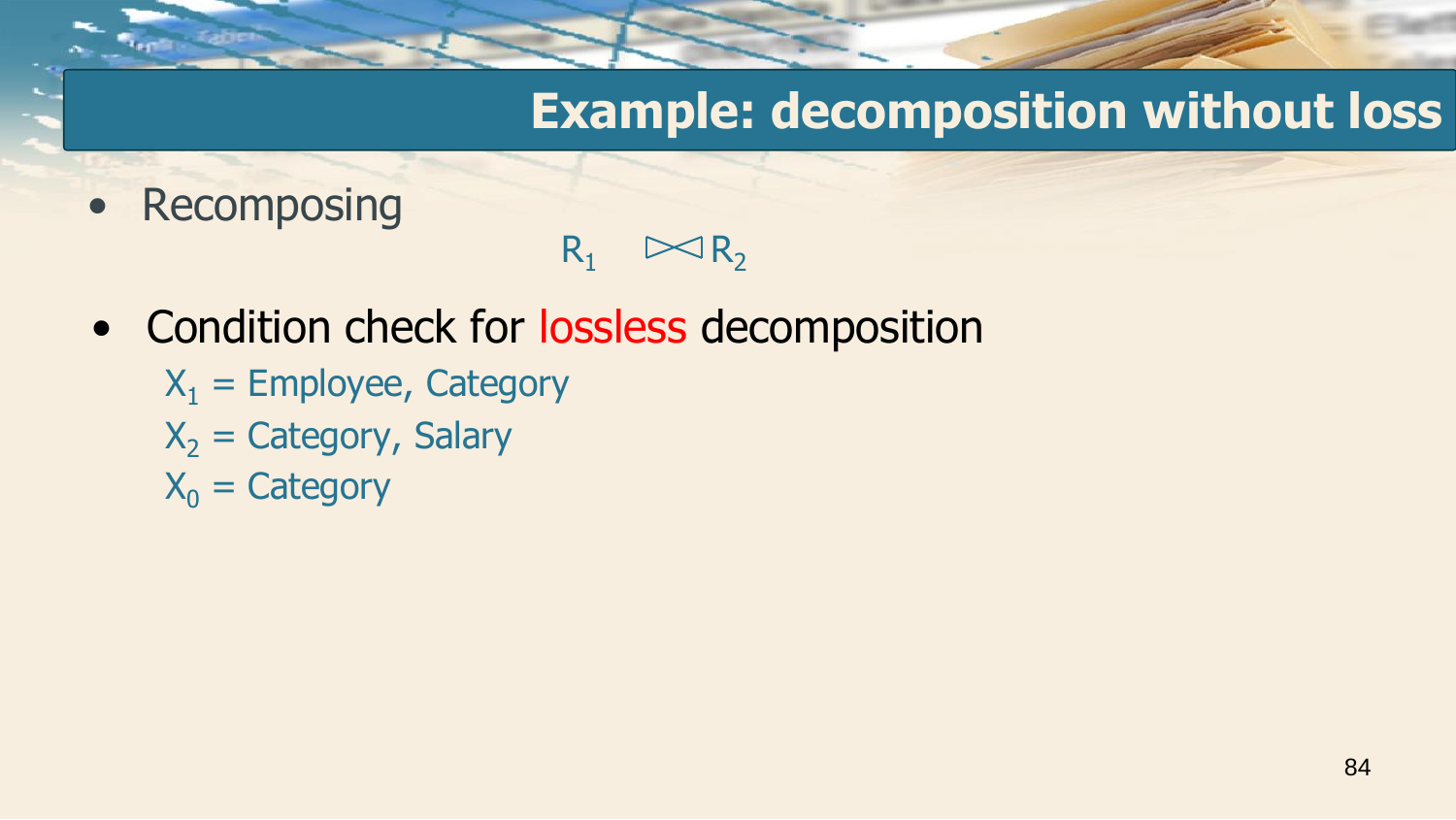# Example: decomposition without loss

- Recomposing

$$R_1 \bowtie R_2$$

- Condition check for lossless decomposition

  $X_1$ = Employee, Category

  $X_2$ = Category, Salary

  $X_0$ = Category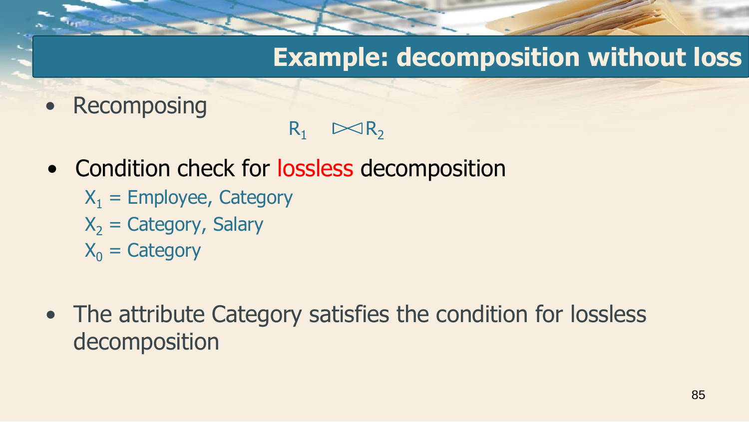# Example: decomposition without loss

- Recomposing

$$R_1 \bowtie R_2$$

- Condition check for lossless decomposition

  $X_1$ = Employee, Category
  
  $X_2$ = Category, Salary
  
  $X_0$ = Category

- The attribute Category satisfies the condition for lossless decomposition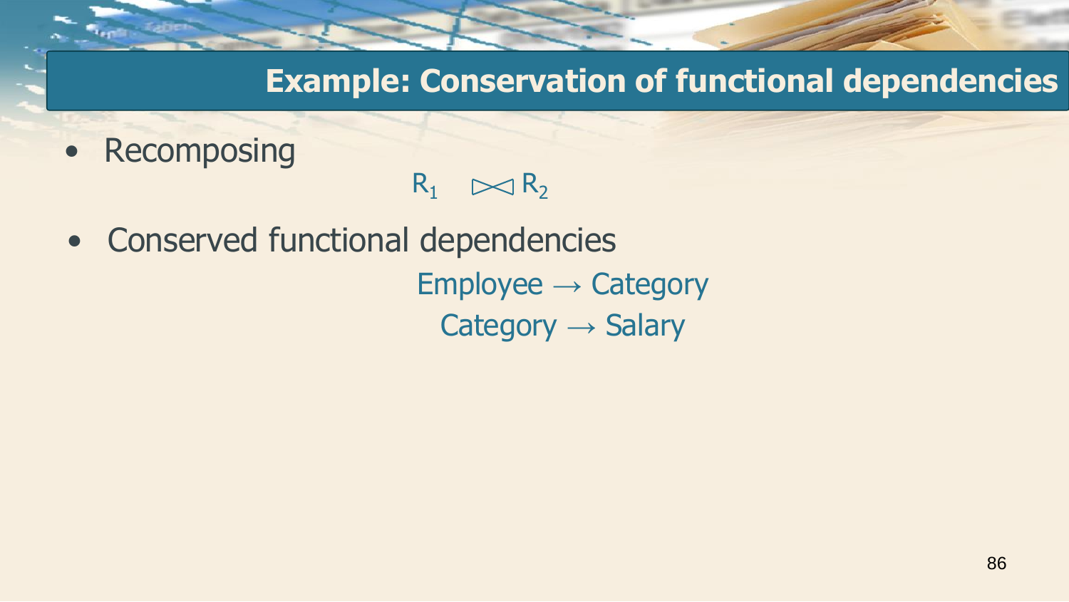# Example: Conservation of functional dependencies

- Recomposing

$$R_1 \bowtie R_2$$

- Conserved functional dependencies

$$\text{Employee} \rightarrow \text{Category}$$

$$\text{Category} \rightarrow \text{Salary}$$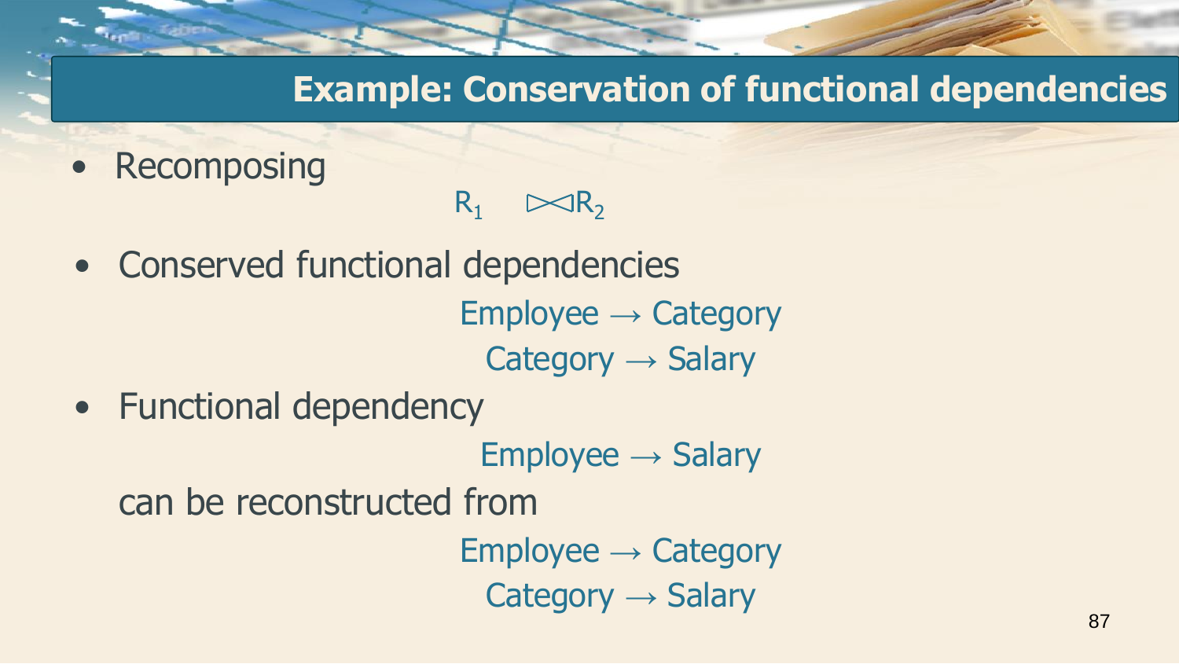## Example: Conservation of functional dependencies

- Recomposing

$$R_1 \bowtie R_2$$

- Conserved functional dependencies

$$\text{Employee} \rightarrow \text{Category}$$
$$\text{Category} \rightarrow \text{Salary}$$

- Functional dependency

$$\text{Employee} \rightarrow \text{Salary}$$

  can be reconstructed from

$$\text{Employee} \rightarrow \text{Category}$$
$$\text{Category} \rightarrow \text{Salary}$$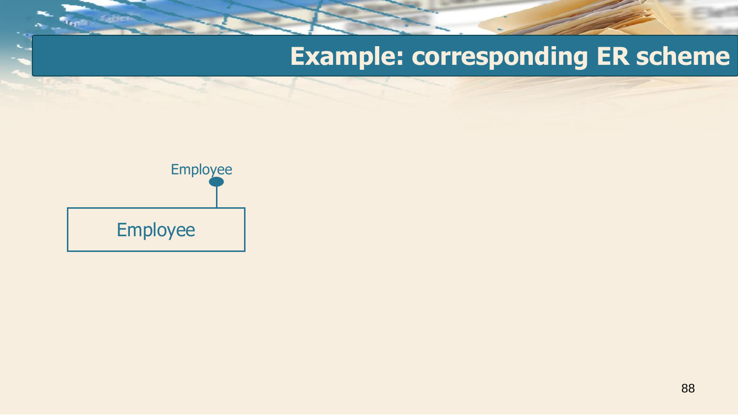# Example: corresponding ER scheme

Employee

Employee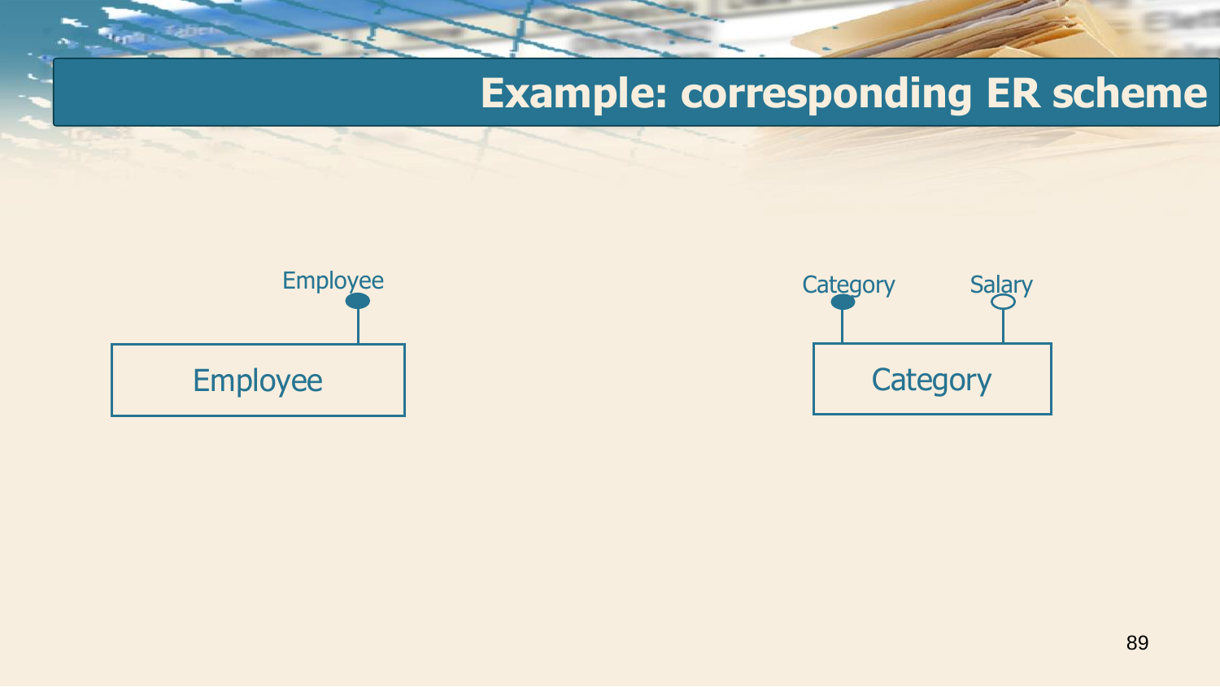# Example: corresponding ER scheme

Employee

Employee

Category

Salary

Category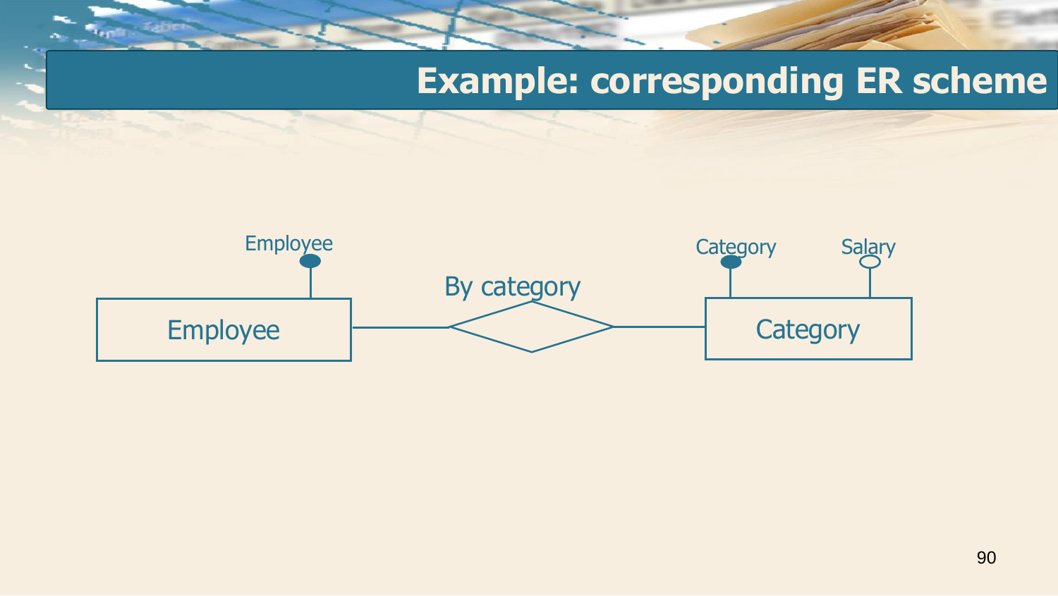# Example: corresponding ER scheme

Employee

Category

Salary

By category

Employee

Category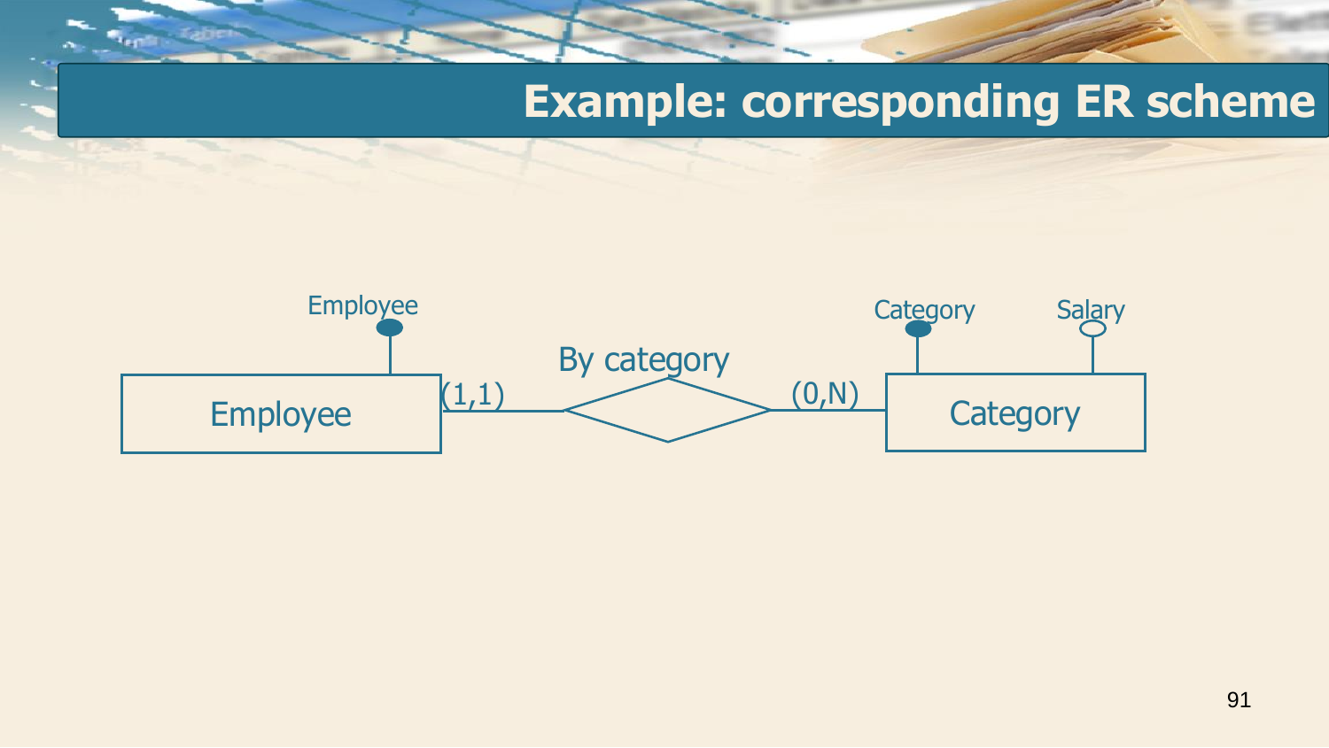# Example: corresponding ER scheme

Employee

Employee (1,1) By category (0,N) Category

Category Salary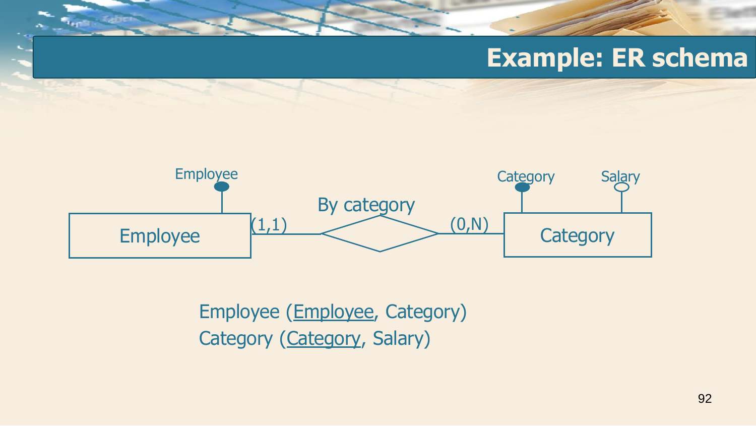# Example: ER schema

Employee

Employee

(1,1)

By category

(0,N)

Category

Category

Salary

Employee (<u>Employee</u>, Category)
Category (<u>Category</u>, Salary)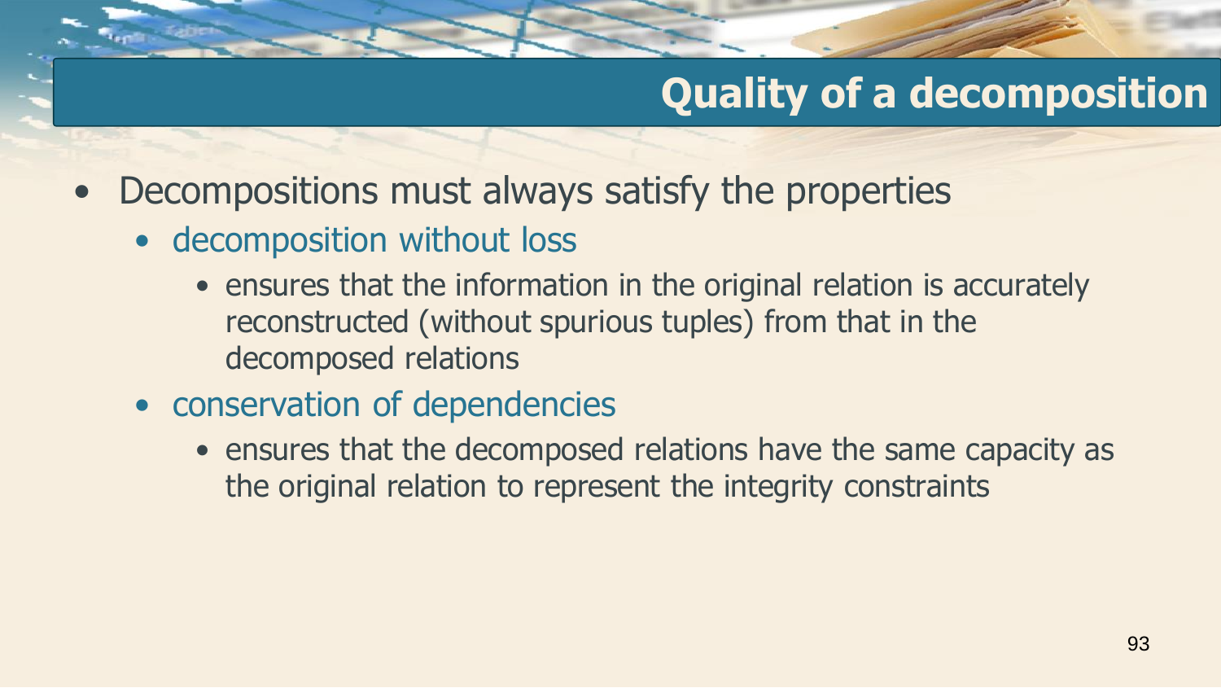# Quality of a decomposition

- Decompositions must always satisfy the properties
  - decomposition without loss
    - ensures that the information in the original relation is accurately reconstructed (without spurious tuples) from that in the decomposed relations
  - conservation of dependencies
    - ensures that the decomposed relations have the same capacity as the original relation to represent the integrity constraints